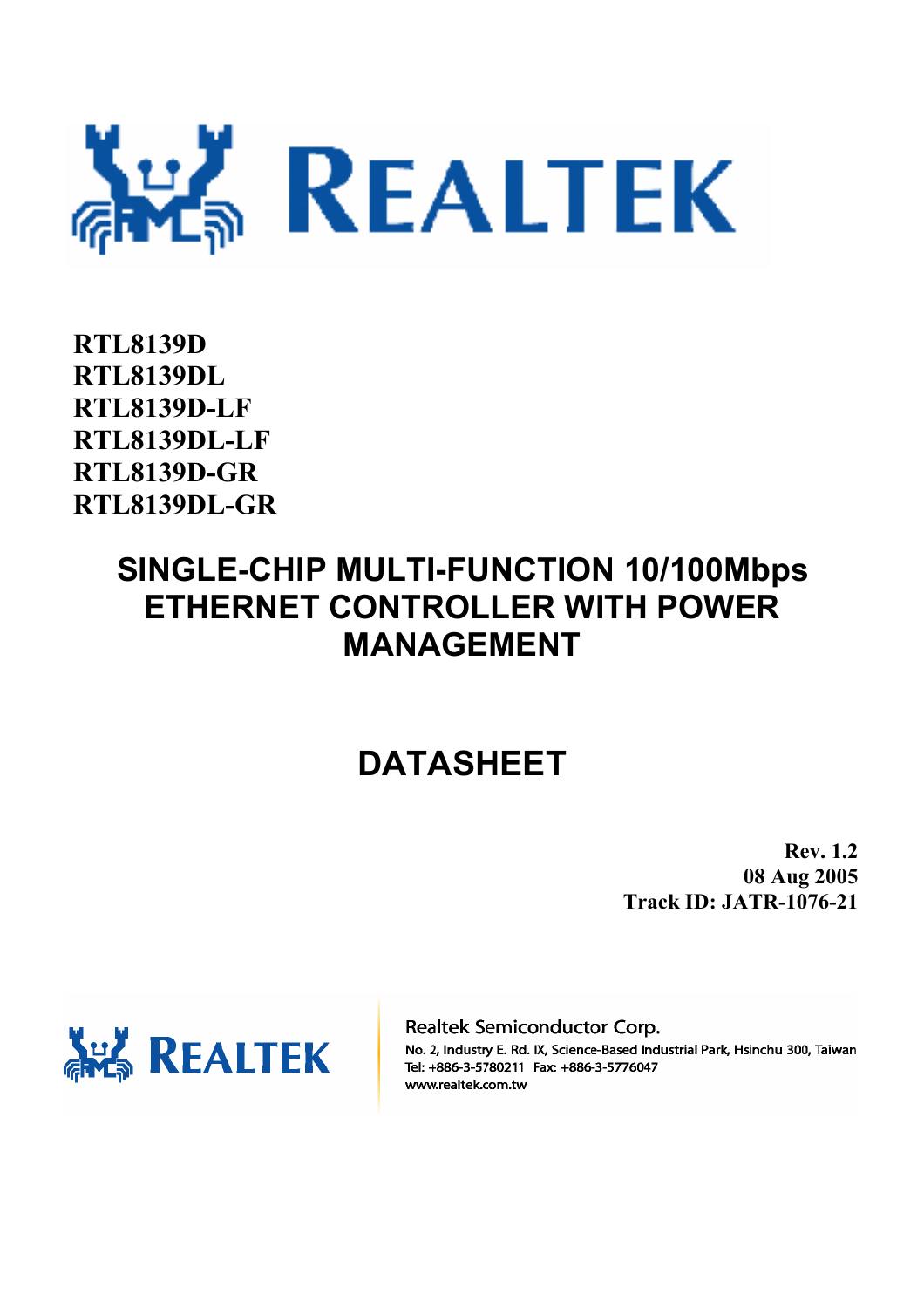**RTL8139D**
**RTL8139DL**
**RTL8139D-LF**
**RTL8139DL-LF**
**RTL8139D-GR**
**RTL8139DL-GR**

# SINGLE-CHIP MULTI-FUNCTION 10/100Mbps ETHERNET CONTROLLER WITH POWER MANAGEMENT

# DATASHEET

**Rev. 1.2**
**08 Aug 2005**
**Track ID: JATR-1076-21**

Realtek Semiconductor Corp.
No. 2, Industry E. Rd. IX, Science-Based Industrial Park, Hsinchu 300, Taiwan
Tel: +886-3-5780211 Fax: +886-3-5776047
www.realtek.com.tw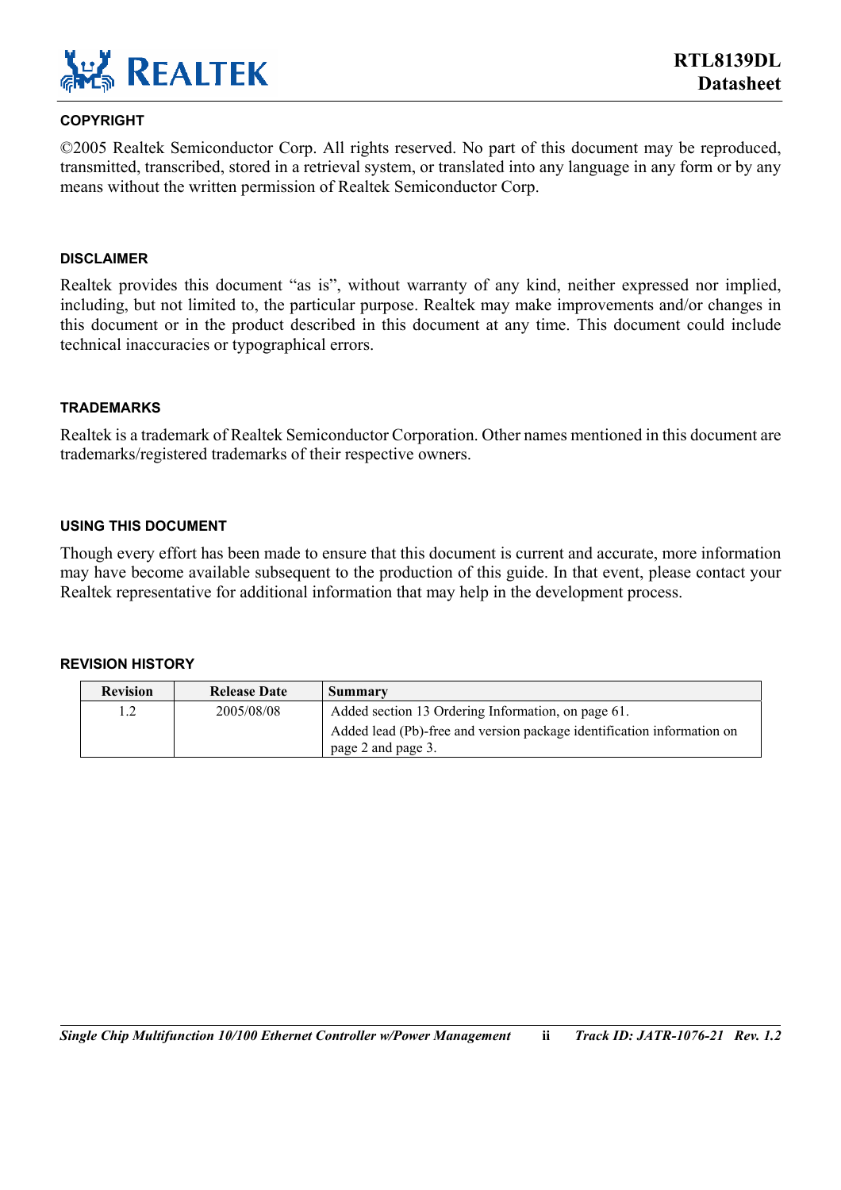## COPYRIGHT

©2005 Realtek Semiconductor Corp. All rights reserved. No part of this document may be reproduced, transmitted, transcribed, stored in a retrieval system, or translated into any language in any form or by any means without the written permission of Realtek Semiconductor Corp.

## DISCLAIMER

Realtek provides this document "as is", without warranty of any kind, neither expressed nor implied, including, but not limited to, the particular purpose. Realtek may make improvements and/or changes in this document or in the product described in this document at any time. This document could include technical inaccuracies or typographical errors.

## TRADEMARKS

Realtek is a trademark of Realtek Semiconductor Corporation. Other names mentioned in this document are trademarks/registered trademarks of their respective owners.

## USING THIS DOCUMENT

Though every effort has been made to ensure that this document is current and accurate, more information may have become available subsequent to the production of this guide. In that event, please contact your Realtek representative for additional information that may help in the development process.

## REVISION HISTORY

| Revision | Release Date | Summary |
|---|---|---|
| 1.2 | 2005/08/08 | Added section 13 Ordering Information, on page 61. Added lead (Pb)-free and version package identification information on page 2 and page 3. |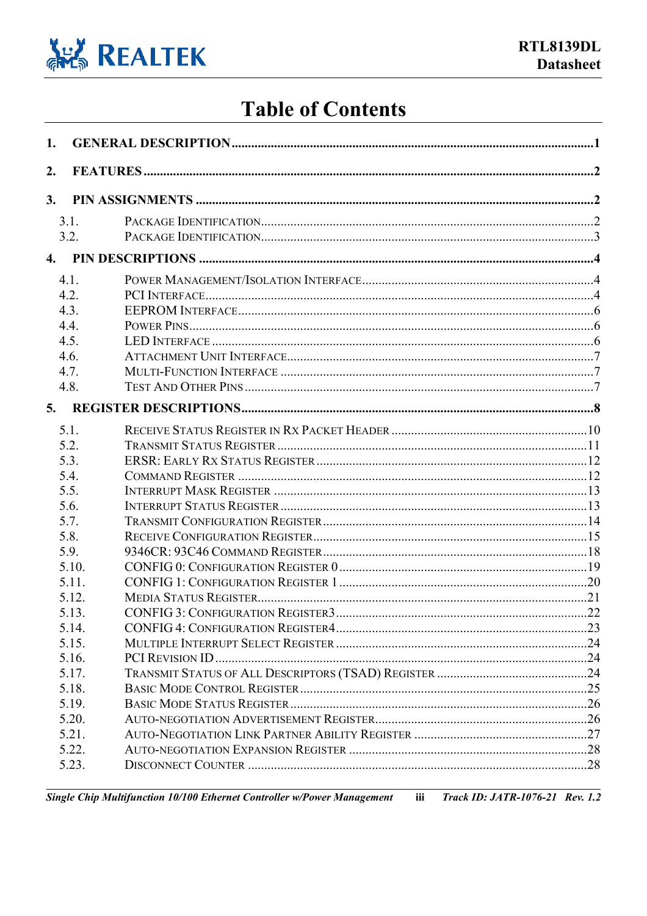# Table of Contents

1. GENERAL DESCRIPTION .....1

2. FEATURES .....2

3. PIN ASSIGNMENTS .....2
   - 3.1. PACKAGE IDENTIFICATION .....2
   - 3.2. PACKAGE IDENTIFICATION .....3

4. PIN DESCRIPTIONS .....4
   - 4.1. POWER MANAGEMENT/ISOLATION INTERFACE .....4
   - 4.2. PCI INTERFACE .....4
   - 4.3. EEPROM INTERFACE .....6
   - 4.4. POWER PINS .....6
   - 4.5. LED INTERFACE .....6
   - 4.6. ATTACHMENT UNIT INTERFACE .....7
   - 4.7. MULTI-FUNCTION INTERFACE .....7
   - 4.8. TEST AND OTHER PINS .....7

5. REGISTER DESCRIPTIONS .....8
   - 5.1. RECEIVE STATUS REGISTER IN RX PACKET HEADER .....10
   - 5.2. TRANSMIT STATUS REGISTER .....11
   - 5.3. ERSR: EARLY RX STATUS REGISTER .....12
   - 5.4. COMMAND REGISTER .....12
   - 5.5. INTERRUPT MASK REGISTER .....13
   - 5.6. INTERRUPT STATUS REGISTER .....13
   - 5.7. TRANSMIT CONFIGURATION REGISTER .....14
   - 5.8. RECEIVE CONFIGURATION REGISTER .....15
   - 5.9. 9346CR: 93C46 COMMAND REGISTER .....18
   - 5.10. CONFIG 0: CONFIGURATION REGISTER 0 .....19
   - 5.11. CONFIG 1: CONFIGURATION REGISTER 1 .....20
   - 5.12. MEDIA STATUS REGISTER .....21
   - 5.13. CONFIG 3: CONFIGURATION REGISTER3 .....22
   - 5.14. CONFIG 4: CONFIGURATION REGISTER4 .....23
   - 5.15. MULTIPLE INTERRUPT SELECT REGISTER .....24
   - 5.16. PCI REVISION ID .....24
   - 5.17. TRANSMIT STATUS OF ALL DESCRIPTORS (TSAD) REGISTER .....24
   - 5.18. BASIC MODE CONTROL REGISTER .....25
   - 5.19. BASIC MODE STATUS REGISTER .....26
   - 5.20. AUTO-NEGOTIATION ADVERTISEMENT REGISTER .....26
   - 5.21. AUTO-NEGOTIATION LINK PARTNER ABILITY REGISTER .....27
   - 5.22. AUTO-NEGOTIATION EXPANSION REGISTER .....28
   - 5.23. DISCONNECT COUNTER .....28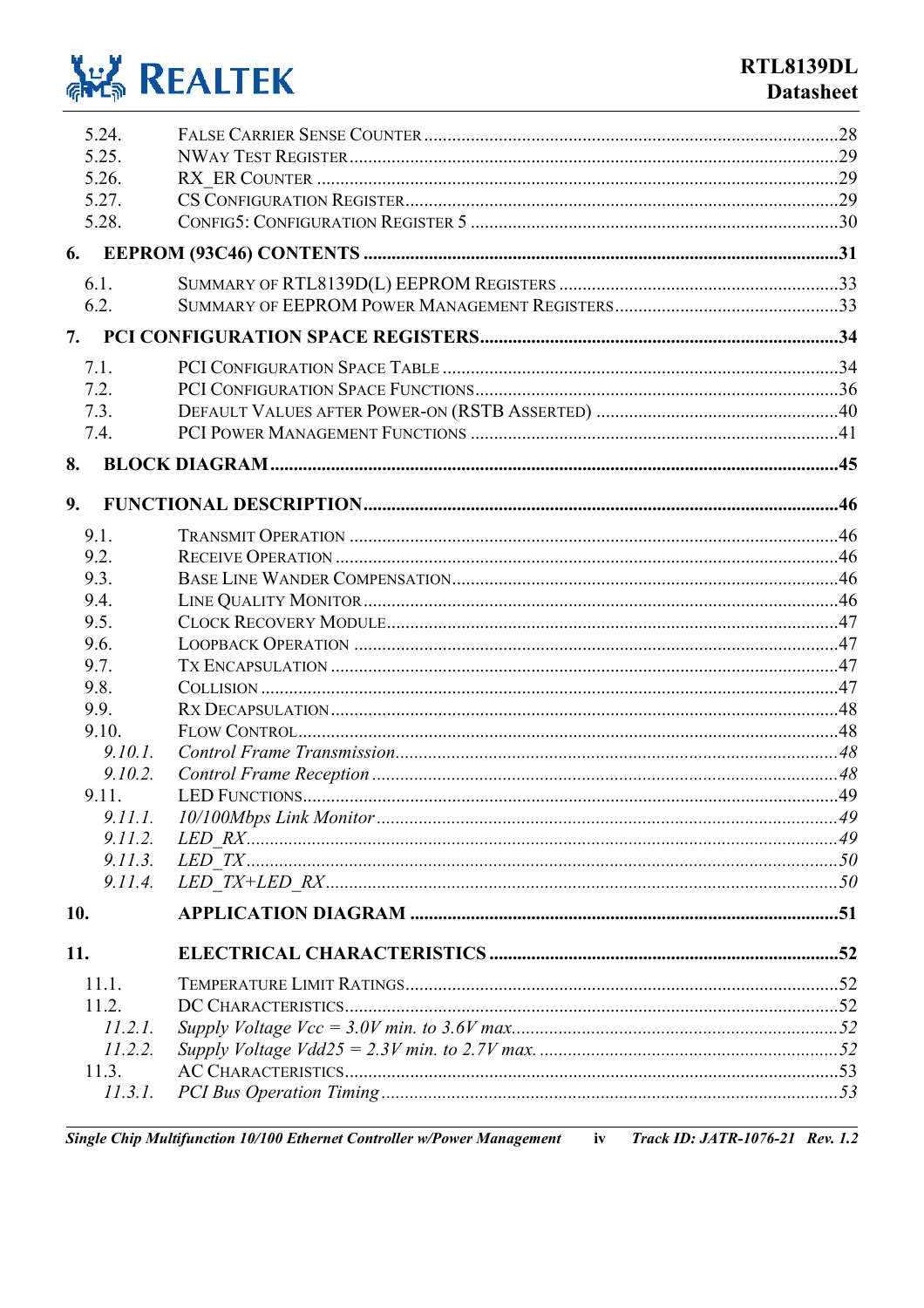5.24. FALSE CARRIER SENSE COUNTER ....................................................................................28
5.25. NWAY TEST REGISTER ....................................................................................................29
5.26. RX_ER COUNTER ............................................................................................................29
5.27. CS CONFIGURATION REGISTER ....................................................................................29
5.28. CONFIG5: CONFIGURATION REGISTER 5 .......................................................................30

**6. EEPROM (93C46) CONTENTS ....................................................................................31**

6.1. SUMMARY OF RTL8139D(L) EEPROM REGISTERS ........................................................33
6.2. SUMMARY OF EEPROM POWER MANAGEMENT REGISTERS ..........................................33

**7. PCI CONFIGURATION SPACE REGISTERS ....................................................................34**

7.1. PCI CONFIGURATION SPACE TABLE .............................................................................34
7.2. PCI CONFIGURATION SPACE FUNCTIONS .......................................................................36
7.3. DEFAULT VALUES AFTER POWER-ON (RSTB ASSERTED) ...............................................40
7.4. PCI POWER MANAGEMENT FUNCTIONS .........................................................................41

**8. BLOCK DIAGRAM ........................................................................................................45**

**9. FUNCTIONAL DESCRIPTION .........................................................................................46**

9.1. TRANSMIT OPERATION .................................................................................................46
9.2. RECEIVE OPERATION ....................................................................................................46
9.3. BASE LINE WANDER COMPENSATION ............................................................................46
9.4. LINE QUALITY MONITOR ...............................................................................................46
9.5. CLOCK RECOVERY MODULE .........................................................................................47
9.6. LOOPBACK OPERATION .................................................................................................47
9.7. TX ENCAPSULATION ......................................................................................................47
9.8. COLLISION ....................................................................................................................47
9.9. RX DECAPSULATION ......................................................................................................48
9.10. FLOW CONTROL .............................................................................................................48
*9.10.1. Control Frame Transmission ..........................................................................................48*
*9.10.2. Control Frame Reception ...............................................................................................48*
9.11. LED FUNCTIONS .............................................................................................................49
*9.11.1. 10/100Mbps Link Monitor ..............................................................................................49*
*9.11.2. LED_RX .........................................................................................................................49*
*9.11.3. LED_TX .........................................................................................................................50*
*9.11.4. LED_TX+LED_RX ...........................................................................................................50*

**10. APPLICATION DIAGRAM ...........................................................................................51**

**11. ELECTRICAL CHARACTERISTICS ...............................................................................52**

11.1. TEMPERATURE LIMIT RATINGS ......................................................................................52
11.2. DC CHARACTERISTICS ...................................................................................................52
*11.2.1. Supply Voltage Vcc = 3.0V min. to 3.6V max. ................................................................52*
*11.2.2. Supply Voltage Vdd25 = 2.3V min. to 2.7V max. ............................................................52*
11.3. AC CHARACTERISTICS ...................................................................................................53
*11.3.1. PCI Bus Operation Timing .............................................................................................53*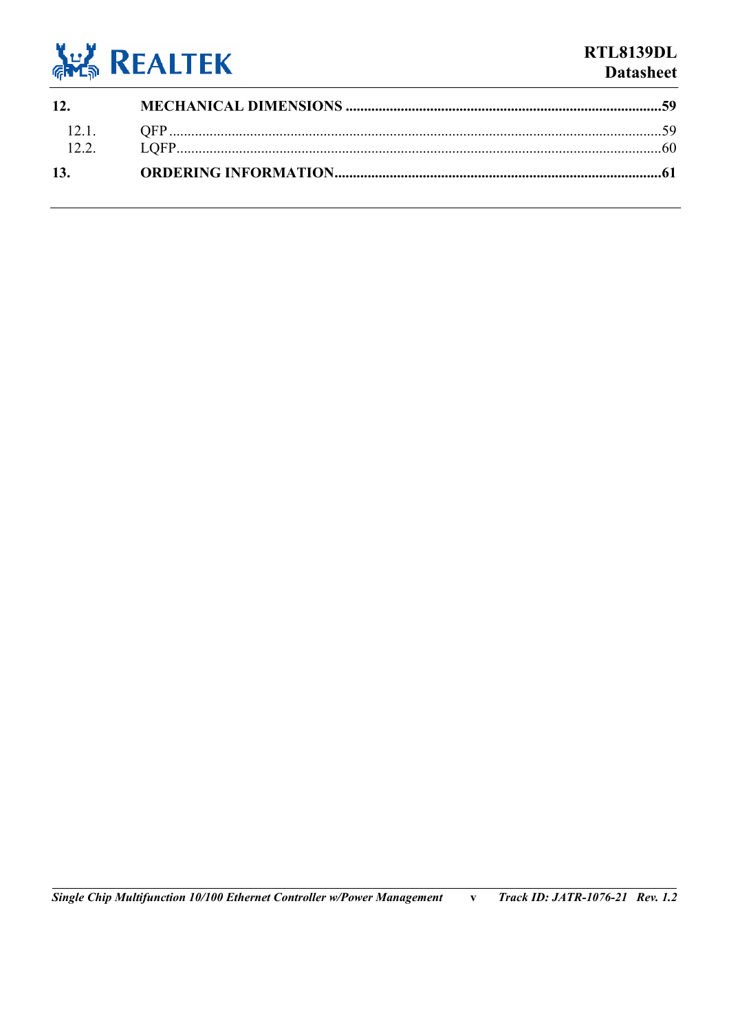**12.** **MECHANICAL DIMENSIONS ....................................................................................59**

12.1. QFP ......................................................................................................................59

12.2. LQFP.....................................................................................................................60

**13.** **ORDERING INFORMATION.......................................................................................61**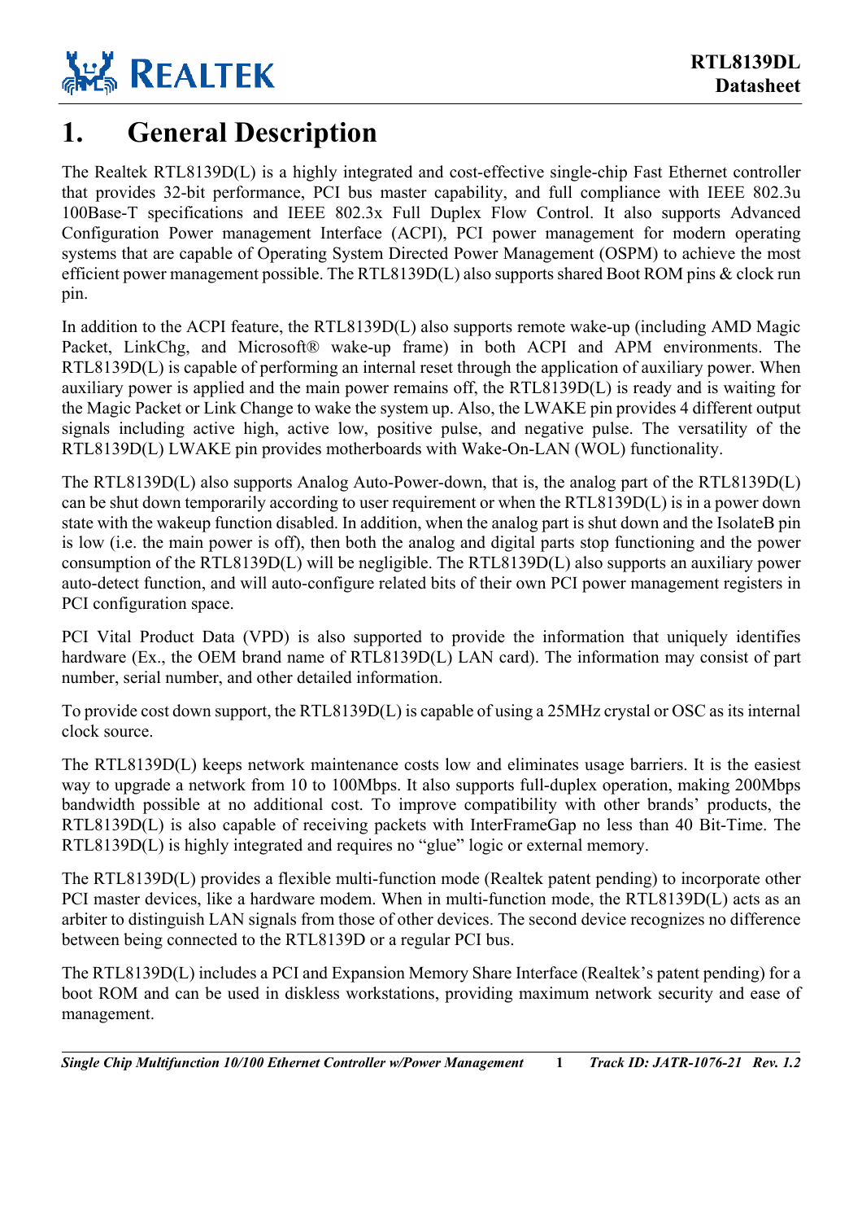# 1. General Description

The Realtek RTL8139D(L) is a highly integrated and cost-effective single-chip Fast Ethernet controller that provides 32-bit performance, PCI bus master capability, and full compliance with IEEE 802.3u 100Base-T specifications and IEEE 802.3x Full Duplex Flow Control. It also supports Advanced Configuration Power management Interface (ACPI), PCI power management for modern operating systems that are capable of Operating System Directed Power Management (OSPM) to achieve the most efficient power management possible. The RTL8139D(L) also supports shared Boot ROM pins & clock run pin.

In addition to the ACPI feature, the RTL8139D(L) also supports remote wake-up (including AMD Magic Packet, LinkChg, and Microsoft® wake-up frame) in both ACPI and APM environments. The RTL8139D(L) is capable of performing an internal reset through the application of auxiliary power. When auxiliary power is applied and the main power remains off, the RTL8139D(L) is ready and is waiting for the Magic Packet or Link Change to wake the system up. Also, the LWAKE pin provides 4 different output signals including active high, active low, positive pulse, and negative pulse. The versatility of the RTL8139D(L) LWAKE pin provides motherboards with Wake-On-LAN (WOL) functionality.

The RTL8139D(L) also supports Analog Auto-Power-down, that is, the analog part of the RTL8139D(L) can be shut down temporarily according to user requirement or when the RTL8139D(L) is in a power down state with the wakeup function disabled. In addition, when the analog part is shut down and the IsolateB pin is low (i.e. the main power is off), then both the analog and digital parts stop functioning and the power consumption of the RTL8139D(L) will be negligible. The RTL8139D(L) also supports an auxiliary power auto-detect function, and will auto-configure related bits of their own PCI power management registers in PCI configuration space.

PCI Vital Product Data (VPD) is also supported to provide the information that uniquely identifies hardware (Ex., the OEM brand name of RTL8139D(L) LAN card). The information may consist of part number, serial number, and other detailed information.

To provide cost down support, the RTL8139D(L) is capable of using a 25MHz crystal or OSC as its internal clock source.

The RTL8139D(L) keeps network maintenance costs low and eliminates usage barriers. It is the easiest way to upgrade a network from 10 to 100Mbps. It also supports full-duplex operation, making 200Mbps bandwidth possible at no additional cost. To improve compatibility with other brands' products, the RTL8139D(L) is also capable of receiving packets with InterFrameGap no less than 40 Bit-Time. The RTL8139D(L) is highly integrated and requires no "glue" logic or external memory.

The RTL8139D(L) provides a flexible multi-function mode (Realtek patent pending) to incorporate other PCI master devices, like a hardware modem. When in multi-function mode, the RTL8139D(L) acts as an arbiter to distinguish LAN signals from those of other devices. The second device recognizes no difference between being connected to the RTL8139D or a regular PCI bus.

The RTL8139D(L) includes a PCI and Expansion Memory Share Interface (Realtek's patent pending) for a boot ROM and can be used in diskless workstations, providing maximum network security and ease of management.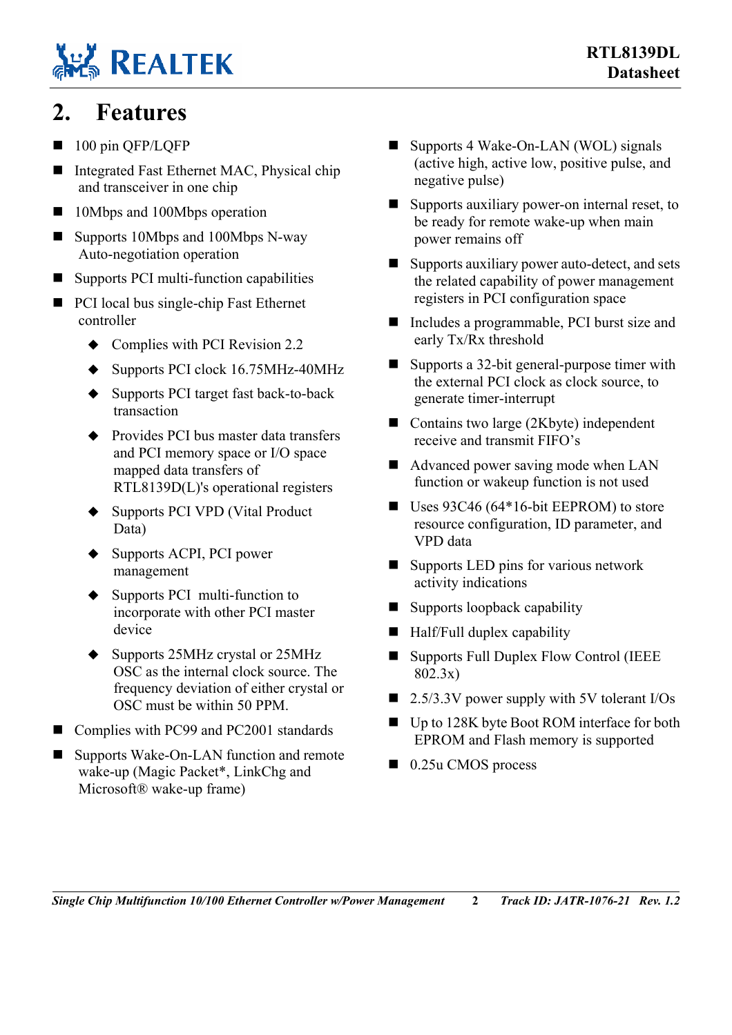## 2. Features

- 100 pin QFP/LQFP
- Integrated Fast Ethernet MAC, Physical chip and transceiver in one chip
- 10Mbps and 100Mbps operation
- Supports 10Mbps and 100Mbps N-way Auto-negotiation operation
- Supports PCI multi-function capabilities
- PCI local bus single-chip Fast Ethernet controller
  - Complies with PCI Revision 2.2
  - Supports PCI clock 16.75MHz-40MHz
  - Supports PCI target fast back-to-back transaction
  - Provides PCI bus master data transfers and PCI memory space or I/O space mapped data transfers of RTL8139D(L)'s operational registers
  - Supports PCI VPD (Vital Product Data)
  - Supports ACPI, PCI power management
  - Supports PCI multi-function to incorporate with other PCI master device
  - Supports 25MHz crystal or 25MHz OSC as the internal clock source. The frequency deviation of either crystal or OSC must be within 50 PPM.
- Complies with PC99 and PC2001 standards
- Supports Wake-On-LAN function and remote wake-up (Magic Packet*, LinkChg and Microsoft® wake-up frame)
- Supports 4 Wake-On-LAN (WOL) signals (active high, active low, positive pulse, and negative pulse)
- Supports auxiliary power-on internal reset, to be ready for remote wake-up when main power remains off
- Supports auxiliary power auto-detect, and sets the related capability of power management registers in PCI configuration space
- Includes a programmable, PCI burst size and early Tx/Rx threshold
- Supports a 32-bit general-purpose timer with the external PCI clock as clock source, to generate timer-interrupt
- Contains two large (2Kbyte) independent receive and transmit FIFO's
- Advanced power saving mode when LAN function or wakeup function is not used
- Uses 93C46 (64*16-bit EEPROM) to store resource configuration, ID parameter, and VPD data
- Supports LED pins for various network activity indications
- Supports loopback capability
- Half/Full duplex capability
- Supports Full Duplex Flow Control (IEEE 802.3x)
- 2.5/3.3V power supply with 5V tolerant I/Os
- Up to 128K byte Boot ROM interface for both EPROM and Flash memory is supported
- 0.25u CMOS process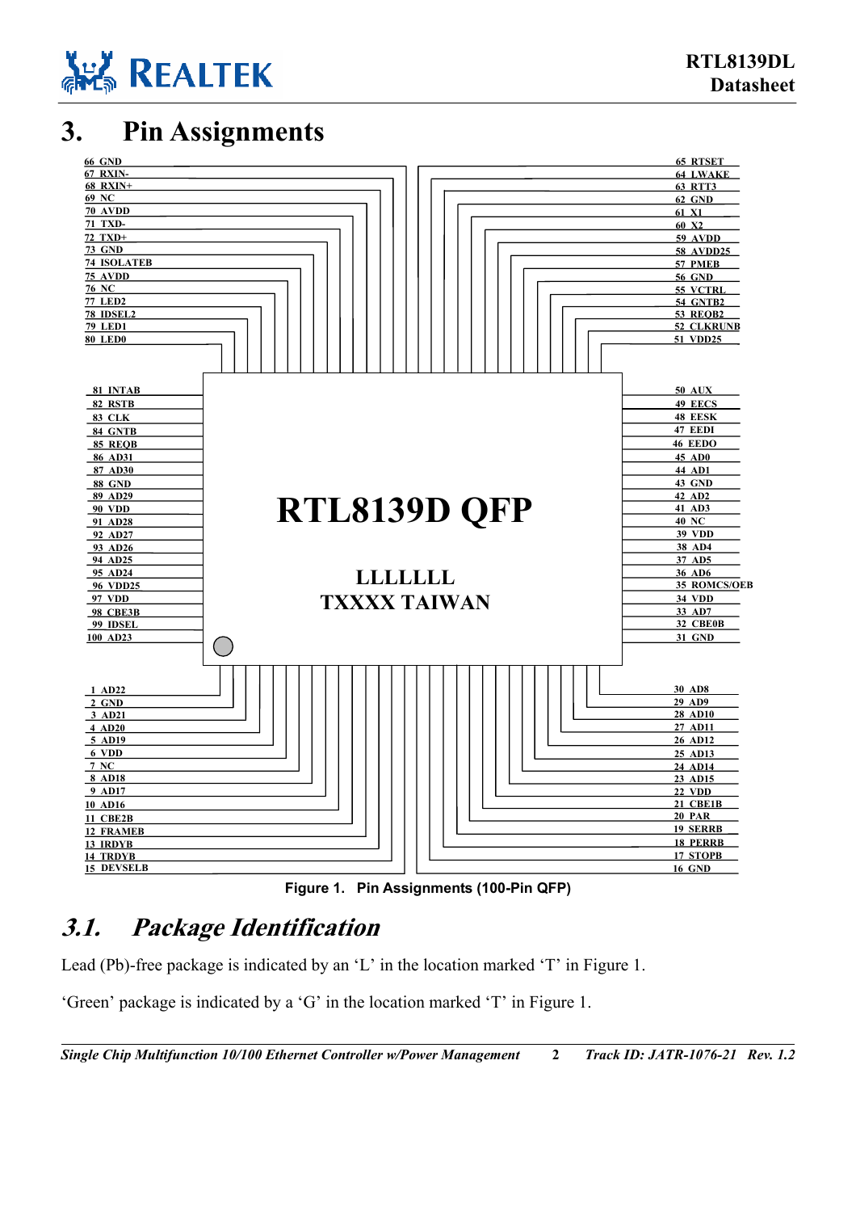# 3. Pin Assignments

| Pin | Name | Pin | Name | Pin | Name | Pin | Name |
|---|---|---|---|---|---|---|---|
| 1 | AD22 | 26 | AD12 | 51 | VDD25 | 76 | NC |
| 2 | GND | 27 | AD11 | 52 | CLKRUNB | 77 | LED2 |
| 3 | AD21 | 28 | AD10 | 53 | REQB2 | 78 | IDSEL2 |
| 4 | AD20 | 29 | AD9 | 54 | GNTB2 | 79 | LED1 |
| 5 | AD19 | 30 | AD8 | 55 | VCTRL | 80 | LED0 |
| 6 | VDD | 31 | GND | 56 | GND | 81 | INTAB |
| 7 | NC | 32 | CBE0B | 57 | PMEB | 82 | RSTB |
| 8 | AD18 | 33 | AD7 | 58 | AVDD25 | 83 | CLK |
| 9 | AD17 | 34 | VDD | 59 | AVDD | 84 | GNTB |
| 10 | AD16 | 35 | ROMCS/OEB | 60 | X2 | 85 | REQB |
| 11 | CBE2B | 36 | AD6 | 61 | X1 | 86 | AD31 |
| 12 | FRAMEB | 37 | AD5 | 62 | GND | 87 | AD30 |
| 13 | IRDYB | 38 | AD4 | 63 | RTT3 | 88 | GND |
| 14 | TRDYB | 39 | VDD | 64 | LWAKE | 89 | AD29 |
| 15 | DEVSELB | 40 | NC | 65 | RTSET | 90 | VDD |
| 16 | GND | 41 | AD3 | 66 | GND | 91 | AD28 |
| 17 | STOPB | 42 | AD2 | 67 | RXIN- | 92 | AD27 |
| 18 | PERRB | 43 | GND | 68 | RXIN+ | 93 | AD26 |
| 19 | SERRB | 44 | AD1 | 69 | NC | 94 | AD25 |
| 20 | PAR | 45 | AD0 | 70 | AVDD | 95 | AD24 |
| 21 | CBE1B | 46 | EEDO | 71 | TXD- | 96 | VDD25 |
| 22 | VDD | 47 | EEDI | 72 | TXD+ | 97 | VDD |
| 23 | AD15 | 48 | EESK | 73 | GND | 98 | CBE3B |
| 24 | AD14 | 49 | EECS | 74 | ISOLATEB | 99 | IDSEL |
| 25 | AD13 | 50 | AUX | 75 | AVDD | 100 | AD23 |

RTL8139D QFP

LLLLLLL

TXXXX TAIWAN

Figure 1. Pin Assignments (100-Pin QFP)

## *3.1. Package Identification*

Lead (Pb)-free package is indicated by an 'L' in the location marked 'T' in Figure 1.

'Green' package is indicated by a 'G' in the location marked 'T' in Figure 1.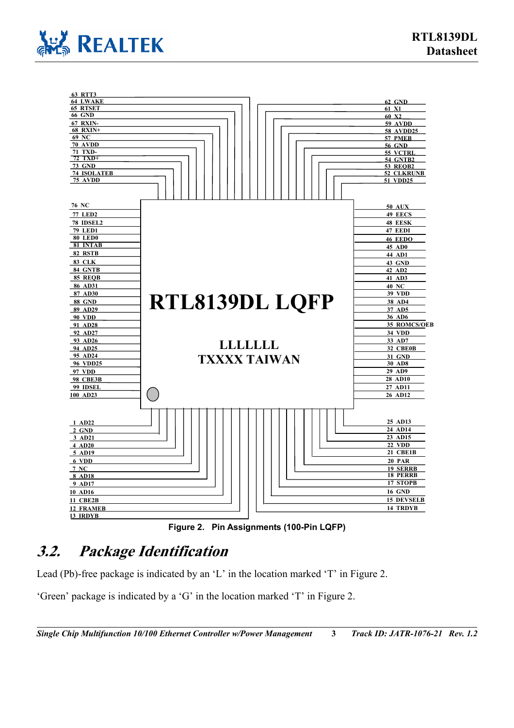| Pin | Name |
|---|---|
| 63 | RTT3 |
| 64 | LWAKE |
| 65 | RTSET |
| 66 | GND |
| 67 | RXIN- |
| 68 | RXIN+ |
| 69 | NC |
| 70 | AVDD |
| 71 | TXD- |
| 72 | TXD+ |
| 73 | GND |
| 74 | ISOLATEB |
| 75 | AVDD |
| 62 | GND |
| 61 | X1 |
| 60 | X2 |
| 59 | AVDD |
| 58 | AVDD25 |
| 57 | PMEB |
| 56 | GND |
| 55 | VCTRL |
| 54 | GNTB2 |
| 53 | REQB2 |
| 52 | CLKRUNB |
| 51 | VDD25 |
| 76 | NC |
| 77 | LED2 |
| 78 | IDSEL2 |
| 79 | LED1 |
| 80 | LED0 |
| 81 | INTAB |
| 82 | RSTB |
| 83 | CLK |
| 84 | GNTB |
| 85 | REQB |
| 86 | AD31 |
| 87 | AD30 |
| 88 | GND |
| 89 | AD29 |
| 90 | VDD |
| 91 | AD28 |
| 92 | AD27 |
| 93 | AD26 |
| 94 | AD25 |
| 95 | AD24 |
| 96 | VDD25 |
| 97 | VDD |
| 98 | CBE3B |
| 99 | IDSEL |
| 100 | AD23 |
| 50 | AUX |
| 49 | EECS |
| 48 | EESK |
| 47 | EEDI |
| 46 | EEDO |
| 45 | AD0 |
| 44 | AD1 |
| 43 | GND |
| 42 | AD2 |
| 41 | AD3 |
| 40 | NC |
| 39 | VDD |
| 38 | AD4 |
| 37 | AD5 |
| 36 | AD6 |
| 35 | ROMCS/OEB |
| 34 | VDD |
| 33 | AD7 |
| 32 | CBE0B |
| 31 | GND |
| 30 | AD8 |
| 29 | AD9 |
| 28 | AD10 |
| 27 | AD11 |
| 26 | AD12 |
| 1 | AD22 |
| 2 | GND |
| 3 | AD21 |
| 4 | AD20 |
| 5 | AD19 |
| 6 | VDD |
| 7 | NC |
| 8 | AD18 |
| 9 | AD17 |
| 10 | AD16 |
| 11 | CBE2B |
| 12 | FRAMEB |
| 13 | IRDYB |
| 25 | AD13 |
| 24 | AD14 |
| 23 | AD15 |
| 22 | VDD |
| 21 | CBE1B |
| 20 | PAR |
| 19 | SERRB |
| 18 | PERRB |
| 17 | STOPB |
| 16 | GND |
| 15 | DEVSELB |
| 14 | TRDYB |

RTL8139DL LQFP

LLLLLLL
TXXXX TAIWAN

**Figure 2. Pin Assignments (100-Pin LQFP)**

## *3.2. Package Identification*

Lead (Pb)-free package is indicated by an 'L' in the location marked 'T' in Figure 2.

'Green' package is indicated by a 'G' in the location marked 'T' in Figure 2.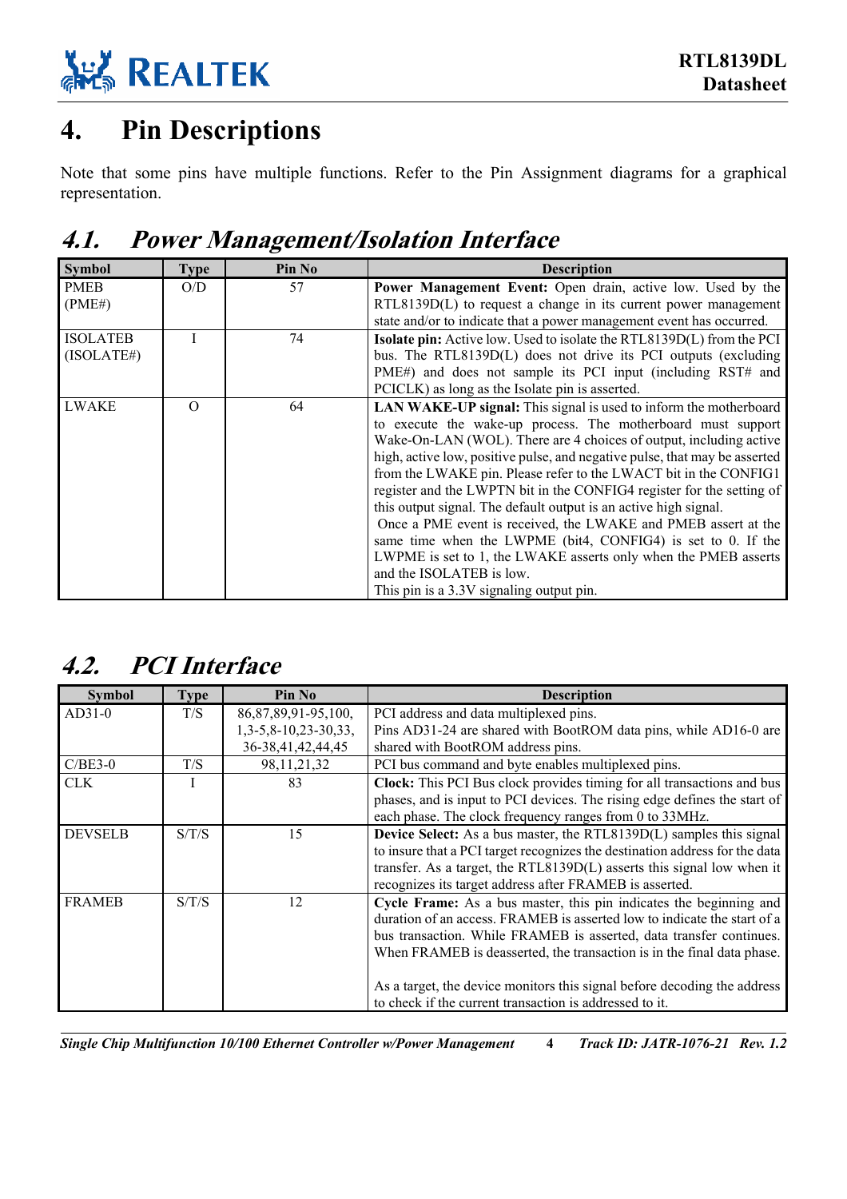// Header "RTL8139DL Datasheet" omitted as running header

# 4. Pin Descriptions

Note that some pins have multiple functions. Refer to the Pin Assignment diagrams for a graphical representation.

## 4.1. Power Management/Isolation Interface

| Symbol | Type | Pin No | Description |
|---|---|---|---|
| PMEB (PME#) | O/D | 57 | **Power Management Event:** Open drain, active low. Used by the RTL8139D(L) to request a change in its current power management state and/or to indicate that a power management event has occurred. |
| ISOLATEB (ISOLATE#) | I | 74 | **Isolate pin:** Active low. Used to isolate the RTL8139D(L) from the PCI bus. The RTL8139D(L) does not drive its PCI outputs (excluding PME#) and does not sample its PCI input (including RST# and PCICLK) as long as the Isolate pin is asserted. |
| LWAKE | O | 64 | **LAN WAKE-UP signal:** This signal is used to inform the motherboard to execute the wake-up process. The motherboard must support Wake-On-LAN (WOL). There are 4 choices of output, including active high, active low, positive pulse, and negative pulse, that may be asserted from the LWAKE pin. Please refer to the LWACT bit in the CONFIG1 register and the LWPTN bit in the CONFIG4 register for the setting of this output signal. The default output is an active high signal. Once a PME event is received, the LWAKE and PMEB assert at the same time when the LWPME (bit4, CONFIG4) is set to 0. If the LWPME is set to 1, the LWAKE asserts only when the PMEB asserts and the ISOLATEB is low. This pin is a 3.3V signaling output pin. |

## 4.2. PCI Interface

| Symbol | Type | Pin No | Description |
|---|---|---|---|
| AD31-0 | T/S | 86,87,89,91-95,100, 1,3-5,8-10,23-30,33, 36-38,41,42,44,45 | PCI address and data multiplexed pins. Pins AD31-24 are shared with BootROM data pins, while AD16-0 are shared with BootROM address pins. |
| C/BE3-0 | T/S | 98,11,21,32 | PCI bus command and byte enables multiplexed pins. |
| CLK | I | 83 | **Clock:** This PCI Bus clock provides timing for all transactions and bus phases, and is input to PCI devices. The rising edge defines the start of each phase. The clock frequency ranges from 0 to 33MHz. |
| DEVSELB | S/T/S | 15 | **Device Select:** As a bus master, the RTL8139D(L) samples this signal to insure that a PCI target recognizes the destination address for the data transfer. As a target, the RTL8139D(L) asserts this signal low when it recognizes its target address after FRAMEB is asserted. |
| FRAMEB | S/T/S | 12 | **Cycle Frame:** As a bus master, this pin indicates the beginning and duration of an access. FRAMEB is asserted low to indicate the start of a bus transaction. While FRAMEB is asserted, data transfer continues. When FRAMEB is deasserted, the transaction is in the final data phase.<br><br>As a target, the device monitors this signal before decoding the address to check if the current transaction is addressed to it. |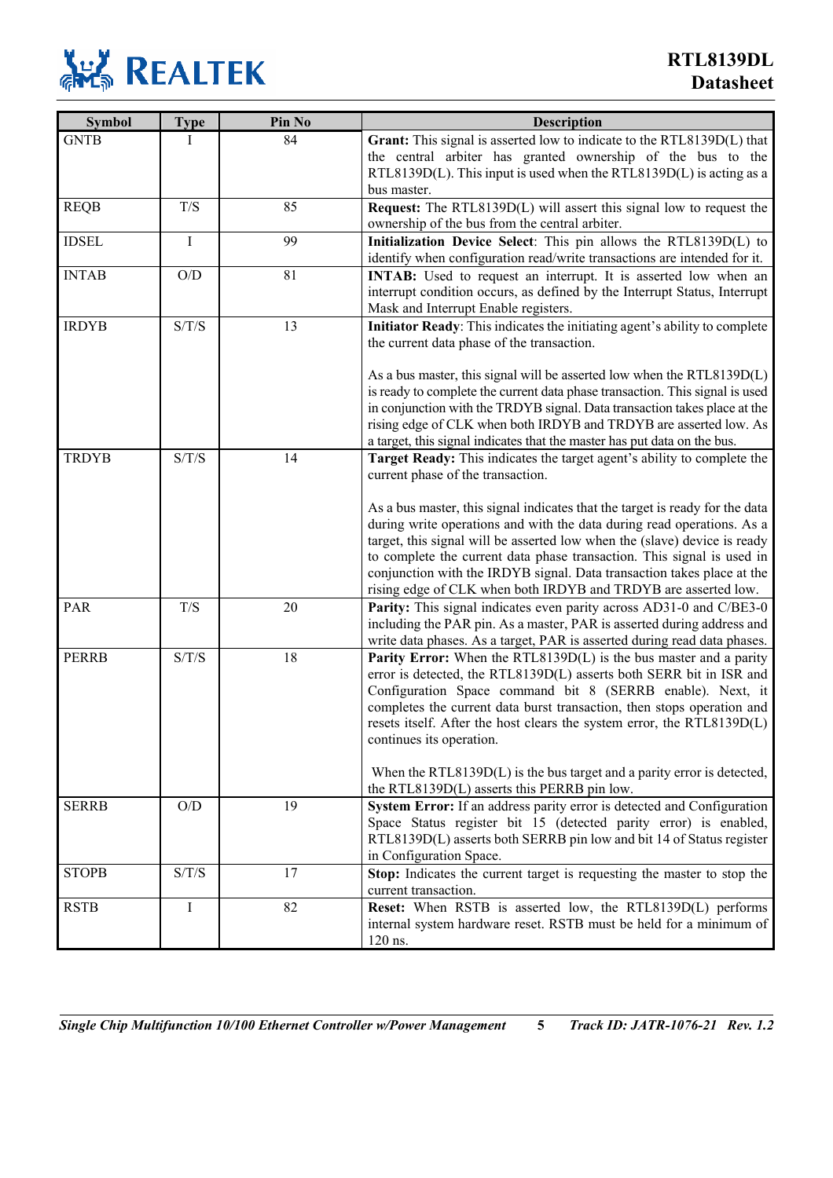| Symbol | Type | Pin No | Description |
|---|---|---|---|
| GNTB | I | 84 | **Grant:** This signal is asserted low to indicate to the RTL8139D(L) that the central arbiter has granted ownership of the bus to the RTL8139D(L). This input is used when the RTL8139D(L) is acting as a bus master. |
| REQB | T/S | 85 | **Request:** The RTL8139D(L) will assert this signal low to request the ownership of the bus from the central arbiter. |
| IDSEL | I | 99 | **Initialization Device Select**: This pin allows the RTL8139D(L) to identify when configuration read/write transactions are intended for it. |
| INTAB | O/D | 81 | **INTAB:** Used to request an interrupt. It is asserted low when an interrupt condition occurs, as defined by the Interrupt Status, Interrupt Mask and Interrupt Enable registers. |
| IRDYB | S/T/S | 13 | **Initiator Ready**: This indicates the initiating agent's ability to complete the current data phase of the transaction.<br><br>As a bus master, this signal will be asserted low when the RTL8139D(L) is ready to complete the current data phase transaction. This signal is used in conjunction with the TRDYB signal. Data transaction takes place at the rising edge of CLK when both IRDYB and TRDYB are asserted low. As a target, this signal indicates that the master has put data on the bus. |
| TRDYB | S/T/S | 14 | **Target Ready:** This indicates the target agent's ability to complete the current phase of the transaction.<br><br>As a bus master, this signal indicates that the target is ready for the data during write operations and with the data during read operations. As a target, this signal will be asserted low when the (slave) device is ready to complete the current data phase transaction. This signal is used in conjunction with the IRDYB signal. Data transaction takes place at the rising edge of CLK when both IRDYB and TRDYB are asserted low. |
| PAR | T/S | 20 | **Parity:** This signal indicates even parity across AD31-0 and C/BE3-0 including the PAR pin. As a master, PAR is asserted during address and write data phases. As a target, PAR is asserted during read data phases. |
| PERRB | S/T/S | 18 | **Parity Error:** When the RTL8139D(L) is the bus master and a parity error is detected, the RTL8139D(L) asserts both SERR bit in ISR and Configuration Space command bit 8 (SERRB enable). Next, it completes the current data burst transaction, then stops operation and resets itself. After the host clears the system error, the RTL8139D(L) continues its operation.<br><br>When the RTL8139D(L) is the bus target and a parity error is detected, the RTL8139D(L) asserts this PERRB pin low. |
| SERRB | O/D | 19 | **System Error:** If an address parity error is detected and Configuration Space Status register bit 15 (detected parity error) is enabled, RTL8139D(L) asserts both SERRB pin low and bit 14 of Status register in Configuration Space. |
| STOPB | S/T/S | 17 | **Stop:** Indicates the current target is requesting the master to stop the current transaction. |
| RSTB | I | 82 | **Reset:** When RSTB is asserted low, the RTL8139D(L) performs internal system hardware reset. RSTB must be held for a minimum of 120 ns. |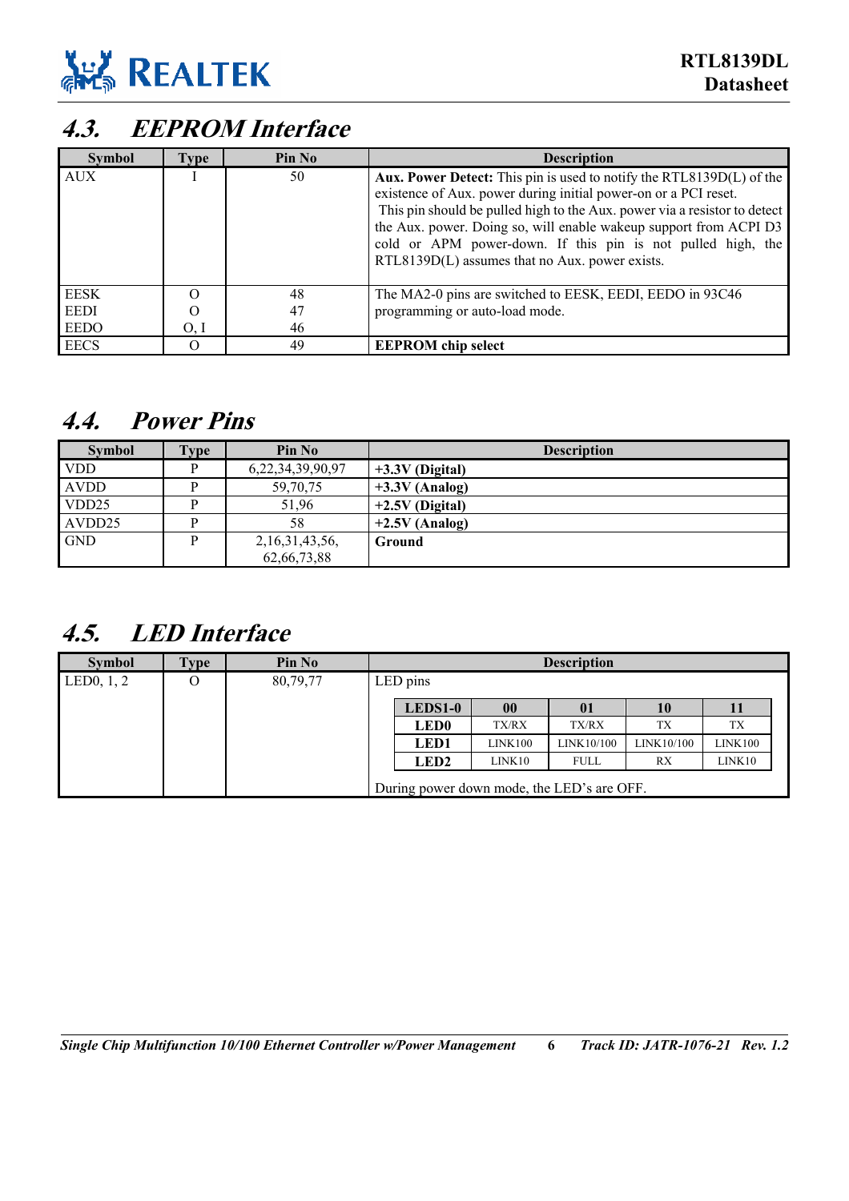## 4.3. EEPROM Interface

| Symbol | Type | Pin No | Description |
|---|---|---|---|
| AUX | I | 50 | **Aux. Power Detect:** This pin is used to notify the RTL8139D(L) of the existence of Aux. power during initial power-on or a PCI reset. This pin should be pulled high to the Aux. power via a resistor to detect the Aux. power. Doing so, will enable wakeup support from ACPI D3 cold or APM power-down. If this pin is not pulled high, the RTL8139D(L) assumes that no Aux. power exists. |
| EESK<br>EEDI<br>EEDO | O<br>O<br>O, I | 48<br>47<br>46 | The MA2-0 pins are switched to EESK, EEDI, EEDO in 93C46 programming or auto-load mode. |
| EECS | O | 49 | **EEPROM chip select** |

## 4.4. Power Pins

| Symbol | Type | Pin No | Description |
|---|---|---|---|
| VDD | P | 6,22,34,39,90,97 | **+3.3V (Digital)** |
| AVDD | P | 59,70,75 | **+3.3V (Analog)** |
| VDD25 | P | 51,96 | **+2.5V (Digital)** |
| AVDD25 | P | 58 | **+2.5V (Analog)** |
| GND | P | 2,16,31,43,56,<br>62,66,73,88 | **Ground** |

## 4.5. LED Interface

| Symbol | Type | Pin No | Description |
|---|---|---|---|
| LED0, 1, 2 | O | 80,79,77 | LED pins (see table below). During power down mode, the LED's are OFF. |

| LEDS1-0 | 00 | 01 | 10 | 11 |
|---|---|---|---|---|
| **LED0** | TX/RX | TX/RX | TX | TX |
| **LED1** | LINK100 | LINK10/100 | LINK10/100 | LINK100 |
| **LED2** | LINK10 | FULL | RX | LINK10 |

During power down mode, the LED's are OFF.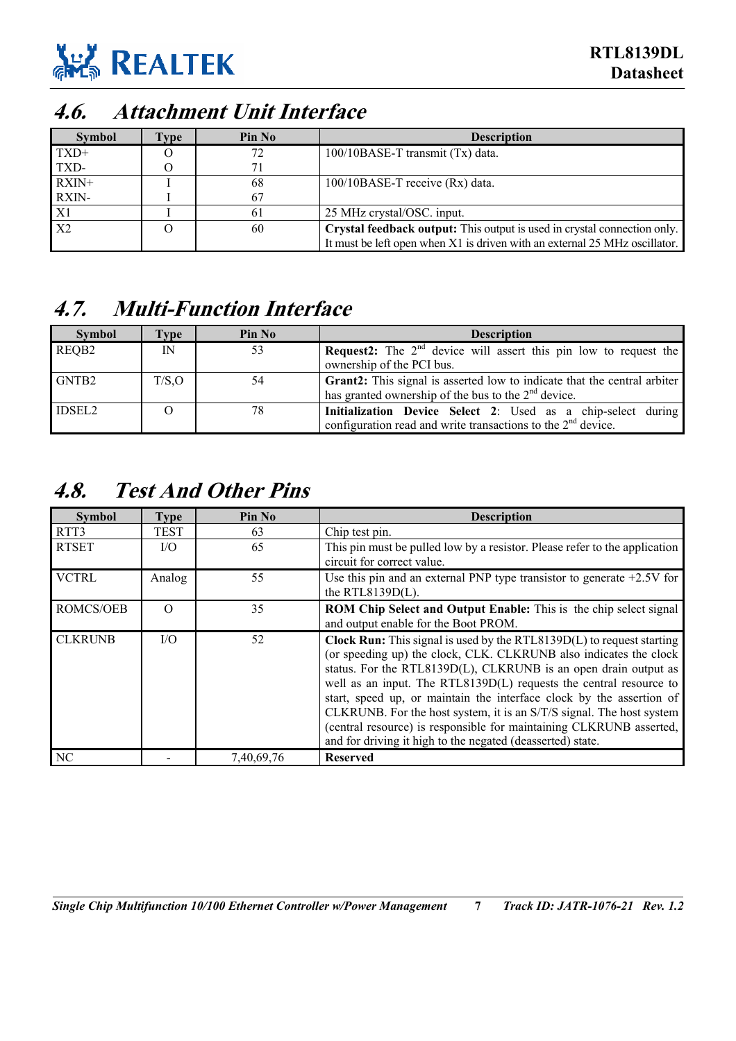## 4.6. Attachment Unit Interface

| Symbol | Type | Pin No | Description |
|---|---|---|---|
| TXD+<br>TXD- | O<br>O | 72<br>71 | 100/10BASE-T transmit (Tx) data. |
| RXIN+<br>RXIN- | I<br>I | 68<br>67 | 100/10BASE-T receive (Rx) data. |
| X1 | I | 61 | 25 MHz crystal/OSC. input. |
| X2 | O | 60 | **Crystal feedback output:** This output is used in crystal connection only. It must be left open when X1 is driven with an external 25 MHz oscillator. |

## 4.7. Multi-Function Interface

| Symbol | Type | Pin No | Description |
|---|---|---|---|
| REQB2 | IN | 53 | **Request2:** The 2nd device will assert this pin low to request the ownership of the PCI bus. |
| GNTB2 | T/S,O | 54 | **Grant2:** This signal is asserted low to indicate that the central arbiter has granted ownership of the bus to the 2nd device. |
| IDSEL2 | O | 78 | **Initialization Device Select 2**: Used as a chip-select during configuration read and write transactions to the 2nd device. |

## 4.8. Test And Other Pins

| Symbol | Type | Pin No | Description |
|---|---|---|---|
| RTT3 | TEST | 63 | Chip test pin. |
| RTSET | I/O | 65 | This pin must be pulled low by a resistor. Please refer to the application circuit for correct value. |
| VCTRL | Analog | 55 | Use this pin and an external PNP type transistor to generate +2.5V for the RTL8139D(L). |
| ROMCS/OEB | O | 35 | **ROM Chip Select and Output Enable:** This is the chip select signal and output enable for the Boot PROM. |
| CLKRUNB | I/O | 52 | **Clock Run:** This signal is used by the RTL8139D(L) to request starting (or speeding up) the clock, CLK. CLKRUNB also indicates the clock status. For the RTL8139D(L), CLKRUNB is an open drain output as well as an input. The RTL8139D(L) requests the central resource to start, speed up, or maintain the interface clock by the assertion of CLKRUNB. For the host system, it is an S/T/S signal. The host system (central resource) is responsible for maintaining CLKRUNB asserted, and for driving it high to the negated (deasserted) state. |
| NC | - | 7,40,69,76 | **Reserved** |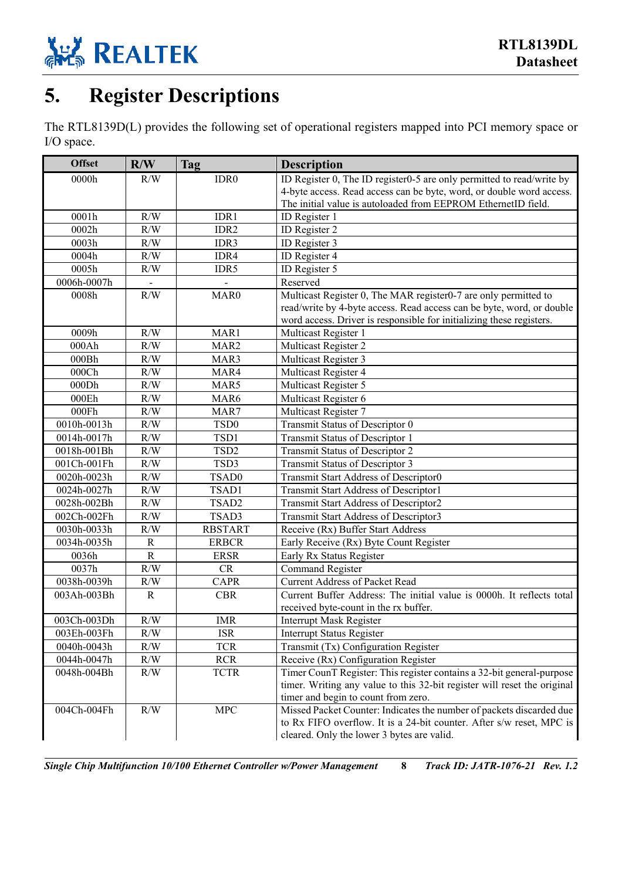# 5. Register Descriptions

The RTL8139D(L) provides the following set of operational registers mapped into PCI memory space or I/O space.

| Offset | R/W | Tag | Description |
|---|---|---|---|
| 0000h | R/W | IDR0 | ID Register 0, The ID register0-5 are only permitted to read/write by 4-byte access. Read access can be byte, word, or double word access. The initial value is autoloaded from EEPROM EthernetID field. |
| 0001h | R/W | IDR1 | ID Register 1 |
| 0002h | R/W | IDR2 | ID Register 2 |
| 0003h | R/W | IDR3 | ID Register 3 |
| 0004h | R/W | IDR4 | ID Register 4 |
| 0005h | R/W | IDR5 | ID Register 5 |
| 0006h-0007h | - | - | Reserved |
| 0008h | R/W | MAR0 | Multicast Register 0, The MAR register0-7 are only permitted to read/write by 4-byte access. Read access can be byte, word, or double word access. Driver is responsible for initializing these registers. |
| 0009h | R/W | MAR1 | Multicast Register 1 |
| 000Ah | R/W | MAR2 | Multicast Register 2 |
| 000Bh | R/W | MAR3 | Multicast Register 3 |
| 000Ch | R/W | MAR4 | Multicast Register 4 |
| 000Dh | R/W | MAR5 | Multicast Register 5 |
| 000Eh | R/W | MAR6 | Multicast Register 6 |
| 000Fh | R/W | MAR7 | Multicast Register 7 |
| 0010h-0013h | R/W | TSD0 | Transmit Status of Descriptor 0 |
| 0014h-0017h | R/W | TSD1 | Transmit Status of Descriptor 1 |
| 0018h-001Bh | R/W | TSD2 | Transmit Status of Descriptor 2 |
| 001Ch-001Fh | R/W | TSD3 | Transmit Status of Descriptor 3 |
| 0020h-0023h | R/W | TSAD0 | Transmit Start Address of Descriptor0 |
| 0024h-0027h | R/W | TSAD1 | Transmit Start Address of Descriptor1 |
| 0028h-002Bh | R/W | TSAD2 | Transmit Start Address of Descriptor2 |
| 002Ch-002Fh | R/W | TSAD3 | Transmit Start Address of Descriptor3 |
| 0030h-0033h | R/W | RBSTART | Receive (Rx) Buffer Start Address |
| 0034h-0035h | R | ERBCR | Early Receive (Rx) Byte Count Register |
| 0036h | R | ERSR | Early Rx Status Register |
| 0037h | R/W | CR | Command Register |
| 0038h-0039h | R/W | CAPR | Current Address of Packet Read |
| 003Ah-003Bh | R | CBR | Current Buffer Address: The initial value is 0000h. It reflects total received byte-count in the rx buffer. |
| 003Ch-003Dh | R/W | IMR | Interrupt Mask Register |
| 003Eh-003Fh | R/W | ISR | Interrupt Status Register |
| 0040h-0043h | R/W | TCR | Transmit (Tx) Configuration Register |
| 0044h-0047h | R/W | RCR | Receive (Rx) Configuration Register |
| 0048h-004Bh | R/W | TCTR | Timer CounT Register: This register contains a 32-bit general-purpose timer. Writing any value to this 32-bit register will reset the original timer and begin to count from zero. |
| 004Ch-004Fh | R/W | MPC | Missed Packet Counter: Indicates the number of packets discarded due to Rx FIFO overflow. It is a 24-bit counter. After s/w reset, MPC is cleared. Only the lower 3 bytes are valid. |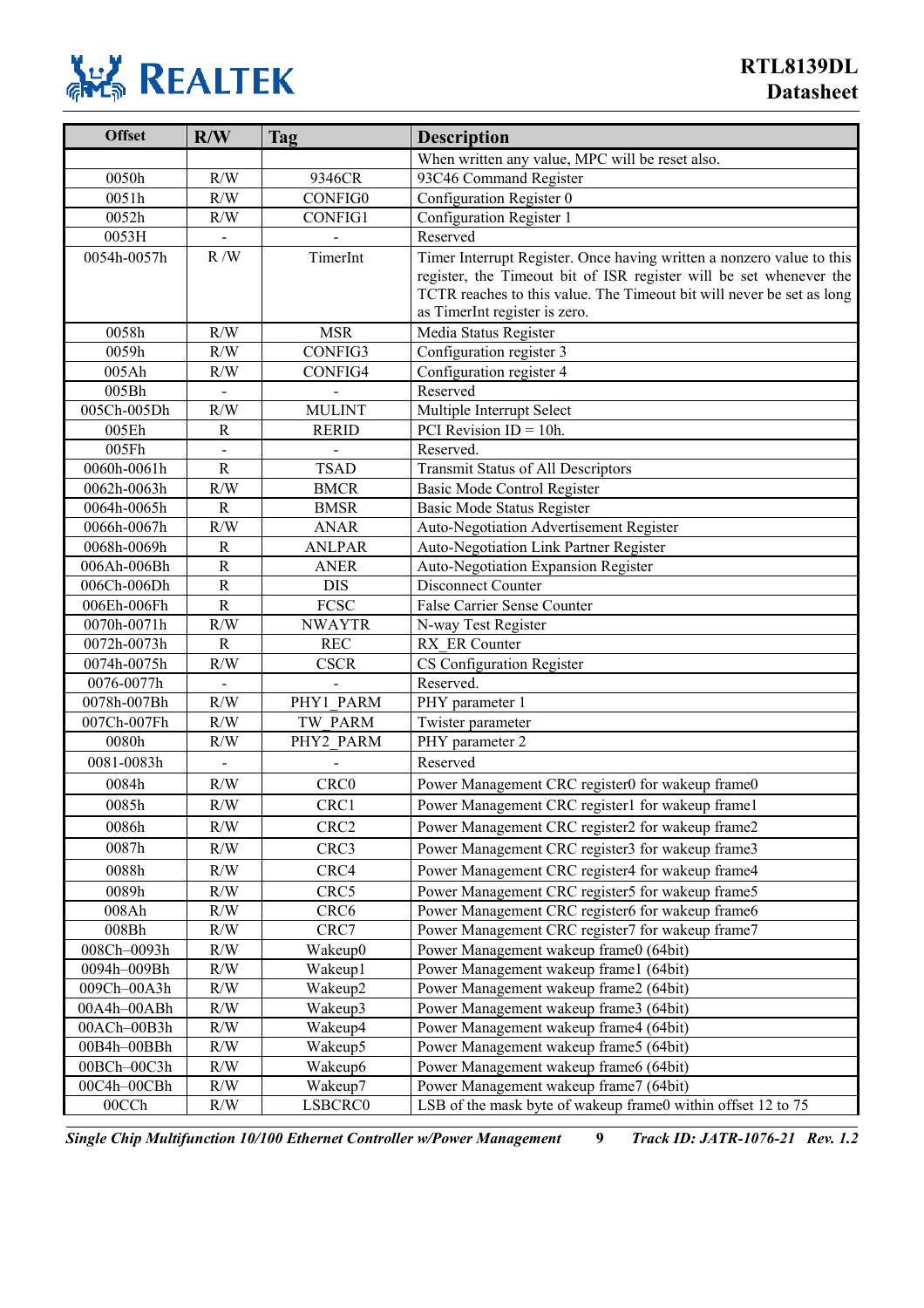| Offset | R/W | Tag | Description |
|---|---|---|---|
| | | | When written any value, MPC will be reset also. |
| 0050h | R/W | 9346CR | 93C46 Command Register |
| 0051h | R/W | CONFIG0 | Configuration Register 0 |
| 0052h | R/W | CONFIG1 | Configuration Register 1 |
| 0053H | - | - | Reserved |
| 0054h-0057h | R /W | TimerInt | Timer Interrupt Register. Once having written a nonzero value to this register, the Timeout bit of ISR register will be set whenever the TCTR reaches to this value. The Timeout bit will never be set as long as TimerInt register is zero. |
| 0058h | R/W | MSR | Media Status Register |
| 0059h | R/W | CONFIG3 | Configuration register 3 |
| 005Ah | R/W | CONFIG4 | Configuration register 4 |
| 005Bh | - | - | Reserved |
| 005Ch-005Dh | R/W | MULINT | Multiple Interrupt Select |
| 005Eh | R | RERID | PCI Revision ID = 10h. |
| 005Fh | - | - | Reserved. |
| 0060h-0061h | R | TSAD | Transmit Status of All Descriptors |
| 0062h-0063h | R/W | BMCR | Basic Mode Control Register |
| 0064h-0065h | R | BMSR | Basic Mode Status Register |
| 0066h-0067h | R/W | ANAR | Auto-Negotiation Advertisement Register |
| 0068h-0069h | R | ANLPAR | Auto-Negotiation Link Partner Register |
| 006Ah-006Bh | R | ANER | Auto-Negotiation Expansion Register |
| 006Ch-006Dh | R | DIS | Disconnect Counter |
| 006Eh-006Fh | R | FCSC | False Carrier Sense Counter |
| 0070h-0071h | R/W | NWAYTR | N-way Test Register |
| 0072h-0073h | R | REC | RX_ER Counter |
| 0074h-0075h | R/W | CSCR | CS Configuration Register |
| 0076-0077h | - | - | Reserved. |
| 0078h-007Bh | R/W | PHY1_PARM | PHY parameter 1 |
| 007Ch-007Fh | R/W | TW_PARM | Twister parameter |
| 0080h | R/W | PHY2_PARM | PHY parameter 2 |
| 0081-0083h | - | - | Reserved |
| 0084h | R/W | CRC0 | Power Management CRC register0 for wakeup frame0 |
| 0085h | R/W | CRC1 | Power Management CRC register1 for wakeup frame1 |
| 0086h | R/W | CRC2 | Power Management CRC register2 for wakeup frame2 |
| 0087h | R/W | CRC3 | Power Management CRC register3 for wakeup frame3 |
| 0088h | R/W | CRC4 | Power Management CRC register4 for wakeup frame4 |
| 0089h | R/W | CRC5 | Power Management CRC register5 for wakeup frame5 |
| 008Ah | R/W | CRC6 | Power Management CRC register6 for wakeup frame6 |
| 008Bh | R/W | CRC7 | Power Management CRC register7 for wakeup frame7 |
| 008Ch–0093h | R/W | Wakeup0 | Power Management wakeup frame0 (64bit) |
| 0094h–009Bh | R/W | Wakeup1 | Power Management wakeup frame1 (64bit) |
| 009Ch–00A3h | R/W | Wakeup2 | Power Management wakeup frame2 (64bit) |
| 00A4h–00ABh | R/W | Wakeup3 | Power Management wakeup frame3 (64bit) |
| 00ACh–00B3h | R/W | Wakeup4 | Power Management wakeup frame4 (64bit) |
| 00B4h–00BBh | R/W | Wakeup5 | Power Management wakeup frame5 (64bit) |
| 00BCh–00C3h | R/W | Wakeup6 | Power Management wakeup frame6 (64bit) |
| 00C4h–00CBh | R/W | Wakeup7 | Power Management wakeup frame7 (64bit) |
| 00CCh | R/W | LSBCRC0 | LSB of the mask byte of wakeup frame0 within offset 12 to 75 |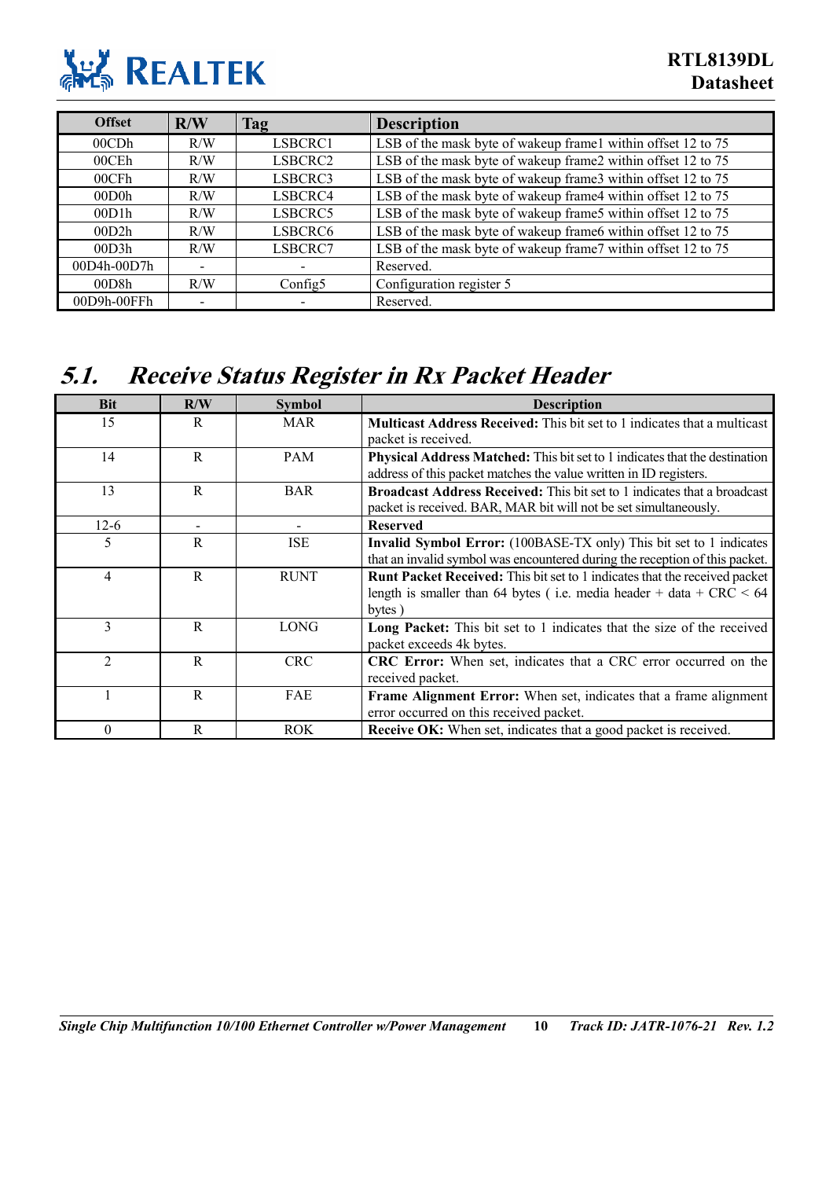| Offset | R/W | Tag | Description |
|---|---|---|---|
| 00CDh | R/W | LSBCRC1 | LSB of the mask byte of wakeup frame1 within offset 12 to 75 |
| 00CEh | R/W | LSBCRC2 | LSB of the mask byte of wakeup frame2 within offset 12 to 75 |
| 00CFh | R/W | LSBCRC3 | LSB of the mask byte of wakeup frame3 within offset 12 to 75 |
| 00D0h | R/W | LSBCRC4 | LSB of the mask byte of wakeup frame4 within offset 12 to 75 |
| 00D1h | R/W | LSBCRC5 | LSB of the mask byte of wakeup frame5 within offset 12 to 75 |
| 00D2h | R/W | LSBCRC6 | LSB of the mask byte of wakeup frame6 within offset 12 to 75 |
| 00D3h | R/W | LSBCRC7 | LSB of the mask byte of wakeup frame7 within offset 12 to 75 |
| 00D4h-00D7h | - | - | Reserved. |
| 00D8h | R/W | Config5 | Configuration register 5 |
| 00D9h-00FFh | - | - | Reserved. |

## 5.1. Receive Status Register in Rx Packet Header

| Bit | R/W | Symbol | Description |
|---|---|---|---|
| 15 | R | MAR | **Multicast Address Received:** This bit set to 1 indicates that a multicast packet is received. |
| 14 | R | PAM | **Physical Address Matched:** This bit set to 1 indicates that the destination address of this packet matches the value written in ID registers. |
| 13 | R | BAR | **Broadcast Address Received:** This bit set to 1 indicates that a broadcast packet is received. BAR, MAR bit will not be set simultaneously. |
| 12-6 | - | - | **Reserved** |
| 5 | R | ISE | **Invalid Symbol Error:** (100BASE-TX only) This bit set to 1 indicates that an invalid symbol was encountered during the reception of this packet. |
| 4 | R | RUNT | **Runt Packet Received:** This bit set to 1 indicates that the received packet length is smaller than 64 bytes ( i.e. media header + data + CRC < 64 bytes ) |
| 3 | R | LONG | **Long Packet:** This bit set to 1 indicates that the size of the received packet exceeds 4k bytes. |
| 2 | R | CRC | **CRC Error:** When set, indicates that a CRC error occurred on the received packet. |
| 1 | R | FAE | **Frame Alignment Error:** When set, indicates that a frame alignment error occurred on this received packet. |
| 0 | R | ROK | **Receive OK:** When set, indicates that a good packet is received. |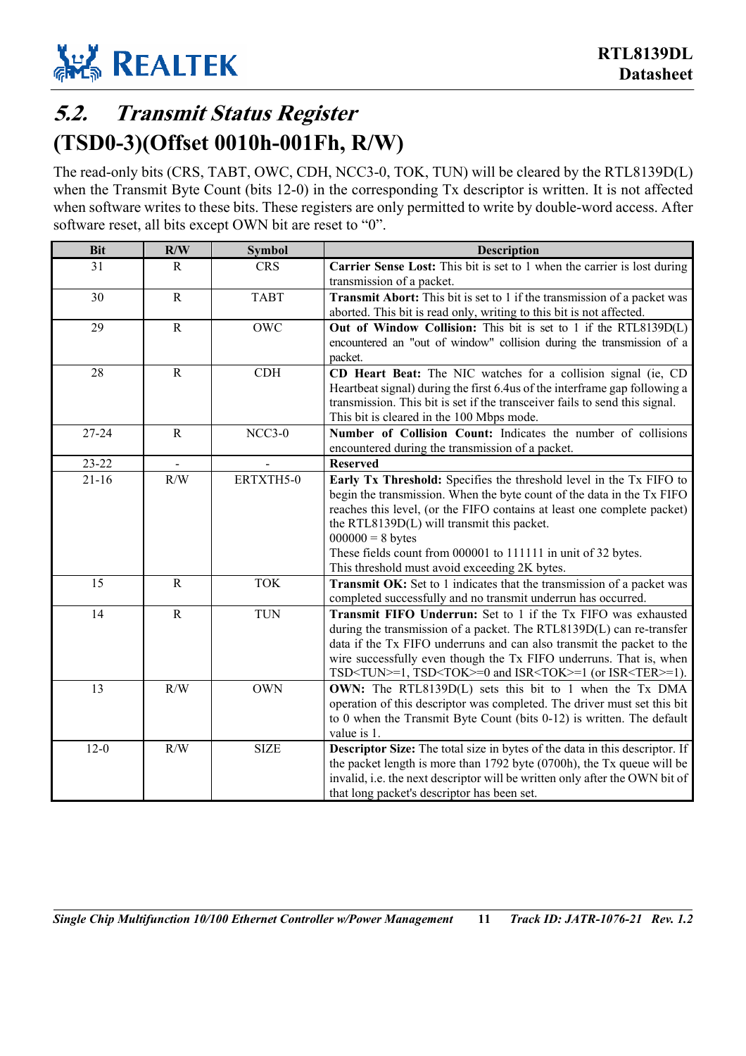## 5.2. Transmit Status Register (TSD0-3)(Offset 0010h-001Fh, R/W)

The read-only bits (CRS, TABT, OWC, CDH, NCC3-0, TOK, TUN) will be cleared by the RTL8139D(L) when the Transmit Byte Count (bits 12-0) in the corresponding Tx descriptor is written. It is not affected when software writes to these bits. These registers are only permitted to write by double-word access. After software reset, all bits except OWN bit are reset to "0".

| Bit | R/W | Symbol | Description |
|---|---|---|---|
| 31 | R | CRS | **Carrier Sense Lost:** This bit is set to 1 when the carrier is lost during transmission of a packet. |
| 30 | R | TABT | **Transmit Abort:** This bit is set to 1 if the transmission of a packet was aborted. This bit is read only, writing to this bit is not affected. |
| 29 | R | OWC | **Out of Window Collision:** This bit is set to 1 if the RTL8139D(L) encountered an "out of window" collision during the transmission of a packet. |
| 28 | R | CDH | **CD Heart Beat:** The NIC watches for a collision signal (ie, CD Heartbeat signal) during the first 6.4us of the interframe gap following a transmission. This bit is set if the transceiver fails to send this signal. This bit is cleared in the 100 Mbps mode. |
| 27-24 | R | NCC3-0 | **Number of Collision Count:** Indicates the number of collisions encountered during the transmission of a packet. |
| 23-22 | - | - | **Reserved** |
| 21-16 | R/W | ERTXTH5-0 | **Early Tx Threshold:** Specifies the threshold level in the Tx FIFO to begin the transmission. When the byte count of the data in the Tx FIFO reaches this level, (or the FIFO contains at least one complete packet) the RTL8139D(L) will transmit this packet.<br>000000 = 8 bytes<br>These fields count from 000001 to 111111 in unit of 32 bytes.<br>This threshold must avoid exceeding 2K bytes. |
| 15 | R | TOK | **Transmit OK:** Set to 1 indicates that the transmission of a packet was completed successfully and no transmit underrun has occurred. |
| 14 | R | TUN | **Transmit FIFO Underrun:** Set to 1 if the Tx FIFO was exhausted during the transmission of a packet. The RTL8139D(L) can re-transfer data if the Tx FIFO underruns and can also transmit the packet to the wire successfully even though the Tx FIFO underruns. That is, when TSD<TUN>=1, TSD<TOK>=0 and ISR<TOK>=1 (or ISR<TER>=1). |
| 13 | R/W | OWN | **OWN:** The RTL8139D(L) sets this bit to 1 when the Tx DMA operation of this descriptor was completed. The driver must set this bit to 0 when the Transmit Byte Count (bits 0-12) is written. The default value is 1. |
| 12-0 | R/W | SIZE | **Descriptor Size:** The total size in bytes of the data in this descriptor. If the packet length is more than 1792 byte (0700h), the Tx queue will be invalid, i.e. the next descriptor will be written only after the OWN bit of that long packet's descriptor has been set. |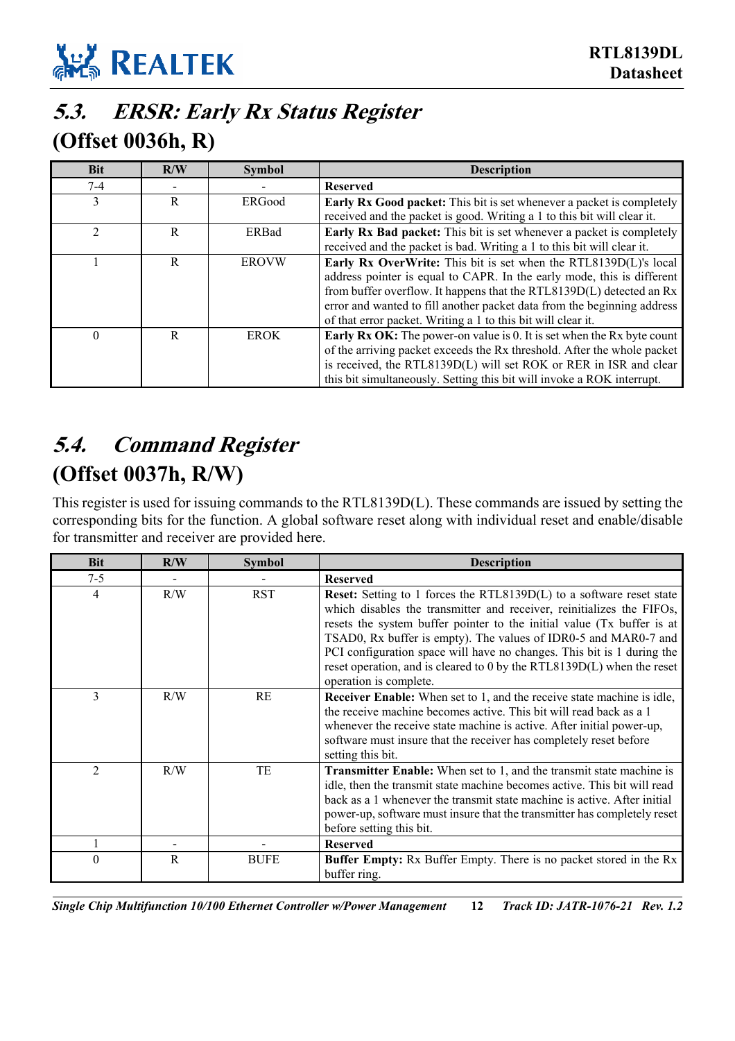## 5.3. *ERSR: Early Rx Status Register*

## (Offset 0036h, R)

| Bit | R/W | Symbol | Description |
|---|---|---|---|
| 7-4 | - | - | **Reserved** |
| 3 | R | ERGood | **Early Rx Good packet:** This bit is set whenever a packet is completely received and the packet is good. Writing a 1 to this bit will clear it. |
| 2 | R | ERBad | **Early Rx Bad packet:** This bit is set whenever a packet is completely received and the packet is bad. Writing a 1 to this bit will clear it. |
| 1 | R | EROVW | **Early Rx OverWrite:** This bit is set when the RTL8139D(L)'s local address pointer is equal to CAPR. In the early mode, this is different from buffer overflow. It happens that the RTL8139D(L) detected an Rx error and wanted to fill another packet data from the beginning address of that error packet. Writing a 1 to this bit will clear it. |
| 0 | R | EROK | **Early Rx OK:** The power-on value is 0. It is set when the Rx byte count of the arriving packet exceeds the Rx threshold. After the whole packet is received, the RTL8139D(L) will set ROK or RER in ISR and clear this bit simultaneously. Setting this bit will invoke a ROK interrupt. |

## 5.4. *Command Register*

## (Offset 0037h, R/W)

This register is used for issuing commands to the RTL8139D(L). These commands are issued by setting the corresponding bits for the function. A global software reset along with individual reset and enable/disable for transmitter and receiver are provided here.

| Bit | R/W | Symbol | Description |
|---|---|---|---|
| 7-5 | - | - | **Reserved** |
| 4 | R/W | RST | **Reset:** Setting to 1 forces the RTL8139D(L) to a software reset state which disables the transmitter and receiver, reinitializes the FIFOs, resets the system buffer pointer to the initial value (Tx buffer is at TSAD0, Rx buffer is empty). The values of IDR0-5 and MAR0-7 and PCI configuration space will have no changes. This bit is 1 during the reset operation, and is cleared to 0 by the RTL8139D(L) when the reset operation is complete. |
| 3 | R/W | RE | **Receiver Enable:** When set to 1, and the receive state machine is idle, the receive machine becomes active. This bit will read back as a 1 whenever the receive state machine is active. After initial power-up, software must insure that the receiver has completely reset before setting this bit. |
| 2 | R/W | TE | **Transmitter Enable:** When set to 1, and the transmit state machine is idle, then the transmit state machine becomes active. This bit will read back as a 1 whenever the transmit state machine is active. After initial power-up, software must insure that the transmitter has completely reset before setting this bit. |
| 1 | - | - | **Reserved** |
| 0 | R | BUFE | **Buffer Empty:** Rx Buffer Empty. There is no packet stored in the Rx buffer ring. |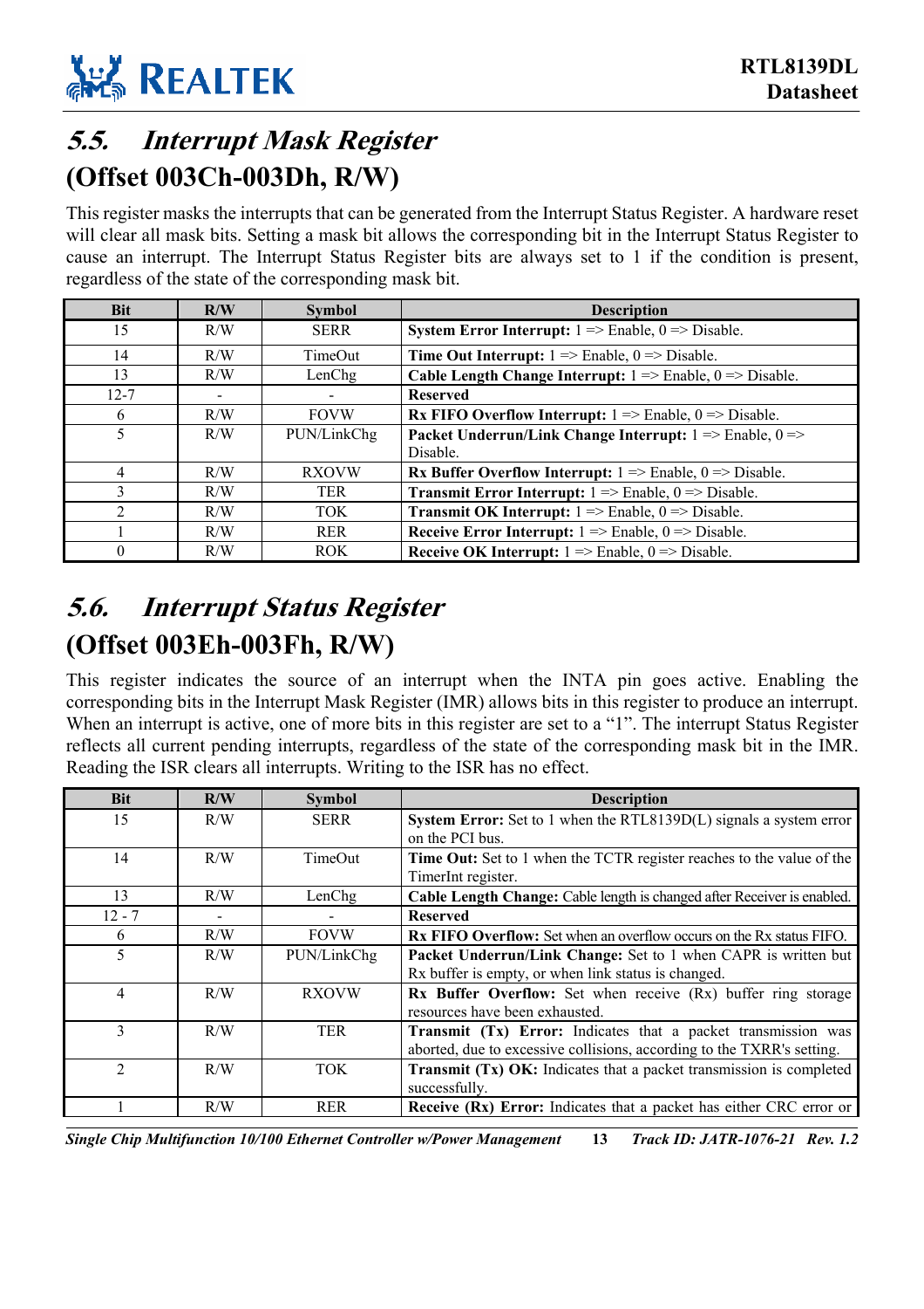## 5.5. Interrupt Mask Register (Offset 003Ch-003Dh, R/W)

This register masks the interrupts that can be generated from the Interrupt Status Register. A hardware reset will clear all mask bits. Setting a mask bit allows the corresponding bit in the Interrupt Status Register to cause an interrupt. The Interrupt Status Register bits are always set to 1 if the condition is present, regardless of the state of the corresponding mask bit.

| Bit | R/W | Symbol | Description |
|---|---|---|---|
| 15 | R/W | SERR | **System Error Interrupt:** 1 => Enable, 0 => Disable. |
| 14 | R/W | TimeOut | **Time Out Interrupt:** 1 => Enable, 0 => Disable. |
| 13 | R/W | LenChg | **Cable Length Change Interrupt:** 1 => Enable, 0 => Disable. |
| 12-7 | - | - | **Reserved** |
| 6 | R/W | FOVW | **Rx FIFO Overflow Interrupt:** 1 => Enable, 0 => Disable. |
| 5 | R/W | PUN/LinkChg | **Packet Underrun/Link Change Interrupt:** 1 => Enable, 0 => Disable. |
| 4 | R/W | RXOVW | **Rx Buffer Overflow Interrupt:** 1 => Enable, 0 => Disable. |
| 3 | R/W | TER | **Transmit Error Interrupt:** 1 => Enable, 0 => Disable. |
| 2 | R/W | TOK | **Transmit OK Interrupt:** 1 => Enable, 0 => Disable. |
| 1 | R/W | RER | **Receive Error Interrupt:** 1 => Enable, 0 => Disable. |
| 0 | R/W | ROK | **Receive OK Interrupt:** 1 => Enable, 0 => Disable. |

## 5.6. Interrupt Status Register (Offset 003Eh-003Fh, R/W)

This register indicates the source of an interrupt when the INTA pin goes active. Enabling the corresponding bits in the Interrupt Mask Register (IMR) allows bits in this register to produce an interrupt. When an interrupt is active, one of more bits in this register are set to a "1". The interrupt Status Register reflects all current pending interrupts, regardless of the state of the corresponding mask bit in the IMR. Reading the ISR clears all interrupts. Writing to the ISR has no effect.

| Bit | R/W | Symbol | Description |
|---|---|---|---|
| 15 | R/W | SERR | **System Error:** Set to 1 when the RTL8139D(L) signals a system error on the PCI bus. |
| 14 | R/W | TimeOut | **Time Out:** Set to 1 when the TCTR register reaches to the value of the TimerInt register. |
| 13 | R/W | LenChg | **Cable Length Change:** Cable length is changed after Receiver is enabled. |
| 12 - 7 | - | - | **Reserved** |
| 6 | R/W | FOVW | **Rx FIFO Overflow:** Set when an overflow occurs on the Rx status FIFO. |
| 5 | R/W | PUN/LinkChg | **Packet Underrun/Link Change:** Set to 1 when CAPR is written but Rx buffer is empty, or when link status is changed. |
| 4 | R/W | RXOVW | **Rx Buffer Overflow:** Set when receive (Rx) buffer ring storage resources have been exhausted. |
| 3 | R/W | TER | **Transmit (Tx) Error:** Indicates that a packet transmission was aborted, due to excessive collisions, according to the TXRR's setting. |
| 2 | R/W | TOK | **Transmit (Tx) OK:** Indicates that a packet transmission is completed successfully. |
| 1 | R/W | RER | **Receive (Rx) Error:** Indicates that a packet has either CRC error or |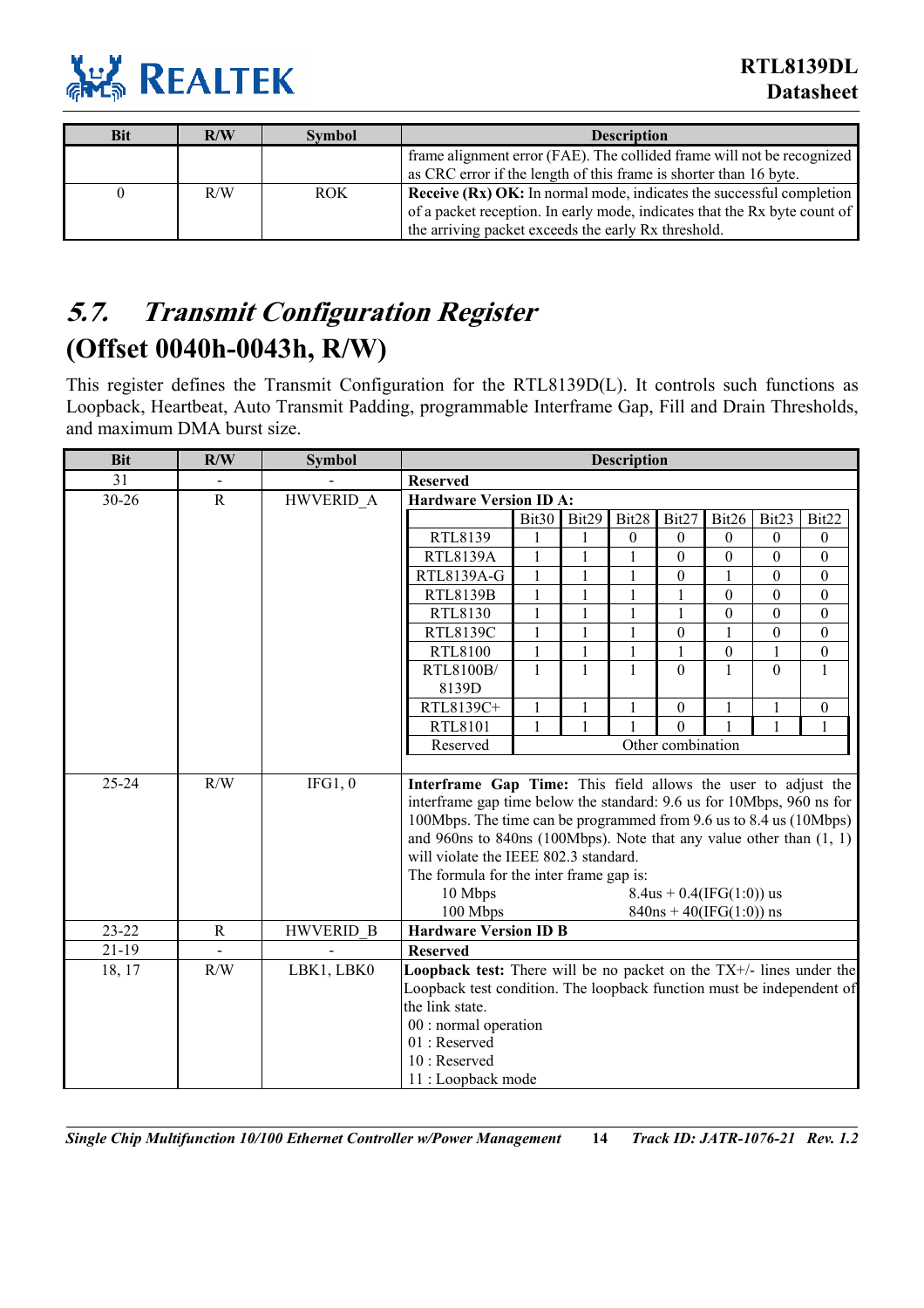| Bit | R/W | Symbol | Description |
|---|---|---|---|
| | | | frame alignment error (FAE). The collided frame will not be recognized as CRC error if the length of this frame is shorter than 16 byte. |
| 0 | R/W | ROK | **Receive (Rx) OK:** In normal mode, indicates the successful completion of a packet reception. In early mode, indicates that the Rx byte count of the arriving packet exceeds the early Rx threshold. |

## 5.7. *Transmit Configuration Register* (Offset 0040h-0043h, R/W)

This register defines the Transmit Configuration for the RTL8139D(L). It controls such functions as Loopback, Heartbeat, Auto Transmit Padding, programmable Interframe Gap, Fill and Drain Thresholds, and maximum DMA burst size.

| Bit | R/W | Symbol | Description |
|---|---|---|---|
| 31 | - | - | **Reserved** |
| 30-26 | R | HWVERID_A | **Hardware Version ID A:** (see table below) |
| 25-24 | R/W | IFG1, 0 | **Interframe Gap Time:** This field allows the user to adjust the interframe gap time below the standard: 9.6 us for 10Mbps, 960 ns for 100Mbps. The time can be programmed from 9.6 us to 8.4 us (10Mbps) and 960ns to 840ns (100Mbps). Note that any value other than (1, 1) will violate the IEEE 802.3 standard.<br>The formula for the inter frame gap is:<br>10 Mbps: 8.4us + 0.4(IFG(1:0)) us<br>100 Mbps: 840ns + 40(IFG(1:0)) ns |
| 23-22 | R | HWVERID_B | **Hardware Version ID B** |
| 21-19 | - | - | **Reserved** |
| 18, 17 | R/W | LBK1, LBK0 | **Loopback test:** There will be no packet on the TX+/- lines under the Loopback test condition. The loopback function must be independent of the link state.<br>00 : normal operation<br>01 : Reserved<br>10 : Reserved<br>11 : Loopback mode |

Hardware Version ID A:

| | Bit30 | Bit29 | Bit28 | Bit27 | Bit26 | Bit23 | Bit22 |
|---|---|---|---|---|---|---|---|
| RTL8139 | 1 | 1 | 0 | 0 | 0 | 0 | 0 |
| RTL8139A | 1 | 1 | 1 | 0 | 0 | 0 | 0 |
| RTL8139A-G | 1 | 1 | 1 | 0 | 1 | 0 | 0 |
| RTL8139B | 1 | 1 | 1 | 1 | 0 | 0 | 0 |
| RTL8130 | 1 | 1 | 1 | 1 | 0 | 0 | 0 |
| RTL8139C | 1 | 1 | 1 | 0 | 1 | 0 | 0 |
| RTL8100 | 1 | 1 | 1 | 1 | 0 | 1 | 0 |
| RTL8100B/ 8139D | 1 | 1 | 1 | 0 | 1 | 0 | 1 |
| RTL8139C+ | 1 | 1 | 1 | 0 | 1 | 1 | 0 |
| RTL8101 | 1 | 1 | 1 | 0 | 1 | 1 | 1 |
| Reserved | Other combination | | | | | | |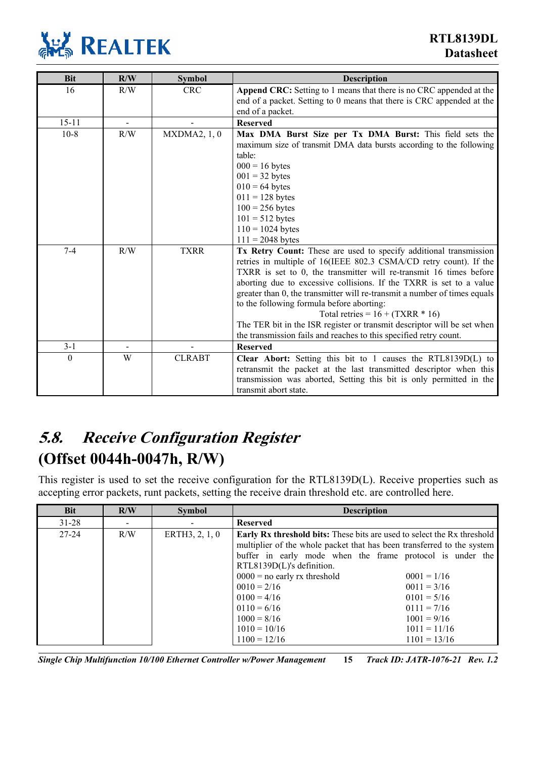| Bit | R/W | Symbol | Description |
|---|---|---|---|
| 16 | R/W | CRC | **Append CRC:** Setting to 1 means that there is no CRC appended at the end of a packet. Setting to 0 means that there is CRC appended at the end of a packet. |
| 15-11 | - | - | **Reserved** |
| 10-8 | R/W | MXDMA2, 1, 0 | **Max DMA Burst Size per Tx DMA Burst:** This field sets the maximum size of transmit DMA data bursts according to the following table:<br>000 = 16 bytes<br>001 = 32 bytes<br>010 = 64 bytes<br>011 = 128 bytes<br>100 = 256 bytes<br>101 = 512 bytes<br>110 = 1024 bytes<br>111 = 2048 bytes |
| 7-4 | R/W | TXRR | **Tx Retry Count:** These are used to specify additional transmission retries in multiple of 16(IEEE 802.3 CSMA/CD retry count). If the TXRR is set to 0, the transmitter will re-transmit 16 times before aborting due to excessive collisions. If the TXRR is set to a value greater than 0, the transmitter will re-transmit a number of times equals to the following formula before aborting:<br>Total retries = 16 + (TXRR * 16)<br>The TER bit in the ISR register or transmit descriptor will be set when the transmission fails and reaches to this specified retry count. |
| 3-1 | - | - | **Reserved** |
| 0 | W | CLRABT | **Clear Abort:** Setting this bit to 1 causes the RTL8139D(L) to retransmit the packet at the last transmitted descriptor when this transmission was aborted, Setting this bit is only permitted in the transmit abort state. |

## *5.8. Receive Configuration Register* (Offset 0044h-0047h, R/W)

This register is used to set the receive configuration for the RTL8139D(L). Receive properties such as accepting error packets, runt packets, setting the receive drain threshold etc. are controlled here.

| Bit | R/W | Symbol | Description |
|---|---|---|---|
| 31-28 | - | - | **Reserved** |
| 27-24 | R/W | ERTH3, 2, 1, 0 | **Early Rx threshold bits:** These bits are used to select the Rx threshold multiplier of the whole packet that has been transferred to the system buffer in early mode when the frame protocol is under the RTL8139D(L)'s definition.<br>0000 = no early rx threshold &nbsp;&nbsp; 0001 = 1/16<br>0010 = 2/16 &nbsp;&nbsp; 0011 = 3/16<br>0100 = 4/16 &nbsp;&nbsp; 0101 = 5/16<br>0110 = 6/16 &nbsp;&nbsp; 0111 = 7/16<br>1000 = 8/16 &nbsp;&nbsp; 1001 = 9/16<br>1010 = 10/16 &nbsp;&nbsp; 1011 = 11/16<br>1100 = 12/16 &nbsp;&nbsp; 1101 = 13/16 |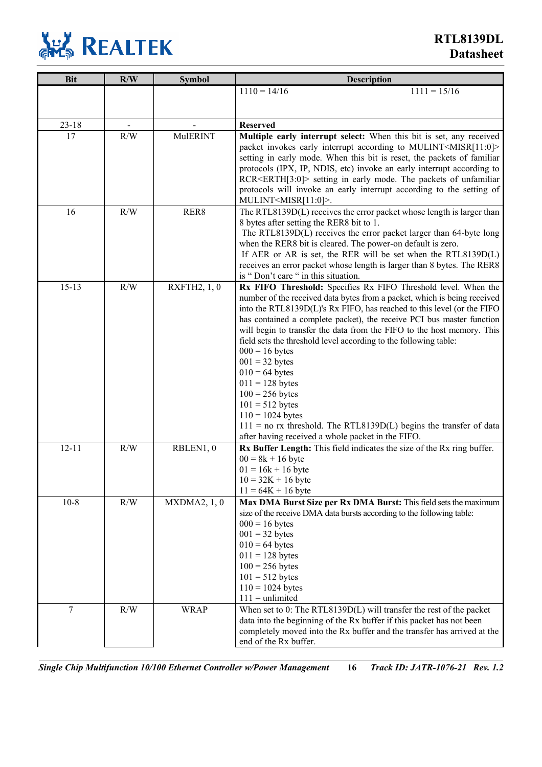| Bit | R/W | Symbol | Description |
|---|---|---|---|
| | | | 1110 = 14/16 1111 = 15/16 |
| 23-18 | - | - | **Reserved** |
| 17 | R/W | MulERINT | **Multiple early interrupt select:** When this bit is set, any received packet invokes early interrupt according to MULINT<MISR[11:0]> setting in early mode. When this bit is reset, the packets of familiar protocols (IPX, IP, NDIS, etc) invoke an early interrupt according to RCR<ERTH[3:0]> setting in early mode. The packets of unfamiliar protocols will invoke an early interrupt according to the setting of MULINT<MISR[11:0]>. |
| 16 | R/W | RER8 | The RTL8139D(L) receives the error packet whose length is larger than 8 bytes after setting the RER8 bit to 1.<br>The RTL8139D(L) receives the error packet larger than 64-byte long when the RER8 bit is cleared. The power-on default is zero.<br>If AER or AR is set, the RER will be set when the RTL8139D(L) receives an error packet whose length is larger than 8 bytes. The RER8 is " Don't care " in this situation. |
| 15-13 | R/W | RXFTH2, 1, 0 | **Rx FIFO Threshold:** Specifies Rx FIFO Threshold level. When the number of the received data bytes from a packet, which is being received into the RTL8139D(L)'s Rx FIFO, has reached to this level (or the FIFO has contained a complete packet), the receive PCI bus master function will begin to transfer the data from the FIFO to the host memory. This field sets the threshold level according to the following table:<br>000 = 16 bytes<br>001 = 32 bytes<br>010 = 64 bytes<br>011 = 128 bytes<br>100 = 256 bytes<br>101 = 512 bytes<br>110 = 1024 bytes<br>111 = no rx threshold. The RTL8139D(L) begins the transfer of data after having received a whole packet in the FIFO. |
| 12-11 | R/W | RBLEN1, 0 | **Rx Buffer Length:** This field indicates the size of the Rx ring buffer.<br>00 = 8k + 16 byte<br>01 = 16k + 16 byte<br>10 = 32K + 16 byte<br>11 = 64K + 16 byte |
| 10-8 | R/W | MXDMA2, 1, 0 | **Max DMA Burst Size per Rx DMA Burst:** This field sets the maximum size of the receive DMA data bursts according to the following table:<br>000 = 16 bytes<br>001 = 32 bytes<br>010 = 64 bytes<br>011 = 128 bytes<br>100 = 256 bytes<br>101 = 512 bytes<br>110 = 1024 bytes<br>111 = unlimited |
| 7 | R/W | WRAP | When set to 0: The RTL8139D(L) will transfer the rest of the packet data into the beginning of the Rx buffer if this packet has not been completely moved into the Rx buffer and the transfer has arrived at the end of the Rx buffer. |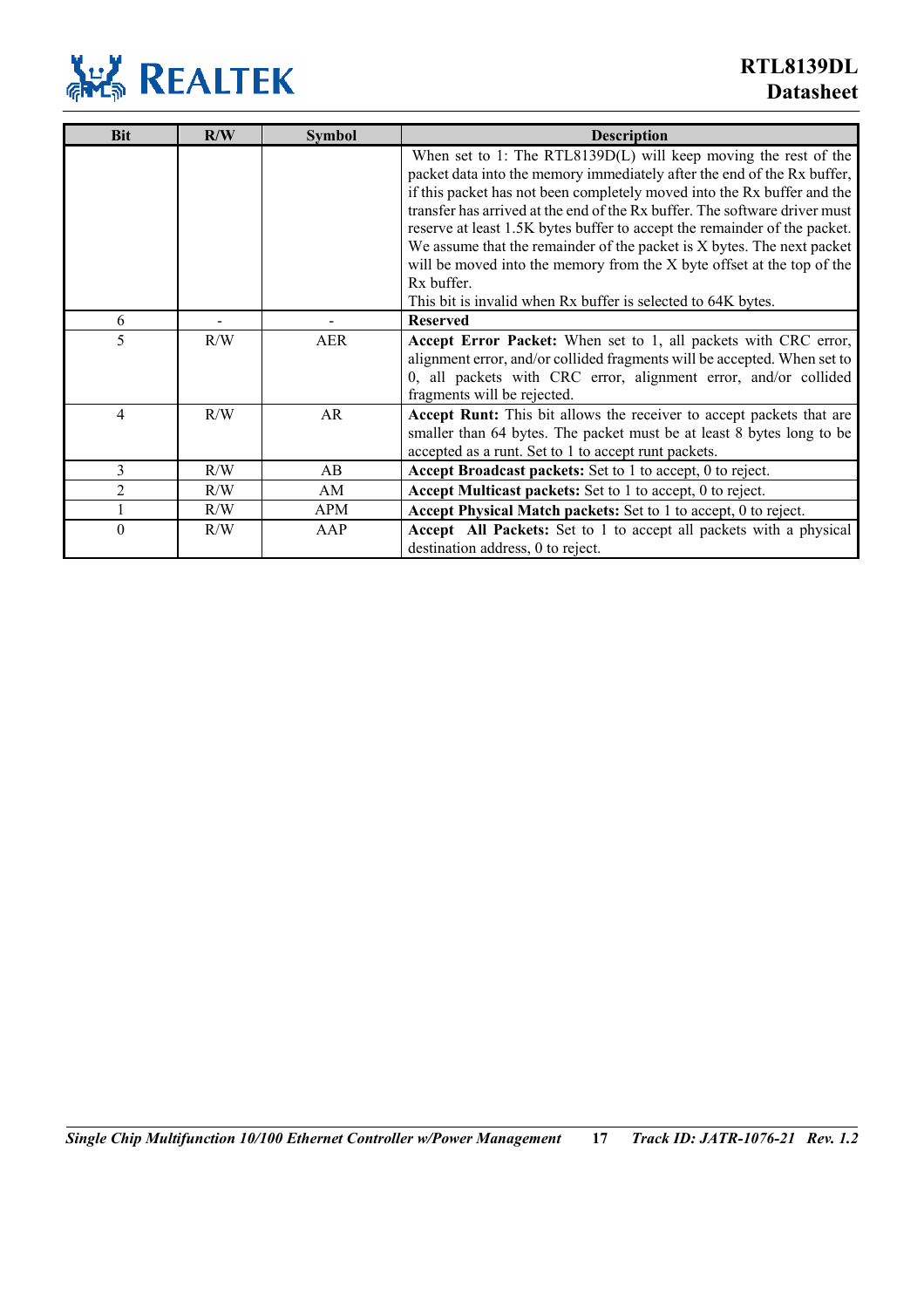| Bit | R/W | Symbol | Description |
|---|---|---|---|
| | | | When set to 1: The RTL8139D(L) will keep moving the rest of the packet data into the memory immediately after the end of the Rx buffer, if this packet has not been completely moved into the Rx buffer and the transfer has arrived at the end of the Rx buffer. The software driver must reserve at least 1.5K bytes buffer to accept the remainder of the packet. We assume that the remainder of the packet is X bytes. The next packet will be moved into the memory from the X byte offset at the top of the Rx buffer.<br>This bit is invalid when Rx buffer is selected to 64K bytes. |
| 6 | - | - | **Reserved** |
| 5 | R/W | AER | **Accept Error Packet:** When set to 1, all packets with CRC error, alignment error, and/or collided fragments will be accepted. When set to 0, all packets with CRC error, alignment error, and/or collided fragments will be rejected. |
| 4 | R/W | AR | **Accept Runt:** This bit allows the receiver to accept packets that are smaller than 64 bytes. The packet must be at least 8 bytes long to be accepted as a runt. Set to 1 to accept runt packets. |
| 3 | R/W | AB | **Accept Broadcast packets:** Set to 1 to accept, 0 to reject. |
| 2 | R/W | AM | **Accept Multicast packets:** Set to 1 to accept, 0 to reject. |
| 1 | R/W | APM | **Accept Physical Match packets:** Set to 1 to accept, 0 to reject. |
| 0 | R/W | AAP | **Accept All Packets:** Set to 1 to accept all packets with a physical destination address, 0 to reject. |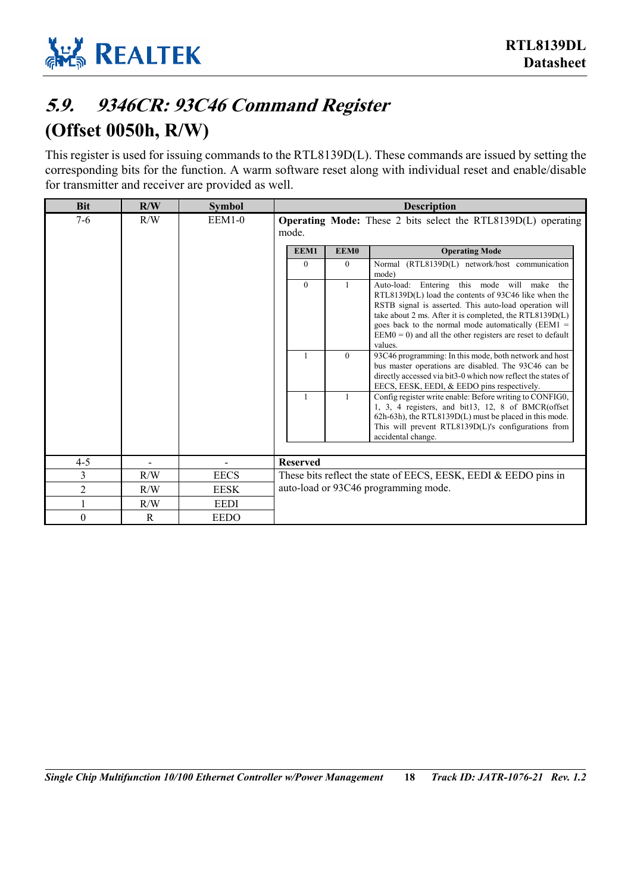## *5.9. 9346CR: 93C46 Command Register*
## (Offset 0050h, R/W)

This register is used for issuing commands to the RTL8139D(L). These commands are issued by setting the corresponding bits for the function. A warm software reset along with individual reset and enable/disable for transmitter and receiver are provided as well.

| Bit | R/W | Symbol | Description |
|---|---|---|---|
| 7-6 | R/W | EEM1-0 | **Operating Mode:** These 2 bits select the RTL8139D(L) operating mode.<br><br>EEM1=0, EEM0=0: Normal (RTL8139D(L) network/host communication mode)<br>EEM1=0, EEM0=1: Auto-load: Entering this mode will make the RTL8139D(L) load the contents of 93C46 like when the RSTB signal is asserted. This auto-load operation will take about 2 ms. After it is completed, the RTL8139D(L) goes back to the normal mode automatically (EEM1 = EEM0 = 0) and all the other registers are reset to default values.<br>EEM1=1, EEM0=0: 93C46 programming: In this mode, both network and host bus master operations are disabled. The 93C46 can be directly accessed via bit3-0 which now reflect the states of EECS, EESK, EEDI, & EEDO pins respectively.<br>EEM1=1, EEM0=1: Config register write enable: Before writing to CONFIG0, 1, 3, 4 registers, and bit13, 12, 8 of BMCR(offset 62h-63h), the RTL8139D(L) must be placed in this mode. This will prevent RTL8139D(L)'s configurations from accidental change. |
| 4-5 | - | - | **Reserved** |
| 3 | R/W | EECS | These bits reflect the state of EECS, EESK, EEDI & EEDO pins in auto-load or 93C46 programming mode. |
| 2 | R/W | EESK | |
| 1 | R/W | EEDI | |
| 0 | R | EEDO | |

| EEM1 | EEM0 | Operating Mode |
|---|---|---|
| 0 | 0 | Normal (RTL8139D(L) network/host communication mode) |
| 0 | 1 | Auto-load: Entering this mode will make the RTL8139D(L) load the contents of 93C46 like when the RSTB signal is asserted. This auto-load operation will take about 2 ms. After it is completed, the RTL8139D(L) goes back to the normal mode automatically (EEM1 = EEM0 = 0) and all the other registers are reset to default values. |
| 1 | 0 | 93C46 programming: In this mode, both network and host bus master operations are disabled. The 93C46 can be directly accessed via bit3-0 which now reflect the states of EECS, EESK, EEDI, & EEDO pins respectively. |
| 1 | 1 | Config register write enable: Before writing to CONFIG0, 1, 3, 4 registers, and bit13, 12, 8 of BMCR(offset 62h-63h), the RTL8139D(L) must be placed in this mode. This will prevent RTL8139D(L)'s configurations from accidental change. |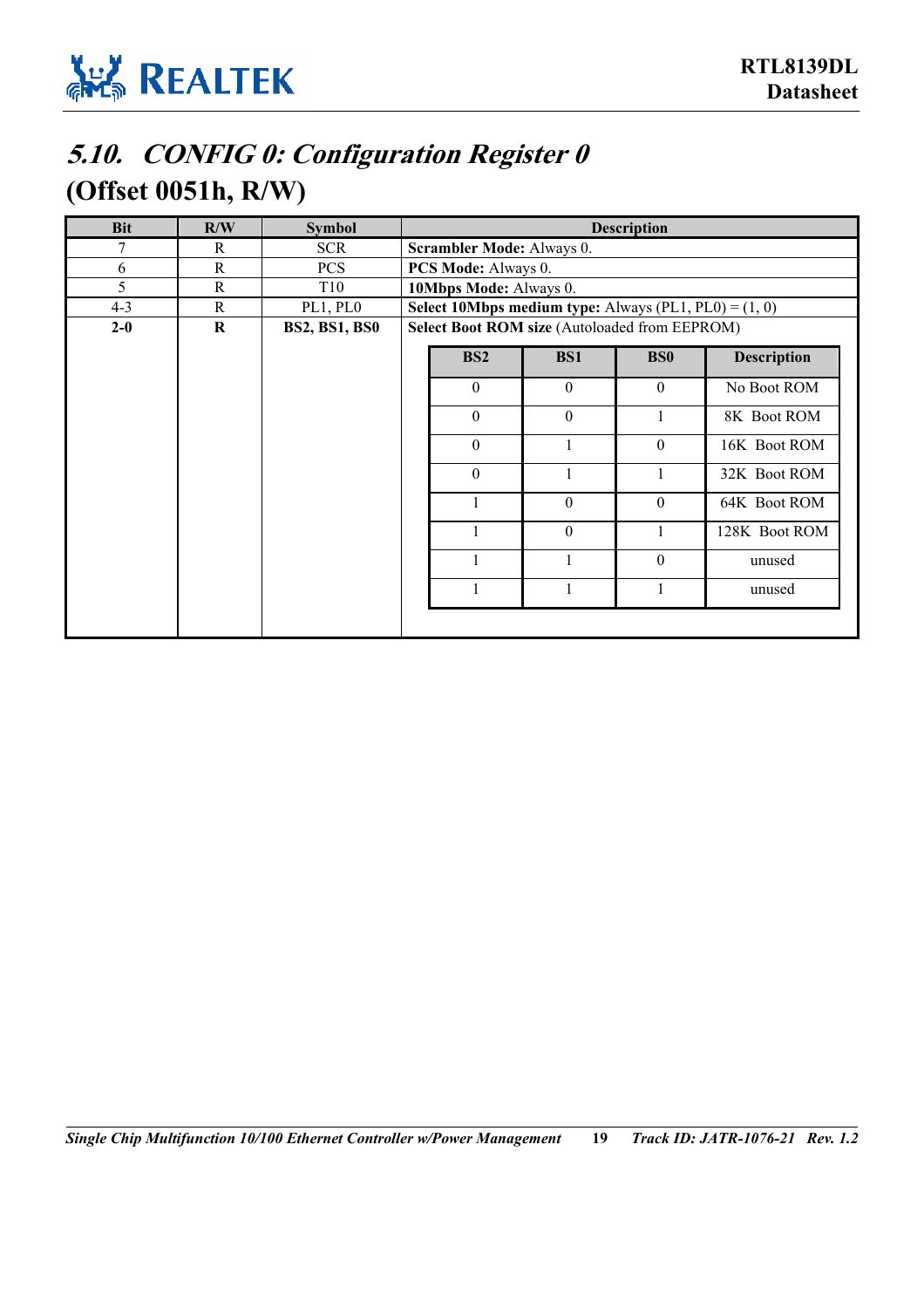## 5.10. CONFIG 0: Configuration Register 0 (Offset 0051h, R/W)

| Bit | R/W | Symbol | Description |
|---|---|---|---|
| 7 | R | SCR | **Scrambler Mode:** Always 0. |
| 6 | R | PCS | **PCS Mode:** Always 0. |
| 5 | R | T10 | **10Mbps Mode:** Always 0. |
| 4-3 | R | PL1, PL0 | **Select 10Mbps medium type:** Always (PL1, PL0) = (1, 0) |
| **2-0** | **R** | **BS2, BS1, BS0** | **Select Boot ROM size** (Autoloaded from EEPROM) |

| BS2 | BS1 | BS0 | Description |
|---|---|---|---|
| 0 | 0 | 0 | No Boot ROM |
| 0 | 0 | 1 | 8K Boot ROM |
| 0 | 1 | 0 | 16K Boot ROM |
| 0 | 1 | 1 | 32K Boot ROM |
| 1 | 0 | 0 | 64K Boot ROM |
| 1 | 0 | 1 | 128K Boot ROM |
| 1 | 1 | 0 | unused |
| 1 | 1 | 1 | unused |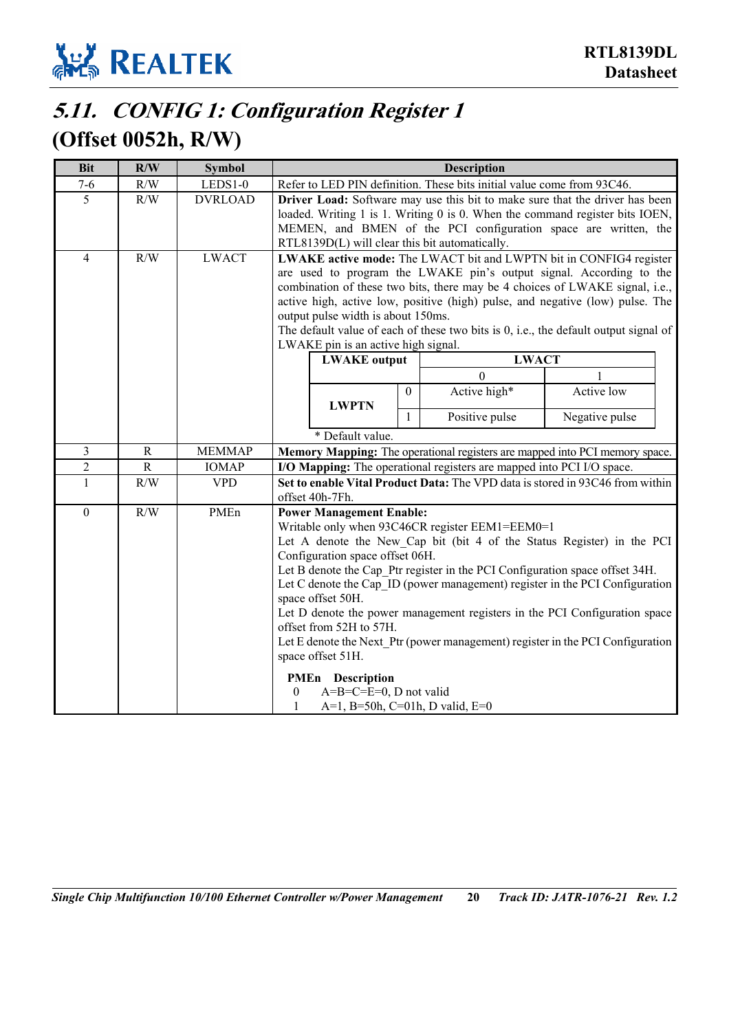## 5.11. CONFIG 1: Configuration Register 1

## (Offset 0052h, R/W)

| Bit | R/W | Symbol | Description |
|---|---|---|---|
| 7-6 | R/W | LEDS1-0 | Refer to LED PIN definition. These bits initial value come from 93C46. |
| 5 | R/W | DVRLOAD | **Driver Load:** Software may use this bit to make sure that the driver has been loaded. Writing 1 is 1. Writing 0 is 0. When the command register bits IOEN, MEMEN, and BMEN of the PCI configuration space are written, the RTL8139D(L) will clear this bit automatically. |
| 4 | R/W | LWACT | **LWAKE active mode:** The LWACT bit and LWPTN bit in CONFIG4 register are used to program the LWAKE pin's output signal. According to the combination of these two bits, there may be 4 choices of LWAKE signal, i.e., active high, active low, positive (high) pulse, and negative (low) pulse. The output pulse width is about 150ms.<br>The default value of each of these two bits is 0, i.e., the default output signal of LWAKE pin is an active high signal.<br>**LWAKE output** / **LWACT** 0 / 1:<br>**LWPTN** 0: Active high* / Active low<br>**LWPTN** 1: Positive pulse / Negative pulse<br>* Default value. |
| 3 | R | MEMMAP | **Memory Mapping:** The operational registers are mapped into PCI memory space. |
| 2 | R | IOMAP | **I/O Mapping:** The operational registers are mapped into PCI I/O space. |
| 1 | R/W | VPD | **Set to enable Vital Product Data:** The VPD data is stored in 93C46 from within offset 40h-7Fh. |
| 0 | R/W | PMEn | **Power Management Enable:**<br>Writable only when 93C46CR register EEM1=EEM0=1<br>Let A denote the New_Cap bit (bit 4 of the Status Register) in the PCI Configuration space offset 06H.<br>Let B denote the Cap_Ptr register in the PCI Configuration space offset 34H.<br>Let C denote the Cap_ID (power management) register in the PCI Configuration space offset 50H.<br>Let D denote the power management registers in the PCI Configuration space offset from 52H to 57H.<br>Let E denote the Next_Ptr (power management) register in the PCI Configuration space offset 51H.<br>**PMEn** **Description**<br>0 A=B=C=E=0, D not valid<br>1 A=1, B=50h, C=01h, D valid, E=0 |

LWAKE output table (Bit 4):

| LWAKE output | | LWACT 0 | LWACT 1 |
|---|---|---|---|
| LWPTN | 0 | Active high* | Active low |
| | 1 | Positive pulse | Negative pulse |

\* Default value.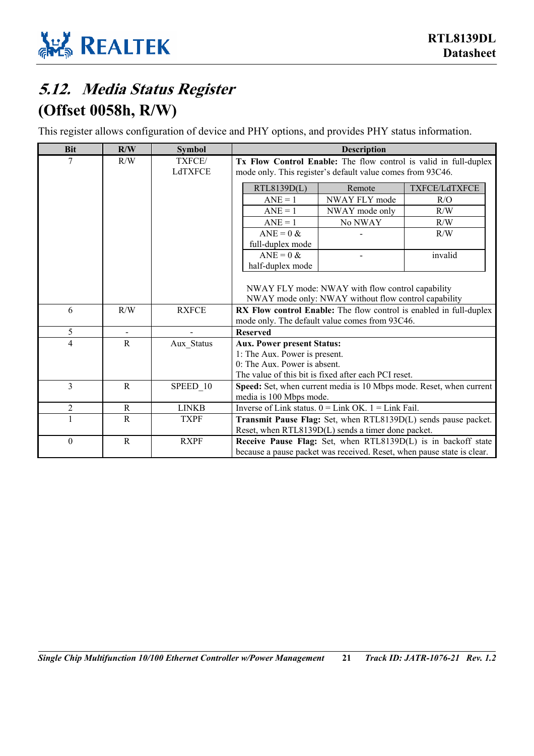## 5.12. Media Status Register

## (Offset 0058h, R/W)

This register allows configuration of device and PHY options, and provides PHY status information.

| Bit | R/W | Symbol | Description |
|---|---|---|---|
| 7 | R/W | TXFCE/ LdTXFCE | **Tx Flow Control Enable:** The flow control is valid in full-duplex mode only. This register's default value comes from 93C46. |
| 6 | R/W | RXFCE | **RX Flow control Enable:** The flow control is enabled in full-duplex mode only. The default value comes from 93C46. |
| 5 | - | - | **Reserved** |
| 4 | R | Aux_Status | **Aux. Power present Status:** 1: The Aux. Power is present. 0: The Aux. Power is absent. The value of this bit is fixed after each PCI reset. |
| 3 | R | SPEED_10 | **Speed:** Set, when current media is 10 Mbps mode. Reset, when current media is 100 Mbps mode. |
| 2 | R | LINKB | Inverse of Link status. 0 = Link OK. 1 = Link Fail. |
| 1 | R | TXPF | **Transmit Pause Flag:** Set, when RTL8139D(L) sends pause packet. Reset, when RTL8139D(L) sends a timer done packet. |
| 0 | R | RXPF | **Receive Pause Flag:** Set, when RTL8139D(L) is in backoff state because a pause packet was received. Reset, when pause state is clear. |

Bit 7 (TXFCE/LdTXFCE) behavior:

| RTL8139D(L) | Remote | TXFCE/LdTXFCE |
|---|---|---|
| ANE = 1 | NWAY FLY mode | R/O |
| ANE = 1 | NWAY mode only | R/W |
| ANE = 1 | No NWAY | R/W |
| ANE = 0 & full-duplex mode | - | R/W |
| ANE = 0 & half-duplex mode | - | invalid |

NWAY FLY mode: NWAY with flow control capability
NWAY mode only: NWAY without flow control capability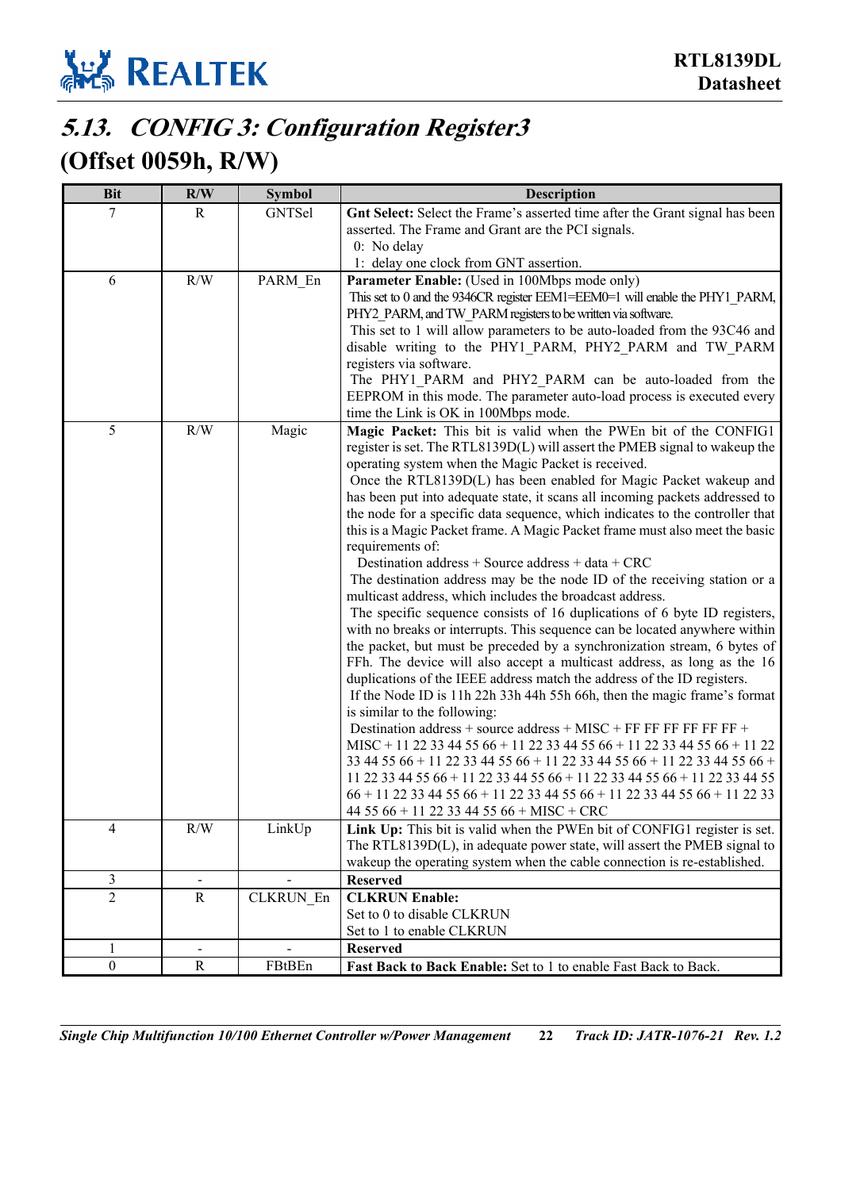## 5.13. *CONFIG 3: Configuration Register3*

## (Offset 0059h, R/W)

| Bit | R/W | Symbol | Description |
|---|---|---|---|
| 7 | R | GNTSel | **Gnt Select:** Select the Frame's asserted time after the Grant signal has been asserted. The Frame and Grant are the PCI signals.<br>0: No delay<br>1: delay one clock from GNT assertion. |
| 6 | R/W | PARM_En | **Parameter Enable:** (Used in 100Mbps mode only)<br>This set to 0 and the 9346CR register EEM1=EEM0=1 will enable the PHY1_PARM, PHY2_PARM, and TW_PARM registers to be written via software.<br>This set to 1 will allow parameters to be auto-loaded from the 93C46 and disable writing to the PHY1_PARM, PHY2_PARM and TW_PARM registers via software.<br>The PHY1_PARM and PHY2_PARM can be auto-loaded from the EEPROM in this mode. The parameter auto-load process is executed every time the Link is OK in 100Mbps mode. |
| 5 | R/W | Magic | **Magic Packet:** This bit is valid when the PWEn bit of the CONFIG1 register is set. The RTL8139D(L) will assert the PMEB signal to wakeup the operating system when the Magic Packet is received.<br>Once the RTL8139D(L) has been enabled for Magic Packet wakeup and has been put into adequate state, it scans all incoming packets addressed to the node for a specific data sequence, which indicates to the controller that this is a Magic Packet frame. A Magic Packet frame must also meet the basic requirements of:<br>Destination address + Source address + data + CRC<br>The destination address may be the node ID of the receiving station or a multicast address, which includes the broadcast address.<br>The specific sequence consists of 16 duplications of 6 byte ID registers, with no breaks or interrupts. This sequence can be located anywhere within the packet, but must be preceded by a synchronization stream, 6 bytes of FFh. The device will also accept a multicast address, as long as the 16 duplications of the IEEE address match the address of the ID registers.<br>If the Node ID is 11h 22h 33h 44h 55h 66h, then the magic frame's format is similar to the following:<br>Destination address + source address + MISC + FF FF FF FF FF FF + MISC + 11 22 33 44 55 66 + 11 22 33 44 55 66 + 11 22 33 44 55 66 + 11 22 33 44 55 66 + 11 22 33 44 55 66 + 11 22 33 44 55 66 + 11 22 33 44 55 66 + 11 22 33 44 55 66 + 11 22 33 44 55 66 + 11 22 33 44 55 66 + 11 22 33 44 55 66 + 11 22 33 44 55 66 + 11 22 33 44 55 66 + 11 22 33 44 55 66 + 11 22 33 44 55 66 + 11 22 33 44 55 66 + MISC + CRC |
| 4 | R/W | LinkUp | **Link Up:** This bit is valid when the PWEn bit of CONFIG1 register is set. The RTL8139D(L), in adequate power state, will assert the PMEB signal to wakeup the operating system when the cable connection is re-established. |
| 3 | - | - | **Reserved** |
| 2 | R | CLKRUN_En | **CLKRUN Enable:**<br>Set to 0 to disable CLKRUN<br>Set to 1 to enable CLKRUN |
| 1 | - | - | **Reserved** |
| 0 | R | FBtBEn | **Fast Back to Back Enable:** Set to 1 to enable Fast Back to Back. |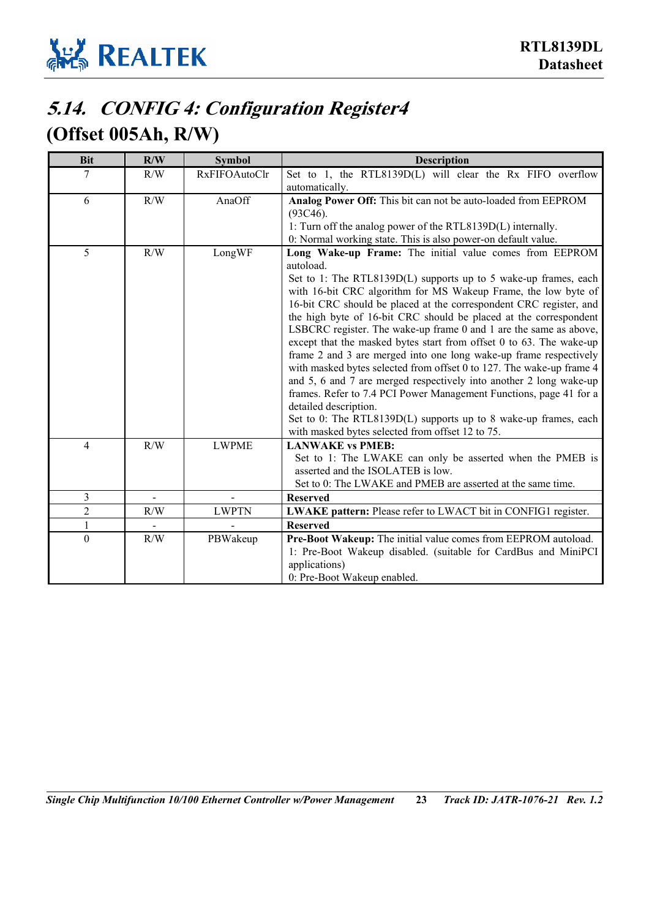## 5.14. CONFIG 4: Configuration Register4
## (Offset 005Ah, R/W)

| Bit | R/W | Symbol | Description |
|---|---|---|---|
| 7 | R/W | RxFIFOAutoClr | Set to 1, the RTL8139D(L) will clear the Rx FIFO overflow automatically. |
| 6 | R/W | AnaOff | **Analog Power Off:** This bit can not be auto-loaded from EEPROM (93C46).<br>1: Turn off the analog power of the RTL8139D(L) internally.<br>0: Normal working state. This is also power-on default value. |
| 5 | R/W | LongWF | **Long Wake-up Frame:** The initial value comes from EEPROM autoload.<br>Set to 1: The RTL8139D(L) supports up to 5 wake-up frames, each with 16-bit CRC algorithm for MS Wakeup Frame, the low byte of 16-bit CRC should be placed at the correspondent CRC register, and the high byte of 16-bit CRC should be placed at the correspondent LSBCRC register. The wake-up frame 0 and 1 are the same as above, except that the masked bytes start from offset 0 to 63. The wake-up frame 2 and 3 are merged into one long wake-up frame respectively with masked bytes selected from offset 0 to 127. The wake-up frame 4 and 5, 6 and 7 are merged respectively into another 2 long wake-up frames. Refer to 7.4 PCI Power Management Functions, page 41 for a detailed description.<br>Set to 0: The RTL8139D(L) supports up to 8 wake-up frames, each with masked bytes selected from offset 12 to 75. |
| 4 | R/W | LWPME | **LANWAKE vs PMEB:**<br>Set to 1: The LWAKE can only be asserted when the PMEB is asserted and the ISOLATEB is low.<br>Set to 0: The LWAKE and PMEB are asserted at the same time. |
| 3 | - | - | **Reserved** |
| 2 | R/W | LWPTN | **LWAKE pattern:** Please refer to LWACT bit in CONFIG1 register. |
| 1 | - | - | **Reserved** |
| 0 | R/W | PBWakeup | **Pre-Boot Wakeup:** The initial value comes from EEPROM autoload.<br>1: Pre-Boot Wakeup disabled. (suitable for CardBus and MiniPCI applications)<br>0: Pre-Boot Wakeup enabled. |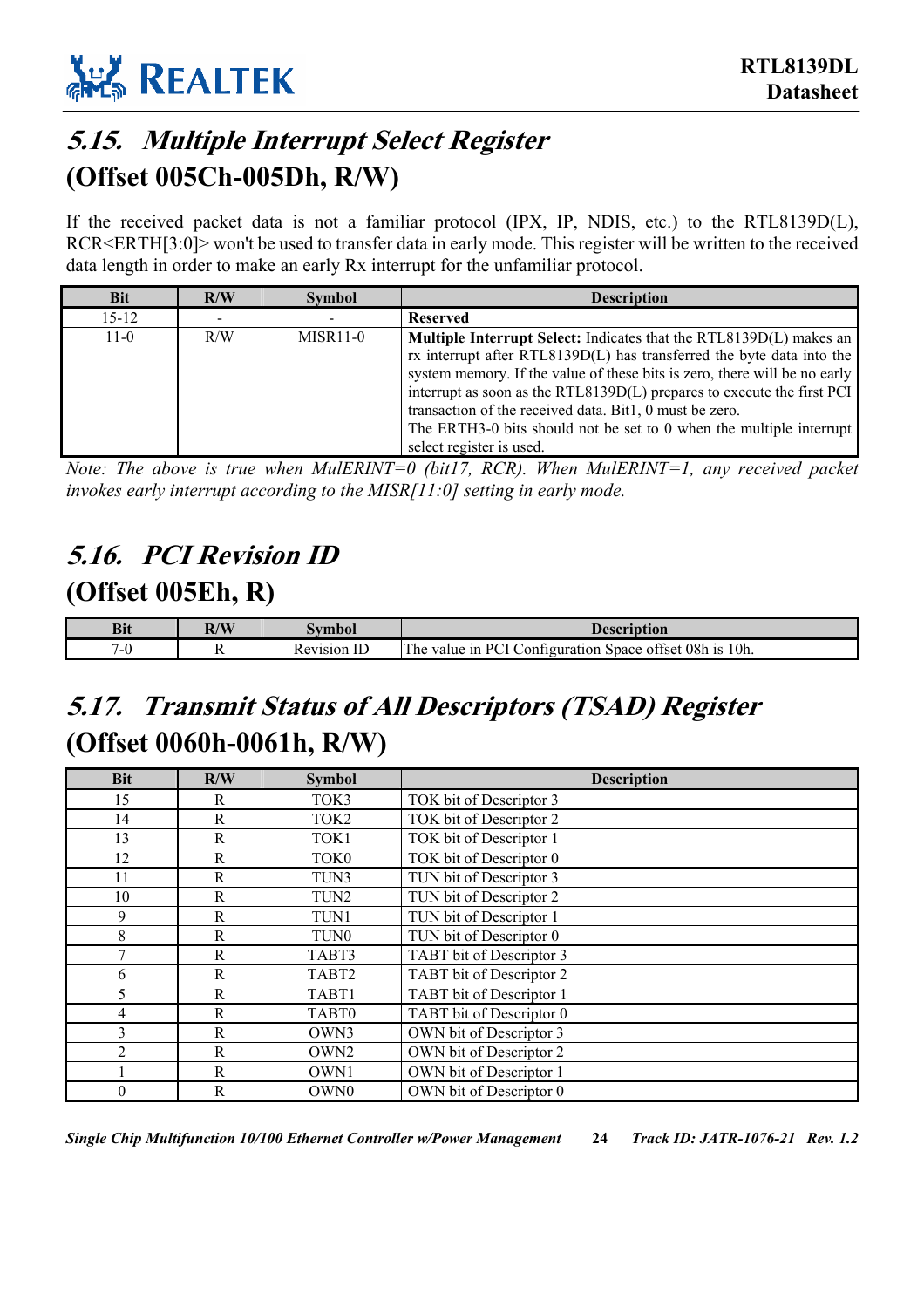## 5.15. *Multiple Interrupt Select Register*
## (Offset 005Ch-005Dh, R/W)

If the received packet data is not a familiar protocol (IPX, IP, NDIS, etc.) to the RTL8139D(L), RCR<ERTH[3:0]> won't be used to transfer data in early mode. This register will be written to the received data length in order to make an early Rx interrupt for the unfamiliar protocol.

| Bit | R/W | Symbol | Description |
|---|---|---|---|
| 15-12 | - | - | **Reserved** |
| 11-0 | R/W | MISR11-0 | **Multiple Interrupt Select:** Indicates that the RTL8139D(L) makes an rx interrupt after RTL8139D(L) has transferred the byte data into the system memory. If the value of these bits is zero, there will be no early interrupt as soon as the RTL8139D(L) prepares to execute the first PCI transaction of the received data. Bit1, 0 must be zero. The ERTH3-0 bits should not be set to 0 when the multiple interrupt select register is used. |

*Note: The above is true when MulERINT=0 (bit17, RCR). When MulERINT=1, any received packet invokes early interrupt according to the MISR[11:0] setting in early mode.*

## 5.16. *PCI Revision ID*
## (Offset 005Eh, R)

| Bit | R/W | Symbol | Description |
|---|---|---|---|
| 7-0 | R | Revision ID | The value in PCI Configuration Space offset 08h is 10h. |

## 5.17. *Transmit Status of All Descriptors (TSAD) Register*
## (Offset 0060h-0061h, R/W)

| Bit | R/W | Symbol | Description |
|---|---|---|---|
| 15 | R | TOK3 | TOK bit of Descriptor 3 |
| 14 | R | TOK2 | TOK bit of Descriptor 2 |
| 13 | R | TOK1 | TOK bit of Descriptor 1 |
| 12 | R | TOK0 | TOK bit of Descriptor 0 |
| 11 | R | TUN3 | TUN bit of Descriptor 3 |
| 10 | R | TUN2 | TUN bit of Descriptor 2 |
| 9 | R | TUN1 | TUN bit of Descriptor 1 |
| 8 | R | TUN0 | TUN bit of Descriptor 0 |
| 7 | R | TABT3 | TABT bit of Descriptor 3 |
| 6 | R | TABT2 | TABT bit of Descriptor 2 |
| 5 | R | TABT1 | TABT bit of Descriptor 1 |
| 4 | R | TABT0 | TABT bit of Descriptor 0 |
| 3 | R | OWN3 | OWN bit of Descriptor 3 |
| 2 | R | OWN2 | OWN bit of Descriptor 2 |
| 1 | R | OWN1 | OWN bit of Descriptor 1 |
| 0 | R | OWN0 | OWN bit of Descriptor 0 |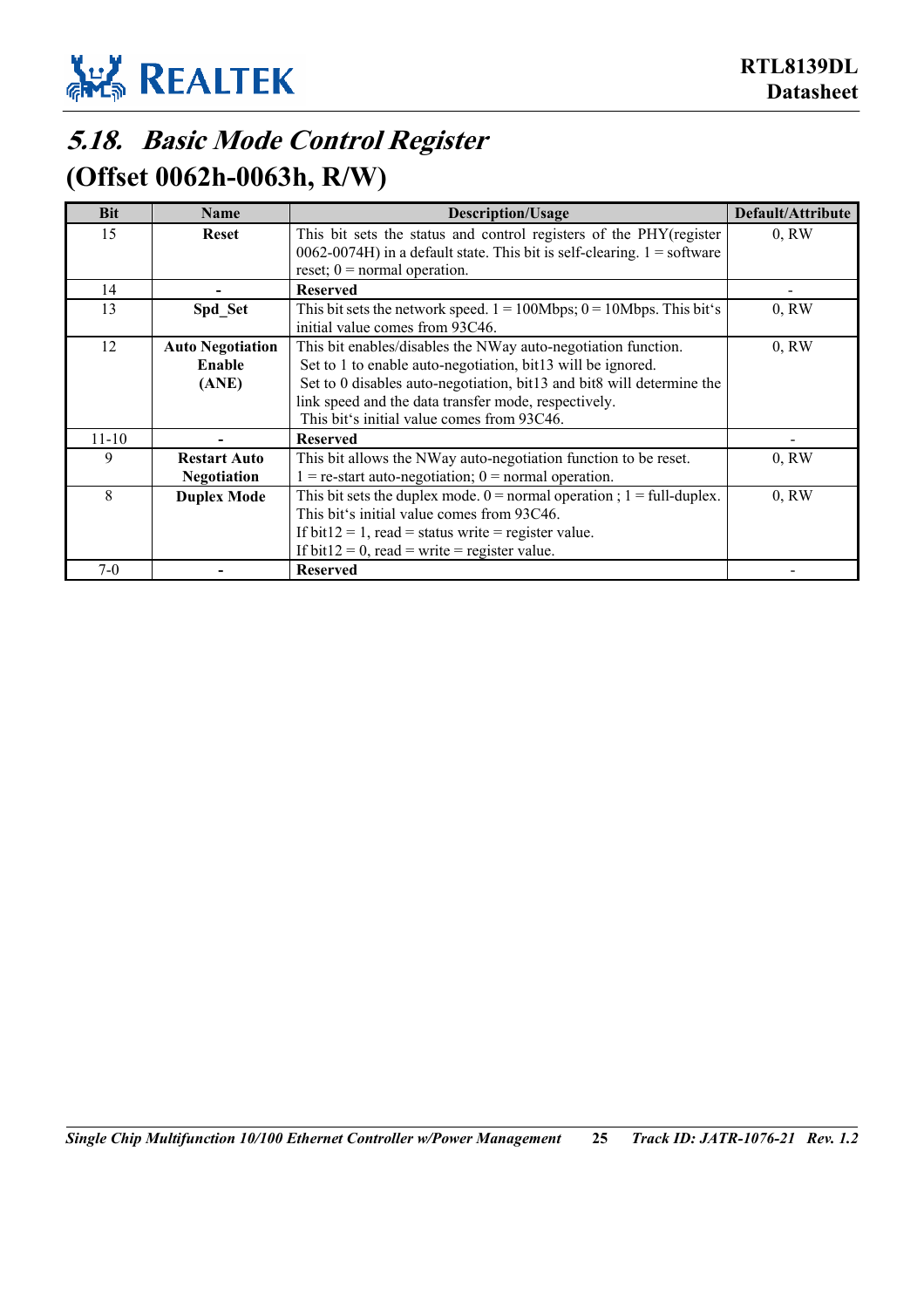## 5.18. Basic Mode Control Register

## (Offset 0062h-0063h, R/W)

| Bit | Name | Description/Usage | Default/Attribute |
|---|---|---|---|
| 15 | **Reset** | This bit sets the status and control registers of the PHY(register 0062-0074H) in a default state. This bit is self-clearing. 1 = software reset; 0 = normal operation. | 0, RW |
| 14 | **-** | **Reserved** | - |
| 13 | **Spd_Set** | This bit sets the network speed. 1 = 100Mbps; 0 = 10Mbps. This bit's initial value comes from 93C46. | 0, RW |
| 12 | **Auto Negotiation Enable (ANE)** | This bit enables/disables the NWay auto-negotiation function. Set to 1 to enable auto-negotiation, bit13 will be ignored. Set to 0 disables auto-negotiation, bit13 and bit8 will determine the link speed and the data transfer mode, respectively. This bit's initial value comes from 93C46. | 0, RW |
| 11-10 | **-** | **Reserved** | - |
| 9 | **Restart Auto Negotiation** | This bit allows the NWay auto-negotiation function to be reset. 1 = re-start auto-negotiation; 0 = normal operation. | 0, RW |
| 8 | **Duplex Mode** | This bit sets the duplex mode. 0 = normal operation ; 1 = full-duplex. This bit's initial value comes from 93C46. If bit12 = 1, read = status write = register value. If bit12 = 0, read = write = register value. | 0, RW |
| 7-0 | **-** | **Reserved** | - |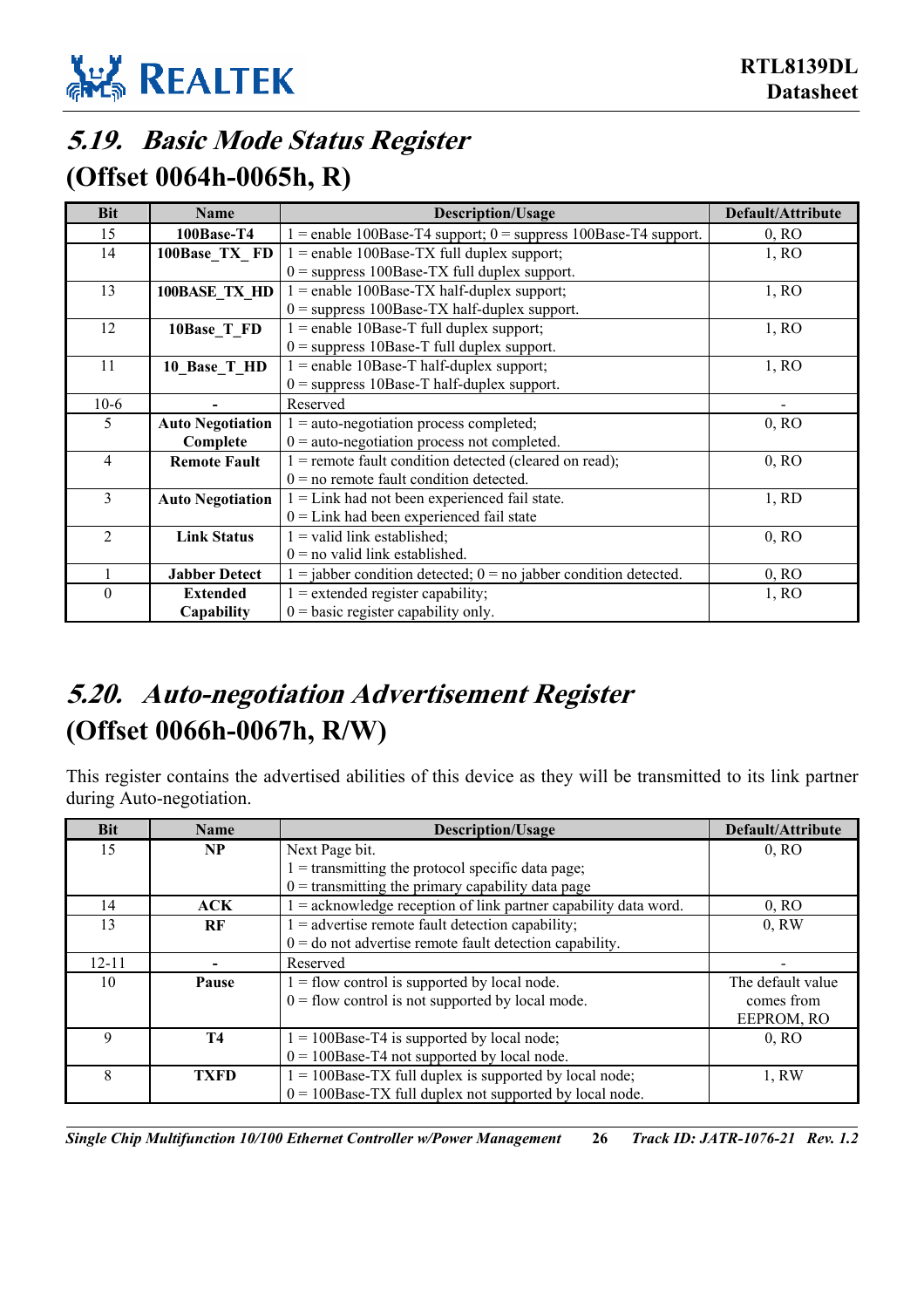## 5.19. Basic Mode Status Register (Offset 0064h-0065h, R)

| Bit | Name | Description/Usage | Default/Attribute |
|---|---|---|---|
| 15 | **100Base-T4** | 1 = enable 100Base-T4 support; 0 = suppress 100Base-T4 support. | 0, RO |
| 14 | **100Base_TX_ FD** | 1 = enable 100Base-TX full duplex support;<br>0 = suppress 100Base-TX full duplex support. | 1, RO |
| 13 | **100BASE_TX_HD** | 1 = enable 100Base-TX half-duplex support;<br>0 = suppress 100Base-TX half-duplex support. | 1, RO |
| 12 | **10Base_T_FD** | 1 = enable 10Base-T full duplex support;<br>0 = suppress 10Base-T full duplex support. | 1, RO |
| 11 | **10_Base_T_HD** | 1 = enable 10Base-T half-duplex support;<br>0 = suppress 10Base-T half-duplex support. | 1, RO |
| 10-6 | **-** | Reserved | - |
| 5 | **Auto Negotiation Complete** | 1 = auto-negotiation process completed;<br>0 = auto-negotiation process not completed. | 0, RO |
| 4 | **Remote Fault** | 1 = remote fault condition detected (cleared on read);<br>0 = no remote fault condition detected. | 0, RO |
| 3 | **Auto Negotiation** | 1 = Link had not been experienced fail state.<br>0 = Link had been experienced fail state | 1, RD |
| 2 | **Link Status** | 1 = valid link established;<br>0 = no valid link established. | 0, RO |
| 1 | **Jabber Detect** | 1 = jabber condition detected; 0 = no jabber condition detected. | 0, RO |
| 0 | **Extended Capability** | 1 = extended register capability;<br>0 = basic register capability only. | 1, RO |

## 5.20. Auto-negotiation Advertisement Register (Offset 0066h-0067h, R/W)

This register contains the advertised abilities of this device as they will be transmitted to its link partner during Auto-negotiation.

| Bit | Name | Description/Usage | Default/Attribute |
|---|---|---|---|
| 15 | **NP** | Next Page bit.<br>1 = transmitting the protocol specific data page;<br>0 = transmitting the primary capability data page | 0, RO |
| 14 | **ACK** | 1 = acknowledge reception of link partner capability data word. | 0, RO |
| 13 | **RF** | 1 = advertise remote fault detection capability;<br>0 = do not advertise remote fault detection capability. | 0, RW |
| 12-11 | **-** | Reserved | - |
| 10 | **Pause** | 1 = flow control is supported by local node.<br>0 = flow control is not supported by local mode. | The default value comes from EEPROM, RO |
| 9 | **T4** | 1 = 100Base-T4 is supported by local node;<br>0 = 100Base-T4 not supported by local node. | 0, RO |
| 8 | **TXFD** | 1 = 100Base-TX full duplex is supported by local node;<br>0 = 100Base-TX full duplex not supported by local node. | 1, RW |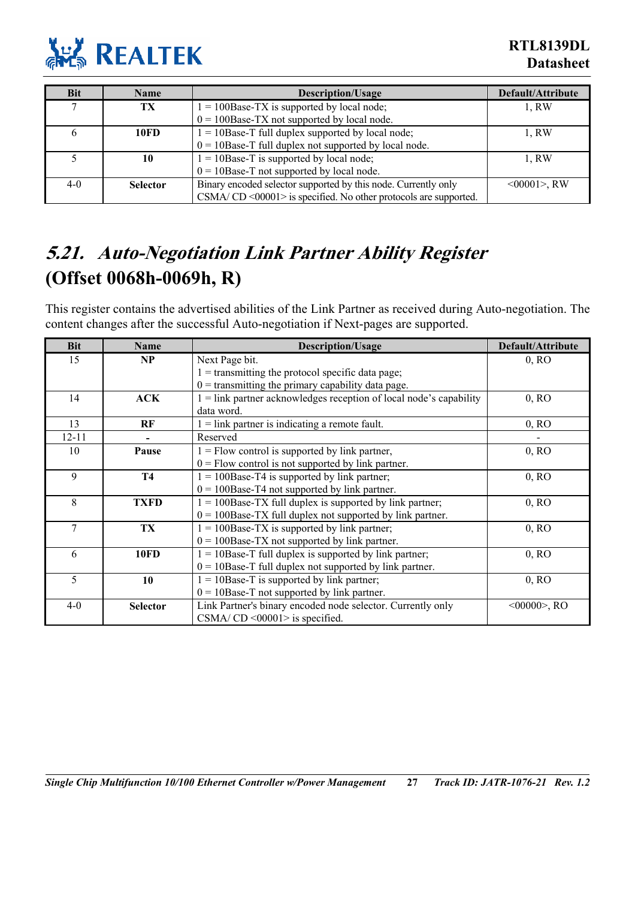| Bit | Name | Description/Usage | Default/Attribute |
|---|---|---|---|
| 7 | **TX** | 1 = 100Base-TX is supported by local node;<br>0 = 100Base-TX not supported by local node. | 1, RW |
| 6 | **10FD** | 1 = 10Base-T full duplex supported by local node;<br>0 = 10Base-T full duplex not supported by local node. | 1, RW |
| 5 | **10** | 1 = 10Base-T is supported by local node;<br>0 = 10Base-T not supported by local node. | 1, RW |
| 4-0 | **Selector** | Binary encoded selector supported by this node. Currently only CSMA/ CD <00001> is specified. No other protocols are supported. | <00001>, RW |

## *5.21. Auto-Negotiation Link Partner Ability Register* (Offset 0068h-0069h, R)

This register contains the advertised abilities of the Link Partner as received during Auto-negotiation. The content changes after the successful Auto-negotiation if Next-pages are supported.

| Bit | Name | Description/Usage | Default/Attribute |
|---|---|---|---|
| 15 | **NP** | Next Page bit.<br>1 = transmitting the protocol specific data page;<br>0 = transmitting the primary capability data page. | 0, RO |
| 14 | **ACK** | 1 = link partner acknowledges reception of local node's capability data word. | 0, RO |
| 13 | **RF** | 1 = link partner is indicating a remote fault. | 0, RO |
| 12-11 | **-** | Reserved | - |
| 10 | **Pause** | 1 = Flow control is supported by link partner,<br>0 = Flow control is not supported by link partner. | 0, RO |
| 9 | **T4** | 1 = 100Base-T4 is supported by link partner;<br>0 = 100Base-T4 not supported by link partner. | 0, RO |
| 8 | **TXFD** | 1 = 100Base-TX full duplex is supported by link partner;<br>0 = 100Base-TX full duplex not supported by link partner. | 0, RO |
| 7 | **TX** | 1 = 100Base-TX is supported by link partner;<br>0 = 100Base-TX not supported by link partner. | 0, RO |
| 6 | **10FD** | 1 = 10Base-T full duplex is supported by link partner;<br>0 = 10Base-T full duplex not supported by link partner. | 0, RO |
| 5 | **10** | 1 = 10Base-T is supported by link partner;<br>0 = 10Base-T not supported by link partner. | 0, RO |
| 4-0 | **Selector** | Link Partner's binary encoded node selector. Currently only CSMA/ CD <00001> is specified. | <00000>, RO |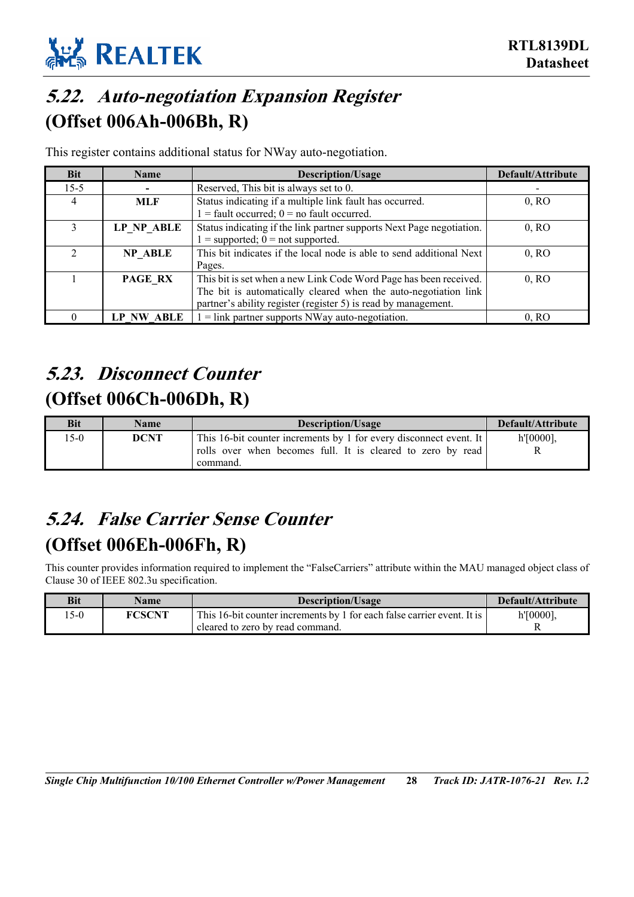## 5.22. Auto-negotiation Expansion Register (Offset 006Ah-006Bh, R)

This register contains additional status for NWay auto-negotiation.

| Bit | Name | Description/Usage | Default/Attribute |
|---|---|---|---|
| 15-5 | - | Reserved, This bit is always set to 0. | - |
| 4 | **MLF** | Status indicating if a multiple link fault has occurred.<br>1 = fault occurred; 0 = no fault occurred. | 0, RO |
| 3 | **LP_NP_ABLE** | Status indicating if the link partner supports Next Page negotiation.<br>1 = supported; 0 = not supported. | 0, RO |
| 2 | **NP_ABLE** | This bit indicates if the local node is able to send additional Next Pages. | 0, RO |
| 1 | **PAGE_RX** | This bit is set when a new Link Code Word Page has been received. The bit is automatically cleared when the auto-negotiation link partner's ability register (register 5) is read by management. | 0, RO |
| 0 | **LP_NW_ABLE** | 1 = link partner supports NWay auto-negotiation. | 0, RO |

## 5.23. Disconnect Counter (Offset 006Ch-006Dh, R)

| Bit | Name | Description/Usage | Default/Attribute |
|---|---|---|---|
| 15-0 | **DCNT** | This 16-bit counter increments by 1 for every disconnect event. It rolls over when becomes full. It is cleared to zero by read command. | h'[0000], R |

## 5.24. False Carrier Sense Counter (Offset 006Eh-006Fh, R)

This counter provides information required to implement the "FalseCarriers" attribute within the MAU managed object class of Clause 30 of IEEE 802.3u specification.

| Bit | Name | Description/Usage | Default/Attribute |
|---|---|---|---|
| 15-0 | **FCSCNT** | This 16-bit counter increments by 1 for each false carrier event. It is cleared to zero by read command. | h'[0000], R |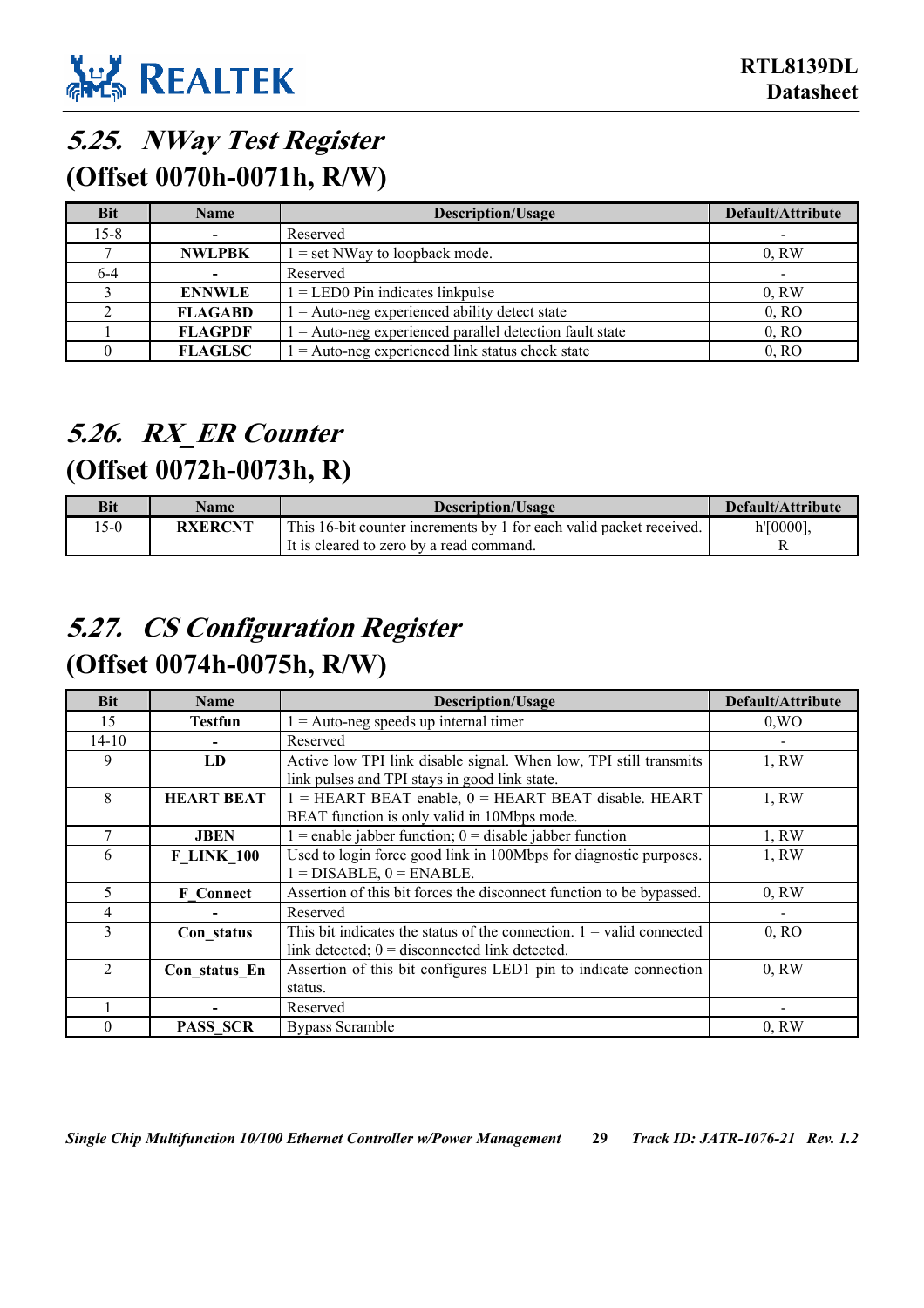## 5.25. NWay Test Register

## (Offset 0070h-0071h, R/W)

| Bit | Name | Description/Usage | Default/Attribute |
|---|---|---|---|
| 15-8 | - | Reserved | - |
| 7 | NWLPBK | 1 = set NWay to loopback mode. | 0, RW |
| 6-4 | - | Reserved | - |
| 3 | ENNWLE | 1 = LED0 Pin indicates linkpulse | 0, RW |
| 2 | FLAGABD | 1 = Auto-neg experienced ability detect state | 0, RO |
| 1 | FLAGPDF | 1 = Auto-neg experienced parallel detection fault state | 0, RO |
| 0 | FLAGLSC | 1 = Auto-neg experienced link status check state | 0, RO |

## 5.26. RX_ER Counter

## (Offset 0072h-0073h, R)

| Bit | Name | Description/Usage | Default/Attribute |
|---|---|---|---|
| 15-0 | RXERCNT | This 16-bit counter increments by 1 for each valid packet received. It is cleared to zero by a read command. | h'[0000], R |

## 5.27. CS Configuration Register

## (Offset 0074h-0075h, R/W)

| Bit | Name | Description/Usage | Default/Attribute |
|---|---|---|---|
| 15 | Testfun | 1 = Auto-neg speeds up internal timer | 0,WO |
| 14-10 | - | Reserved | - |
| 9 | LD | Active low TPI link disable signal. When low, TPI still transmits link pulses and TPI stays in good link state. | 1, RW |
| 8 | HEART BEAT | 1 = HEART BEAT enable, 0 = HEART BEAT disable. HEART BEAT function is only valid in 10Mbps mode. | 1, RW |
| 7 | JBEN | 1 = enable jabber function; 0 = disable jabber function | 1, RW |
| 6 | F_LINK_100 | Used to login force good link in 100Mbps for diagnostic purposes. 1 = DISABLE, 0 = ENABLE. | 1, RW |
| 5 | F_Connect | Assertion of this bit forces the disconnect function to be bypassed. | 0, RW |
| 4 | - | Reserved | - |
| 3 | Con_status | This bit indicates the status of the connection. 1 = valid connected link detected; 0 = disconnected link detected. | 0, RO |
| 2 | Con_status_En | Assertion of this bit configures LED1 pin to indicate connection status. | 0, RW |
| 1 | - | Reserved | - |
| 0 | PASS_SCR | Bypass Scramble | 0, RW |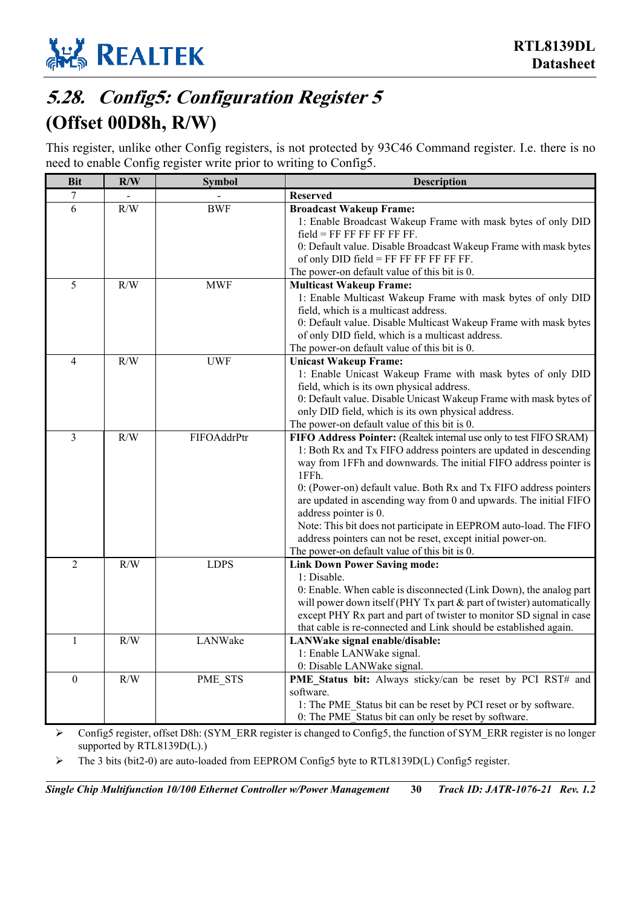## 5.28. *Config5: Configuration Register 5*

## (Offset 00D8h, R/W)

This register, unlike other Config registers, is not protected by 93C46 Command register. I.e. there is no need to enable Config register write prior to writing to Config5.

| Bit | R/W | Symbol | Description |
|---|---|---|---|
| 7 | - | - | **Reserved** |
| 6 | R/W | BWF | **Broadcast Wakeup Frame:**<br>1: Enable Broadcast Wakeup Frame with mask bytes of only DID field = FF FF FF FF FF FF.<br>0: Default value. Disable Broadcast Wakeup Frame with mask bytes of only DID field = FF FF FF FF FF FF.<br>The power-on default value of this bit is 0. |
| 5 | R/W | MWF | **Multicast Wakeup Frame:**<br>1: Enable Multicast Wakeup Frame with mask bytes of only DID field, which is a multicast address.<br>0: Default value. Disable Multicast Wakeup Frame with mask bytes of only DID field, which is a multicast address.<br>The power-on default value of this bit is 0. |
| 4 | R/W | UWF | **Unicast Wakeup Frame:**<br>1: Enable Unicast Wakeup Frame with mask bytes of only DID field, which is its own physical address.<br>0: Default value. Disable Unicast Wakeup Frame with mask bytes of only DID field, which is its own physical address.<br>The power-on default value of this bit is 0. |
| 3 | R/W | FIFOAddrPtr | **FIFO Address Pointer:** (Realtek internal use only to test FIFO SRAM)<br>1: Both Rx and Tx FIFO address pointers are updated in descending way from 1FFh and downwards. The initial FIFO address pointer is 1FFh.<br>0: (Power-on) default value. Both Rx and Tx FIFO address pointers are updated in ascending way from 0 and upwards. The initial FIFO address pointer is 0.<br>Note: This bit does not participate in EEPROM auto-load. The FIFO address pointers can not be reset, except initial power-on.<br>The power-on default value of this bit is 0. |
| 2 | R/W | LDPS | **Link Down Power Saving mode:**<br>1: Disable.<br>0: Enable. When cable is disconnected (Link Down), the analog part will power down itself (PHY Tx part & part of twister) automatically except PHY Rx part and part of twister to monitor SD signal in case that cable is re-connected and Link should be established again. |
| 1 | R/W | LANWake | **LANWake signal enable/disable:**<br>1: Enable LANWake signal.<br>0: Disable LANWake signal. |
| 0 | R/W | PME_STS | **PME_Status bit:** Always sticky/can be reset by PCI RST# and software.<br>1: The PME_Status bit can be reset by PCI reset or by software.<br>0: The PME_Status bit can only be reset by software. |

- Config5 register, offset D8h: (SYM_ERR register is changed to Config5, the function of SYM_ERR register is no longer supported by RTL8139D(L).)
- The 3 bits (bit2-0) are auto-loaded from EEPROM Config5 byte to RTL8139D(L) Config5 register.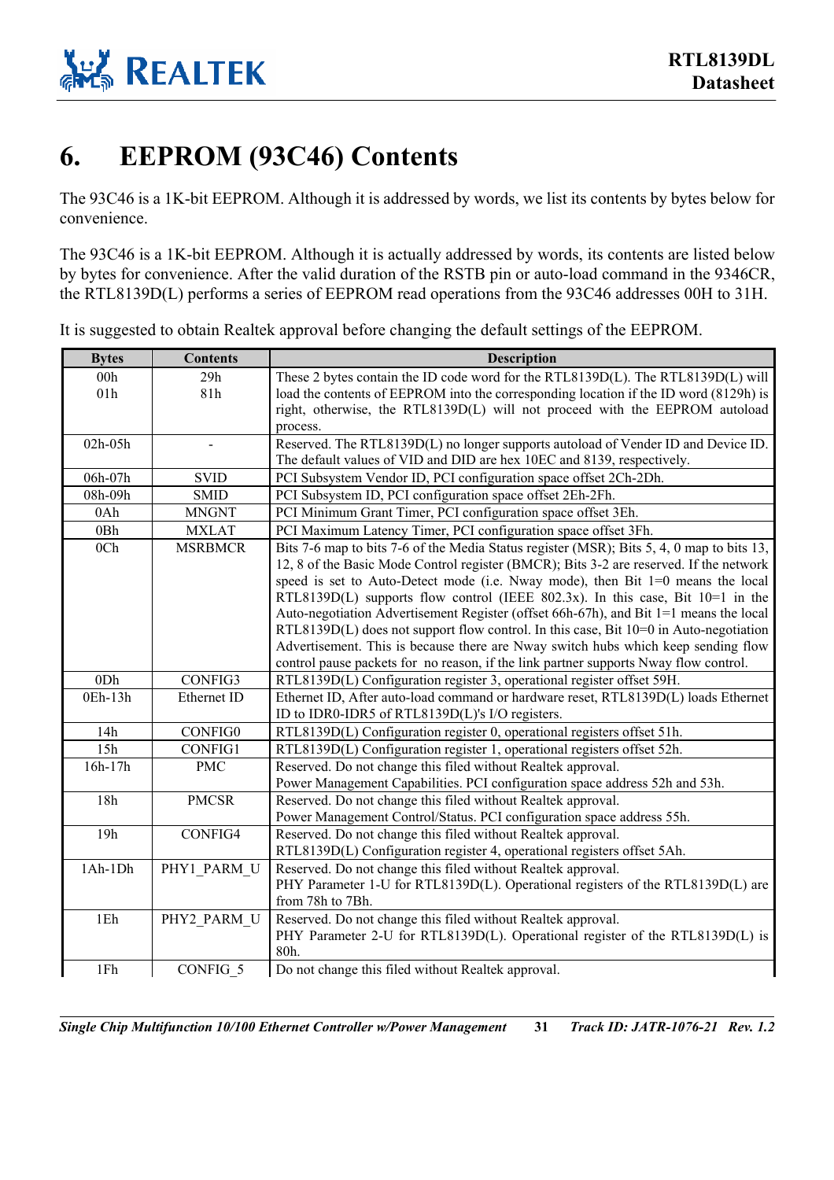# 6. EEPROM (93C46) Contents

The 93C46 is a 1K-bit EEPROM. Although it is addressed by words, we list its contents by bytes below for convenience.

The 93C46 is a 1K-bit EEPROM. Although it is actually addressed by words, its contents are listed below by bytes for convenience. After the valid duration of the RSTB pin or auto-load command in the 9346CR, the RTL8139D(L) performs a series of EEPROM read operations from the 93C46 addresses 00H to 31H.

It is suggested to obtain Realtek approval before changing the default settings of the EEPROM.

| Bytes | Contents | Description |
|---|---|---|
| 00h<br>01h | 29h<br>81h | These 2 bytes contain the ID code word for the RTL8139D(L). The RTL8139D(L) will load the contents of EEPROM into the corresponding location if the ID word (8129h) is right, otherwise, the RTL8139D(L) will not proceed with the EEPROM autoload process. |
| 02h-05h | - | Reserved. The RTL8139D(L) no longer supports autoload of Vender ID and Device ID. The default values of VID and DID are hex 10EC and 8139, respectively. |
| 06h-07h | SVID | PCI Subsystem Vendor ID, PCI configuration space offset 2Ch-2Dh. |
| 08h-09h | SMID | PCI Subsystem ID, PCI configuration space offset 2Eh-2Fh. |
| 0Ah | MNGNT | PCI Minimum Grant Timer, PCI configuration space offset 3Eh. |
| 0Bh | MXLAT | PCI Maximum Latency Timer, PCI configuration space offset 3Fh. |
| 0Ch | MSRBMCR | Bits 7-6 map to bits 7-6 of the Media Status register (MSR); Bits 5, 4, 0 map to bits 13, 12, 8 of the Basic Mode Control register (BMCR); Bits 3-2 are reserved. If the network speed is set to Auto-Detect mode (i.e. Nway mode), then Bit 1=0 means the local RTL8139D(L) supports flow control (IEEE 802.3x). In this case, Bit 10=1 in the Auto-negotiation Advertisement Register (offset 66h-67h), and Bit 1=1 means the local RTL8139D(L) does not support flow control. In this case, Bit 10=0 in Auto-negotiation Advertisement. This is because there are Nway switch hubs which keep sending flow control pause packets for no reason, if the link partner supports Nway flow control. |
| 0Dh | CONFIG3 | RTL8139D(L) Configuration register 3, operational register offset 59H. |
| 0Eh-13h | Ethernet ID | Ethernet ID, After auto-load command or hardware reset, RTL8139D(L) loads Ethernet ID to IDR0-IDR5 of RTL8139D(L)'s I/O registers. |
| 14h | CONFIG0 | RTL8139D(L) Configuration register 0, operational registers offset 51h. |
| 15h | CONFIG1 | RTL8139D(L) Configuration register 1, operational registers offset 52h. |
| 16h-17h | PMC | Reserved. Do not change this filed without Realtek approval.<br>Power Management Capabilities. PCI configuration space address 52h and 53h. |
| 18h | PMCSR | Reserved. Do not change this filed without Realtek approval.<br>Power Management Control/Status. PCI configuration space address 55h. |
| 19h | CONFIG4 | Reserved. Do not change this filed without Realtek approval.<br>RTL8139D(L) Configuration register 4, operational registers offset 5Ah. |
| 1Ah-1Dh | PHY1_PARM_U | Reserved. Do not change this filed without Realtek approval.<br>PHY Parameter 1-U for RTL8139D(L). Operational registers of the RTL8139D(L) are from 78h to 7Bh. |
| 1Eh | PHY2_PARM_U | Reserved. Do not change this filed without Realtek approval.<br>PHY Parameter 2-U for RTL8139D(L). Operational register of the RTL8139D(L) is 80h. |
| 1Fh | CONFIG_5 | Do not change this filed without Realtek approval. |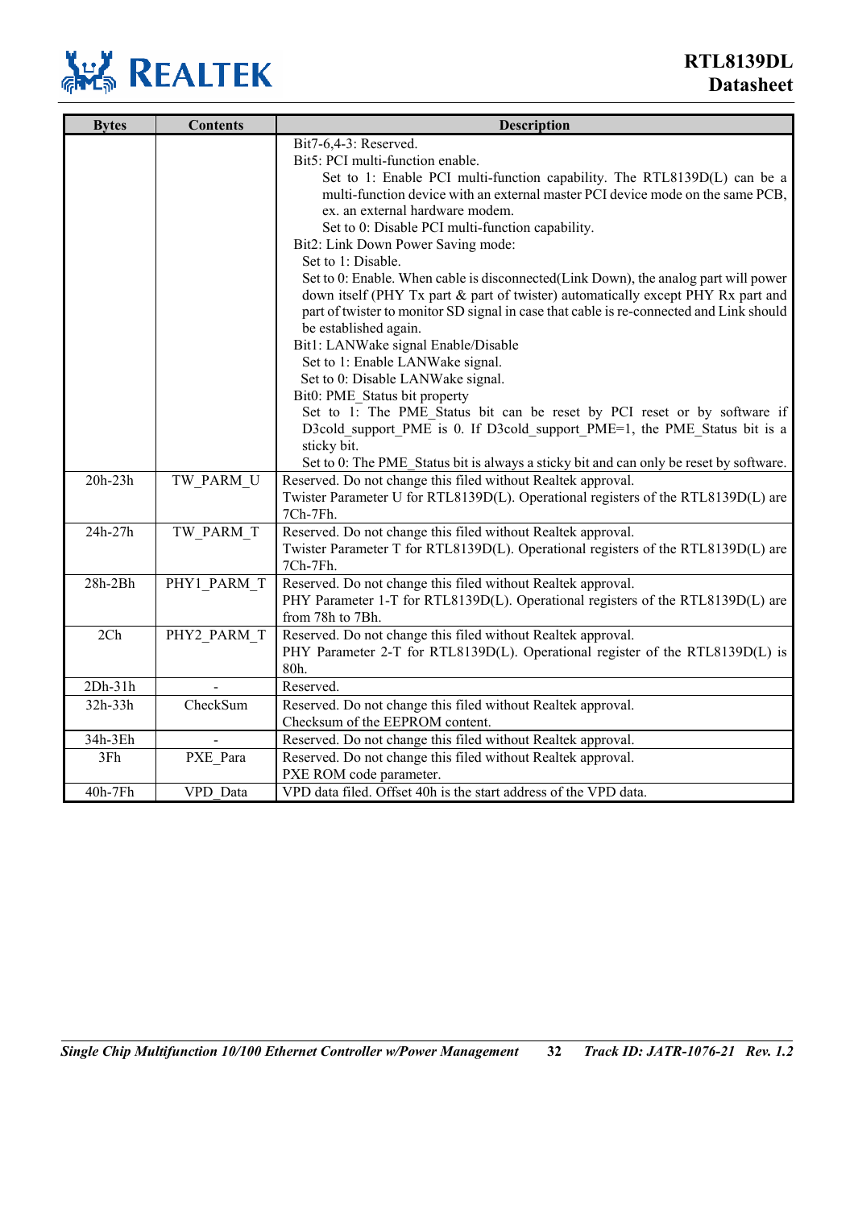| Bytes | Contents | Description |
|---|---|---|
| | | Bit7-6,4-3: Reserved.<br>Bit5: PCI multi-function enable.<br>Set to 1: Enable PCI multi-function capability. The RTL8139D(L) can be a multi-function device with an external master PCI device mode on the same PCB, ex. an external hardware modem.<br>Set to 0: Disable PCI multi-function capability.<br>Bit2: Link Down Power Saving mode:<br>Set to 1: Disable.<br>Set to 0: Enable. When cable is disconnected(Link Down), the analog part will power down itself (PHY Tx part & part of twister) automatically except PHY Rx part and part of twister to monitor SD signal in case that cable is re-connected and Link should be established again.<br>Bit1: LANWake signal Enable/Disable<br>Set to 1: Enable LANWake signal.<br>Set to 0: Disable LANWake signal.<br>Bit0: PME_Status bit property<br>Set to 1: The PME_Status bit can be reset by PCI reset or by software if D3cold_support_PME is 0. If D3cold_support_PME=1, the PME_Status bit is a sticky bit.<br>Set to 0: The PME_Status bit is always a sticky bit and can only be reset by software. |
| 20h-23h | TW_PARM_U | Reserved. Do not change this filed without Realtek approval.<br>Twister Parameter U for RTL8139D(L). Operational registers of the RTL8139D(L) are 7Ch-7Fh. |
| 24h-27h | TW_PARM_T | Reserved. Do not change this filed without Realtek approval.<br>Twister Parameter T for RTL8139D(L). Operational registers of the RTL8139D(L) are 7Ch-7Fh. |
| 28h-2Bh | PHY1_PARM_T | Reserved. Do not change this filed without Realtek approval.<br>PHY Parameter 1-T for RTL8139D(L). Operational registers of the RTL8139D(L) are from 78h to 7Bh. |
| 2Ch | PHY2_PARM_T | Reserved. Do not change this filed without Realtek approval.<br>PHY Parameter 2-T for RTL8139D(L). Operational register of the RTL8139D(L) is 80h. |
| 2Dh-31h | - | Reserved. |
| 32h-33h | CheckSum | Reserved. Do not change this filed without Realtek approval.<br>Checksum of the EEPROM content. |
| 34h-3Eh | - | Reserved. Do not change this filed without Realtek approval. |
| 3Fh | PXE_Para | Reserved. Do not change this filed without Realtek approval.<br>PXE ROM code parameter. |
| 40h-7Fh | VPD_Data | VPD data filed. Offset 40h is the start address of the VPD data. |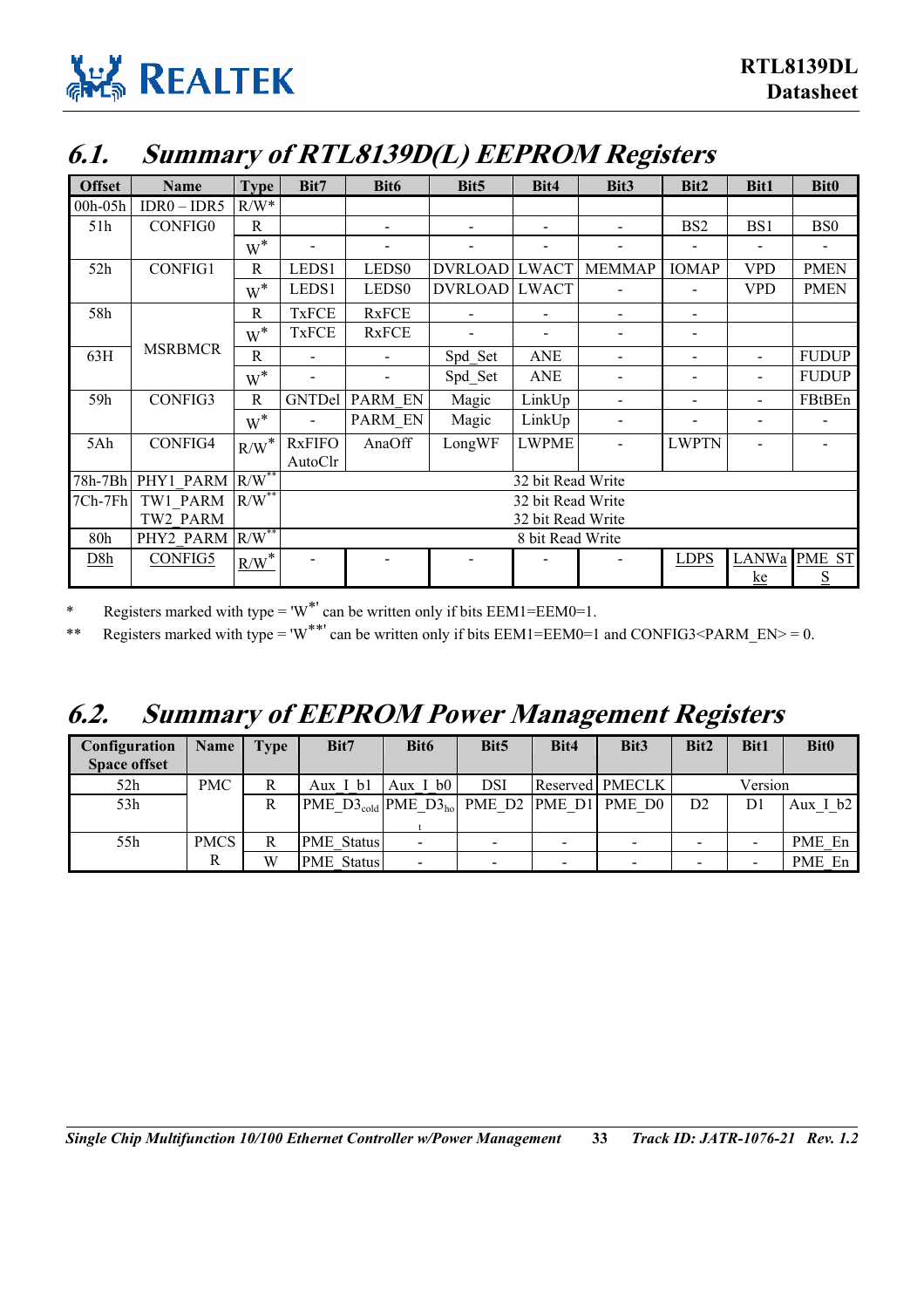## 6.1. Summary of RTL8139D(L) EEPROM Registers

| Offset | Name | Type | Bit7 | Bit6 | Bit5 | Bit4 | Bit3 | Bit2 | Bit1 | Bit0 |
|---|---|---|---|---|---|---|---|---|---|---|
| 00h-05h | IDR0 – IDR5 | R/W* | | | | | | | | |
| 51h | CONFIG0 | R | | - | - | - | - | BS2 | BS1 | BS0 |
| | | W* | - | - | - | - | - | - | - | - |
| 52h | CONFIG1 | R | LEDS1 | LEDS0 | DVRLOAD | LWACT | MEMMAP | IOMAP | VPD | PMEN |
| | | W* | LEDS1 | LEDS0 | DVRLOAD | LWACT | - | - | VPD | PMEN |
| 58h | MSRBMCR | R | TxFCE | RxFCE | - | - | - | - | | |
| | | W* | TxFCE | RxFCE | - | - | - | - | | |
| 63H | | R | - | - | Spd_Set | ANE | - | - | - | FUDUP |
| | | W* | - | - | Spd_Set | ANE | - | - | - | FUDUP |
| 59h | CONFIG3 | R | GNTDel | PARM_EN | Magic | LinkUp | - | - | - | FBtBEn |
| | | W* | - | PARM_EN | Magic | LinkUp | - | - | - | - |
| 5Ah | CONFIG4 | R/W* | RxFIFO AutoClr | AnaOff | LongWF | LWPME | - | LWPTN | - | - |
| 78h-7Bh | PHY1_PARM | R/W** | 32 bit Read Write | | | | | | | |
| 7Ch-7Fh | TW1_PARM TW2_PARM | R/W** | 32 bit Read Write 32 bit Read Write | | | | | | | |
| 80h | PHY2_PARM | R/W** | 8 bit Read Write | | | | | | | |
| D8h | CONFIG5 | R/W* | - | - | - | - | - | LDPS | LANWake | PME_STS |

\* Registers marked with type = 'W*' can be written only if bits EEM1=EEM0=1.

\*\* Registers marked with type = 'W**' can be written only if bits EEM1=EEM0=1 and CONFIG3<PARM_EN> = 0.

## 6.2. Summary of EEPROM Power Management Registers

| Configuration Space offset | Name | Type | Bit7 | Bit6 | Bit5 | Bit4 | Bit3 | Bit2 | Bit1 | Bit0 |
|---|---|---|---|---|---|---|---|---|---|---|
| 52h | PMC | R | Aux_I_b1 | Aux_I_b0 | DSI | Reserved | PMECLK | Version | | |
| 53h | | R | $PME\_D3_{cold}$ | $PME\_D3_{hot}$ | PME_D2 | PME_D1 | PME_D0 | D2 | D1 | Aux_I_b2 |
| 55h | PMCSR | R | PME_Status | - | - | - | - | - | - | PME_En |
| | | W | PME_Status | - | - | - | - | - | - | PME_En |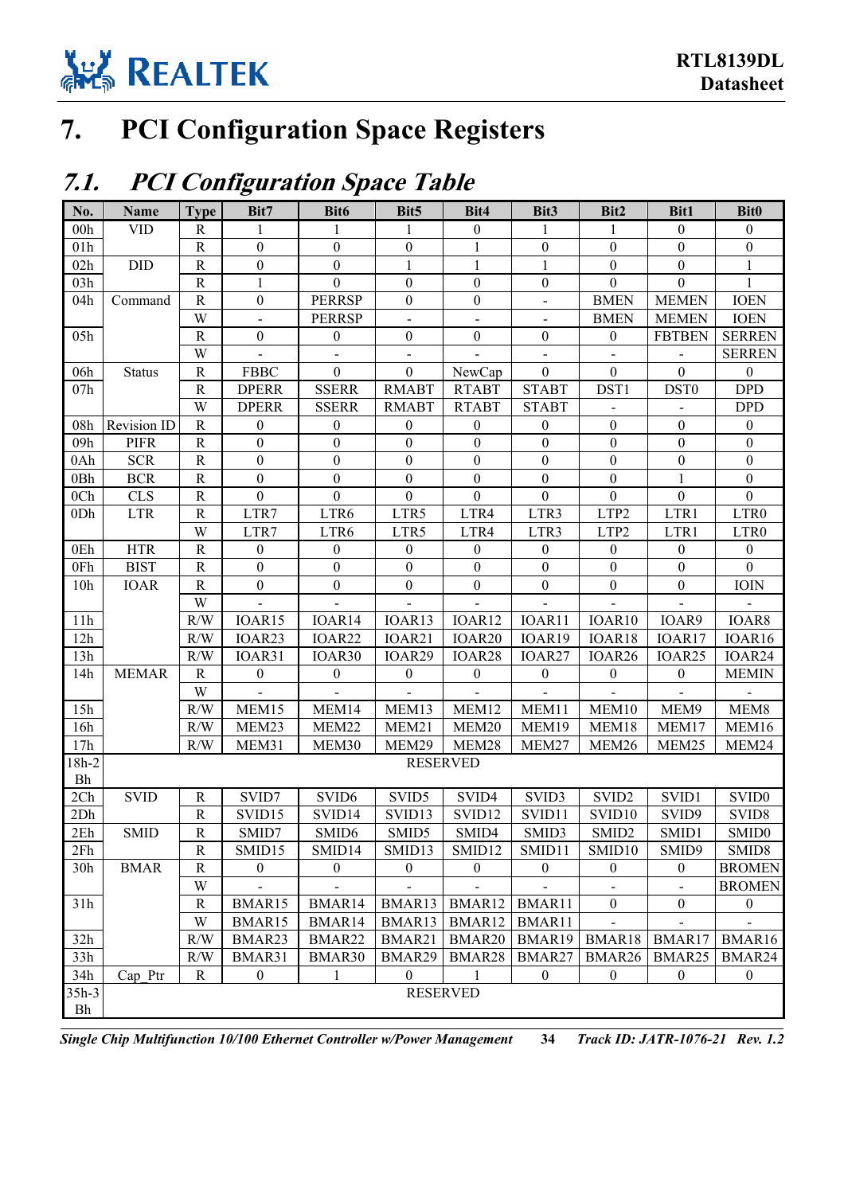# 7. PCI Configuration Space Registers

## 7.1. PCI Configuration Space Table

| No. | Name | Type | Bit7 | Bit6 | Bit5 | Bit4 | Bit3 | Bit2 | Bit1 | Bit0 |
|---|---|---|---|---|---|---|---|---|---|---|
| 00h | VID | R | 1 | 1 | 1 | 0 | 1 | 1 | 0 | 0 |
| 01h | | R | 0 | 0 | 0 | 1 | 0 | 0 | 0 | 0 |
| 02h | DID | R | 0 | 0 | 1 | 1 | 1 | 0 | 0 | 1 |
| 03h | | R | 1 | 0 | 0 | 0 | 0 | 0 | 0 | 1 |
| 04h | Command | R | 0 | PERRSP | 0 | 0 | - | BMEN | MEMEN | IOEN |
| | | W | - | PERRSP | - | - | - | BMEN | MEMEN | IOEN |
| 05h | | R | 0 | 0 | 0 | 0 | 0 | 0 | FBTBEN | SERREN |
| | | W | - | - | - | - | - | - | - | SERREN |
| 06h | Status | R | FBBC | 0 | 0 | NewCap | 0 | 0 | 0 | 0 |
| 07h | | R | DPERR | SSERR | RMABT | RTABT | STABT | DST1 | DST0 | DPD |
| | | W | DPERR | SSERR | RMABT | RTABT | STABT | - | - | DPD |
| 08h | Revision ID | R | 0 | 0 | 0 | 0 | 0 | 0 | 0 | 0 |
| 09h | PIFR | R | 0 | 0 | 0 | 0 | 0 | 0 | 0 | 0 |
| 0Ah | SCR | R | 0 | 0 | 0 | 0 | 0 | 0 | 0 | 0 |
| 0Bh | BCR | R | 0 | 0 | 0 | 0 | 0 | 0 | 1 | 0 |
| 0Ch | CLS | R | 0 | 0 | 0 | 0 | 0 | 0 | 0 | 0 |
| 0Dh | LTR | R | LTR7 | LTR6 | LTR5 | LTR4 | LTR3 | LTP2 | LTR1 | LTR0 |
| | | W | LTR7 | LTR6 | LTR5 | LTR4 | LTR3 | LTP2 | LTR1 | LTR0 |
| 0Eh | HTR | R | 0 | 0 | 0 | 0 | 0 | 0 | 0 | 0 |
| 0Fh | BIST | R | 0 | 0 | 0 | 0 | 0 | 0 | 0 | 0 |
| 10h | IOAR | R | 0 | 0 | 0 | 0 | 0 | 0 | 0 | IOIN |
| | | W | - | - | - | - | - | - | - | - |
| 11h | | R/W | IOAR15 | IOAR14 | IOAR13 | IOAR12 | IOAR11 | IOAR10 | IOAR9 | IOAR8 |
| 12h | | R/W | IOAR23 | IOAR22 | IOAR21 | IOAR20 | IOAR19 | IOAR18 | IOAR17 | IOAR16 |
| 13h | | R/W | IOAR31 | IOAR30 | IOAR29 | IOAR28 | IOAR27 | IOAR26 | IOAR25 | IOAR24 |
| 14h | MEMAR | R | 0 | 0 | 0 | 0 | 0 | 0 | 0 | MEMIN |
| | | W | - | - | - | - | - | - | - | - |
| 15h | | R/W | MEM15 | MEM14 | MEM13 | MEM12 | MEM11 | MEM10 | MEM9 | MEM8 |
| 16h | | R/W | MEM23 | MEM22 | MEM21 | MEM20 | MEM19 | MEM18 | MEM17 | MEM16 |
| 17h | | R/W | MEM31 | MEM30 | MEM29 | MEM28 | MEM27 | MEM26 | MEM25 | MEM24 |
| 18h-2Bh | RESERVED | | | | | | | | | |
| 2Ch | SVID | R | SVID7 | SVID6 | SVID5 | SVID4 | SVID3 | SVID2 | SVID1 | SVID0 |
| 2Dh | | R | SVID15 | SVID14 | SVID13 | SVID12 | SVID11 | SVID10 | SVID9 | SVID8 |
| 2Eh | SMID | R | SMID7 | SMID6 | SMID5 | SMID4 | SMID3 | SMID2 | SMID1 | SMID0 |
| 2Fh | | R | SMID15 | SMID14 | SMID13 | SMID12 | SMID11 | SMID10 | SMID9 | SMID8 |
| 30h | BMAR | R | 0 | 0 | 0 | 0 | 0 | 0 | 0 | BROMEN |
| | | W | - | - | - | - | - | - | - | BROMEN |
| 31h | | R | BMAR15 | BMAR14 | BMAR13 | BMAR12 | BMAR11 | 0 | 0 | 0 |
| | | W | BMAR15 | BMAR14 | BMAR13 | BMAR12 | BMAR11 | - | - | - |
| 32h | | R/W | BMAR23 | BMAR22 | BMAR21 | BMAR20 | BMAR19 | BMAR18 | BMAR17 | BMAR16 |
| 33h | | R/W | BMAR31 | BMAR30 | BMAR29 | BMAR28 | BMAR27 | BMAR26 | BMAR25 | BMAR24 |
| 34h | Cap_Ptr | R | 0 | 1 | 0 | 1 | 0 | 0 | 0 | 0 |
| 35h-3Bh | RESERVED | | | | | | | | | |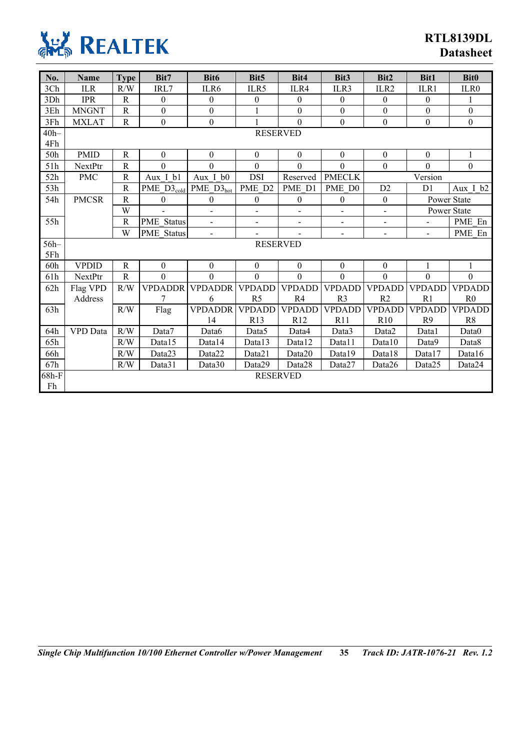| No. | Name | Type | Bit7 | Bit6 | Bit5 | Bit4 | Bit3 | Bit2 | Bit1 | Bit0 |
|---|---|---|---|---|---|---|---|---|---|---|
| 3Ch | ILR | R/W | IRL7 | ILR6 | ILR5 | ILR4 | ILR3 | ILR2 | ILR1 | ILR0 |
| 3Dh | IPR | R | 0 | 0 | 0 | 0 | 0 | 0 | 0 | 1 |
| 3Eh | MNGNT | R | 0 | 0 | 1 | 0 | 0 | 0 | 0 | 0 |
| 3Fh | MXLAT | R | 0 | 0 | 1 | 0 | 0 | 0 | 0 | 0 |
| 40h–4Fh | RESERVED | | | | | | | | | |
| 50h | PMID | R | 0 | 0 | 0 | 0 | 0 | 0 | 0 | 1 |
| 51h | NextPtr | R | 0 | 0 | 0 | 0 | 0 | 0 | 0 | 0 |
| 52h | PMC | R | Aux_I_b1 | Aux_I_b0 | DSI | Reserved | PMECLK | Version | | |
| 53h | | R | $PME\_D3_{cold}$ | $PME\_D3_{hot}$ | PME_D2 | PME_D1 | PME_D0 | D2 | D1 | Aux_I_b2 |
| 54h | PMCSR | R | 0 | 0 | 0 | 0 | 0 | 0 | Power State | |
| | | W | - | - | - | - | - | - | Power State | |
| 55h | | R | PME_Status | - | - | - | - | - | - | PME_En |
| | | W | PME_Status | - | - | - | - | - | - | PME_En |
| 56h–5Fh | RESERVED | | | | | | | | | |
| 60h | VPDID | R | 0 | 0 | 0 | 0 | 0 | 0 | 1 | 1 |
| 61h | NextPtr | R | 0 | 0 | 0 | 0 | 0 | 0 | 0 | 0 |
| 62h | Flag VPD Address | R/W | VPDADDR 7 | VPDADDR 6 | VPDADD R5 | VPDADD R4 | VPDADD R3 | VPDADD R2 | VPDADD R1 | VPDADD R0 |
| 63h | | R/W | Flag | VPDADDR 14 | VPDADD R13 | VPDADD R12 | VPDADD R11 | VPDADD R10 | VPDADD R9 | VPDADD R8 |
| 64h | VPD Data | R/W | Data7 | Data6 | Data5 | Data4 | Data3 | Data2 | Data1 | Data0 |
| 65h | | R/W | Data15 | Data14 | Data13 | Data12 | Data11 | Data10 | Data9 | Data8 |
| 66h | | R/W | Data23 | Data22 | Data21 | Data20 | Data19 | Data18 | Data17 | Data16 |
| 67h | | R/W | Data31 | Data30 | Data29 | Data28 | Data27 | Data26 | Data25 | Data24 |
| 68h-FFh | RESERVED | | | | | | | | | |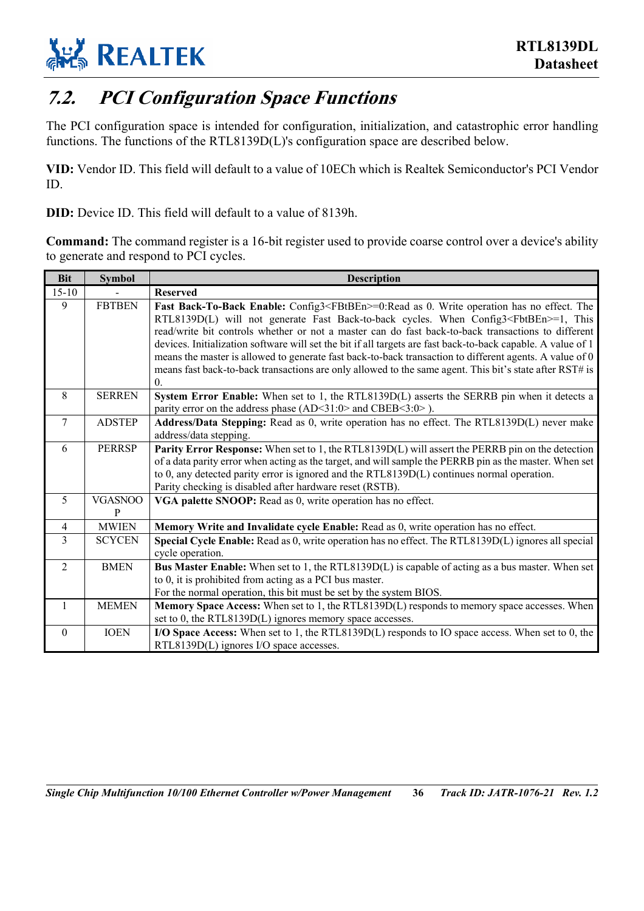## 7.2. PCI Configuration Space Functions

The PCI configuration space is intended for configuration, initialization, and catastrophic error handling functions. The functions of the RTL8139D(L)'s configuration space are described below.

**VID:** Vendor ID. This field will default to a value of 10ECh which is Realtek Semiconductor's PCI Vendor ID.

**DID:** Device ID. This field will default to a value of 8139h.

**Command:** The command register is a 16-bit register used to provide coarse control over a device's ability to generate and respond to PCI cycles.

| Bit | Symbol | Description |
|---|---|---|
| 15-10 | - | **Reserved** |
| 9 | FBTBEN | **Fast Back-To-Back Enable:** Config3<FBtBEn>=0:Read as 0. Write operation has no effect. The RTL8139D(L) will not generate Fast Back-to-back cycles. When Config3<FbtBEn>=1, This read/write bit controls whether or not a master can do fast back-to-back transactions to different devices. Initialization software will set the bit if all targets are fast back-to-back capable. A value of 1 means the master is allowed to generate fast back-to-back transaction to different agents. A value of 0 means fast back-to-back transactions are only allowed to the same agent. This bit's state after RST# is 0. |
| 8 | SERREN | **System Error Enable:** When set to 1, the RTL8139D(L) asserts the SERRB pin when it detects a parity error on the address phase (AD<31:0> and CBEB<3:0> ). |
| 7 | ADSTEP | **Address/Data Stepping:** Read as 0, write operation has no effect. The RTL8139D(L) never make address/data stepping. |
| 6 | PERRSP | **Parity Error Response:** When set to 1, the RTL8139D(L) will assert the PERRB pin on the detection of a data parity error when acting as the target, and will sample the PERRB pin as the master. When set to 0, any detected parity error is ignored and the RTL8139D(L) continues normal operation. Parity checking is disabled after hardware reset (RSTB). |
| 5 | VGASNOOP | **VGA palette SNOOP:** Read as 0, write operation has no effect. |
| 4 | MWIEN | **Memory Write and Invalidate cycle Enable:** Read as 0, write operation has no effect. |
| 3 | SCYCEN | **Special Cycle Enable:** Read as 0, write operation has no effect. The RTL8139D(L) ignores all special cycle operation. |
| 2 | BMEN | **Bus Master Enable:** When set to 1, the RTL8139D(L) is capable of acting as a bus master. When set to 0, it is prohibited from acting as a PCI bus master. For the normal operation, this bit must be set by the system BIOS. |
| 1 | MEMEN | **Memory Space Access:** When set to 1, the RTL8139D(L) responds to memory space accesses. When set to 0, the RTL8139D(L) ignores memory space accesses. |
| 0 | IOEN | **I/O Space Access:** When set to 1, the RTL8139D(L) responds to IO space access. When set to 0, the RTL8139D(L) ignores I/O space accesses. |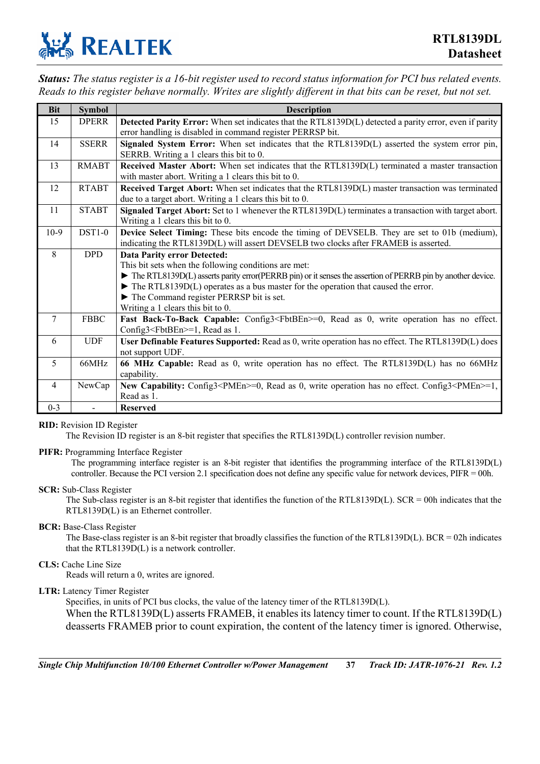***Status:*** *The status register is a 16-bit register used to record status information for PCI bus related events. Reads to this register behave normally. Writes are slightly different in that bits can be reset, but not set.*

| Bit | Symbol | Description |
|---|---|---|
| 15 | DPERR | **Detected Parity Error:** When set indicates that the RTL8139D(L) detected a parity error, even if parity error handling is disabled in command register PERRSP bit. |
| 14 | SSERR | **Signaled System Error:** When set indicates that the RTL8139D(L) asserted the system error pin, SERRB. Writing a 1 clears this bit to 0. |
| 13 | RMABT | **Received Master Abort:** When set indicates that the RTL8139D(L) terminated a master transaction with master abort. Writing a 1 clears this bit to 0. |
| 12 | RTABT | **Received Target Abort:** When set indicates that the RTL8139D(L) master transaction was terminated due to a target abort. Writing a 1 clears this bit to 0. |
| 11 | STABT | **Signaled Target Abort:** Set to 1 whenever the RTL8139D(L) terminates a transaction with target abort. Writing a 1 clears this bit to 0. |
| 10-9 | DST1-0 | **Device Select Timing:** These bits encode the timing of DEVSELB. They are set to 01b (medium), indicating the RTL8139D(L) will assert DEVSELB two clocks after FRAMEB is asserted. |
| 8 | DPD | **Data Parity error Detected:**<br>This bit sets when the following conditions are met:<br>► The RTL8139D(L) asserts parity error(PERRB pin) or it senses the assertion of PERRB pin by another device.<br>► The RTL8139D(L) operates as a bus master for the operation that caused the error.<br>► The Command register PERRSP bit is set.<br>Writing a 1 clears this bit to 0. |
| 7 | FBBC | **Fast Back-To-Back Capable:** Config3<FbtBEn>=0, Read as 0, write operation has no effect. Config3<FbtBEn>=1, Read as 1. |
| 6 | UDF | **User Definable Features Supported:** Read as 0, write operation has no effect. The RTL8139D(L) does not support UDF. |
| 5 | 66MHz | **66 MHz Capable:** Read as 0, write operation has no effect. The RTL8139D(L) has no 66MHz capability. |
| 4 | NewCap | **New Capability:** Config3<PMEn>=0, Read as 0, write operation has no effect. Config3<PMEn>=1, Read as 1. |
| 0-3 | - | **Reserved** |

**RID:** Revision ID Register

The Revision ID register is an 8-bit register that specifies the RTL8139D(L) controller revision number.

**PIFR:** Programming Interface Register

The programming interface register is an 8-bit register that identifies the programming interface of the RTL8139D(L) controller. Because the PCI version 2.1 specification does not define any specific value for network devices, PIFR = 00h.

**SCR:** Sub-Class Register

The Sub-class register is an 8-bit register that identifies the function of the RTL8139D(L). SCR = 00h indicates that the RTL8139D(L) is an Ethernet controller.

**BCR:** Base-Class Register

The Base-class register is an 8-bit register that broadly classifies the function of the RTL8139D(L). BCR = 02h indicates that the RTL8139D(L) is a network controller.

**CLS:** Cache Line Size

Reads will return a 0, writes are ignored.

**LTR:** Latency Timer Register

Specifies, in units of PCI bus clocks, the value of the latency timer of the RTL8139D(L).

When the RTL8139D(L) asserts FRAMEB, it enables its latency timer to count. If the RTL8139D(L) deasserts FRAMEB prior to count expiration, the content of the latency timer is ignored. Otherwise,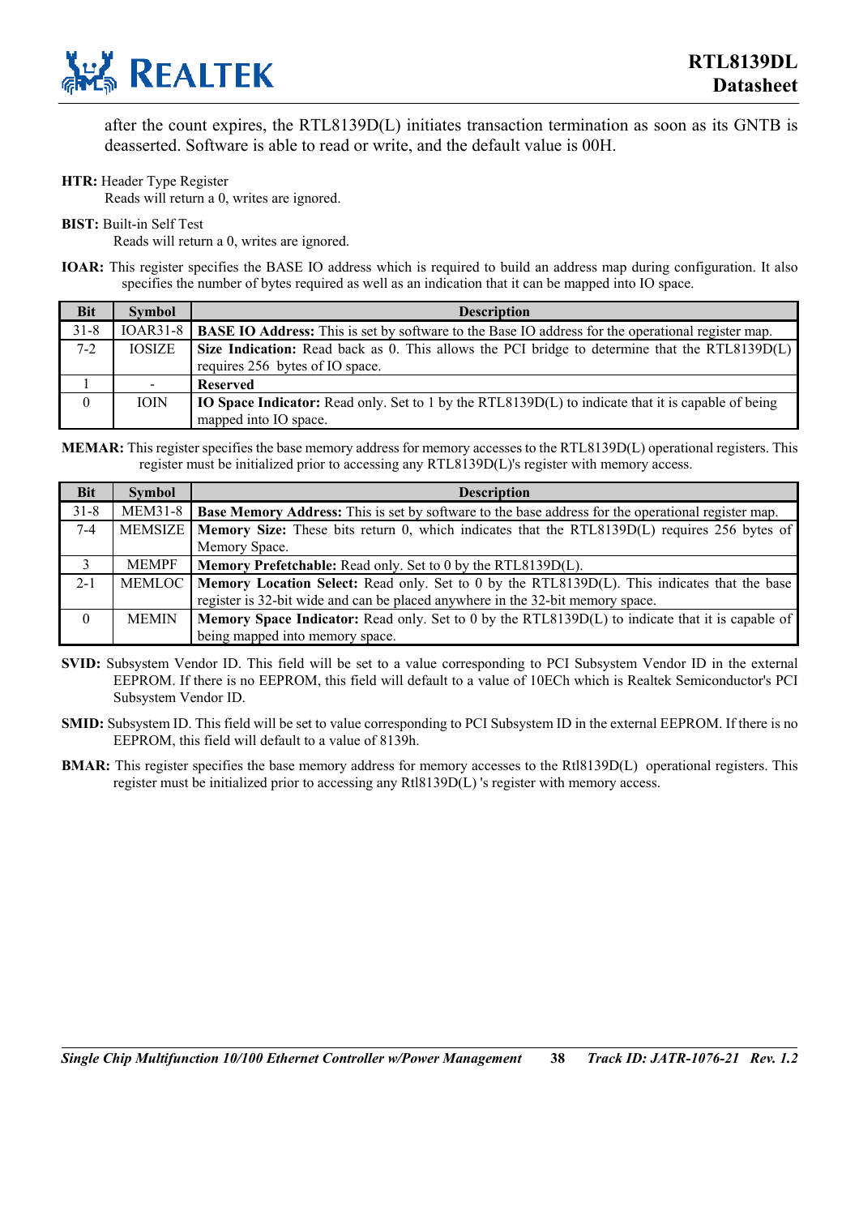after the count expires, the RTL8139D(L) initiates transaction termination as soon as its GNTB is deasserted. Software is able to read or write, and the default value is 00H.

**HTR:** Header Type Register
Reads will return a 0, writes are ignored.

**BIST:** Built-in Self Test
Reads will return a 0, writes are ignored.

**IOAR:** This register specifies the BASE IO address which is required to build an address map during configuration. It also specifies the number of bytes required as well as an indication that it can be mapped into IO space.

| Bit | Symbol | Description |
|---|---|---|
| 31-8 | IOAR31-8 | **BASE IO Address:** This is set by software to the Base IO address for the operational register map. |
| 7-2 | IOSIZE | **Size Indication:** Read back as 0. This allows the PCI bridge to determine that the RTL8139D(L) requires 256 bytes of IO space. |
| 1 | - | **Reserved** |
| 0 | IOIN | **IO Space Indicator:** Read only. Set to 1 by the RTL8139D(L) to indicate that it is capable of being mapped into IO space. |

**MEMAR:** This register specifies the base memory address for memory accesses to the RTL8139D(L) operational registers. This register must be initialized prior to accessing any RTL8139D(L)'s register with memory access.

| Bit | Symbol | Description |
|---|---|---|
| 31-8 | MEM31-8 | **Base Memory Address:** This is set by software to the base address for the operational register map. |
| 7-4 | MEMSIZE | **Memory Size:** These bits return 0, which indicates that the RTL8139D(L) requires 256 bytes of Memory Space. |
| 3 | MEMPF | **Memory Prefetchable:** Read only. Set to 0 by the RTL8139D(L). |
| 2-1 | MEMLOC | **Memory Location Select:** Read only. Set to 0 by the RTL8139D(L). This indicates that the base register is 32-bit wide and can be placed anywhere in the 32-bit memory space. |
| 0 | MEMIN | **Memory Space Indicator:** Read only. Set to 0 by the RTL8139D(L) to indicate that it is capable of being mapped into memory space. |

**SVID:** Subsystem Vendor ID. This field will be set to a value corresponding to PCI Subsystem Vendor ID in the external EEPROM. If there is no EEPROM, this field will default to a value of 10ECh which is Realtek Semiconductor's PCI Subsystem Vendor ID.

**SMID:** Subsystem ID. This field will be set to value corresponding to PCI Subsystem ID in the external EEPROM. If there is no EEPROM, this field will default to a value of 8139h.

**BMAR:** This register specifies the base memory address for memory accesses to the Rtl8139D(L) operational registers. This register must be initialized prior to accessing any Rtl8139D(L) 's register with memory access.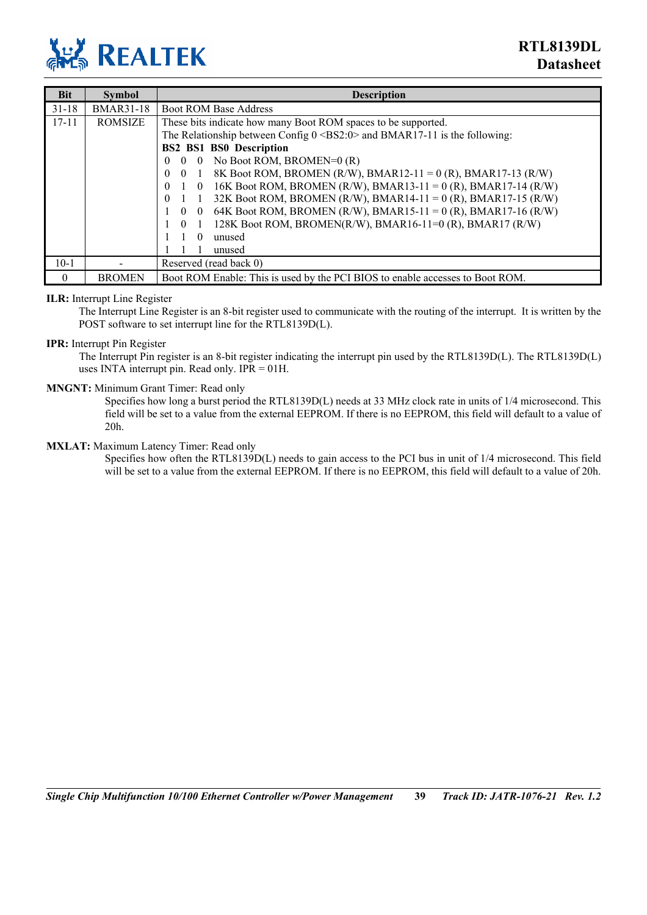| Bit | Symbol | Description |
|---|---|---|
| 31-18 | BMAR31-18 | Boot ROM Base Address |
| 17-11 | ROMSIZE | These bits indicate how many Boot ROM spaces to be supported.<br>The Relationship between Config 0 <BS2:0> and BMAR17-11 is the following:<br>**BS2 BS1 BS0 Description**<br>0 0 0 No Boot ROM, BROMEN=0 (R)<br>0 0 1 8K Boot ROM, BROMEN (R/W), BMAR12-11 = 0 (R), BMAR17-13 (R/W)<br>0 1 0 16K Boot ROM, BROMEN (R/W), BMAR13-11 = 0 (R), BMAR17-14 (R/W)<br>0 1 1 32K Boot ROM, BROMEN (R/W), BMAR14-11 = 0 (R), BMAR17-15 (R/W)<br>1 0 0 64K Boot ROM, BROMEN (R/W), BMAR15-11 = 0 (R), BMAR17-16 (R/W)<br>1 0 1 128K Boot ROM, BROMEN(R/W), BMAR16-11=0 (R), BMAR17 (R/W)<br>1 1 0 unused<br>1 1 1 unused |
| 10-1 | - | Reserved (read back 0) |
| 0 | BROMEN | Boot ROM Enable: This is used by the PCI BIOS to enable accesses to Boot ROM. |

**ILR:** Interrupt Line Register

The Interrupt Line Register is an 8-bit register used to communicate with the routing of the interrupt. It is written by the POST software to set interrupt line for the RTL8139D(L).

**IPR:** Interrupt Pin Register

The Interrupt Pin register is an 8-bit register indicating the interrupt pin used by the RTL8139D(L). The RTL8139D(L) uses INTA interrupt pin. Read only. IPR = 01H.

**MNGNT:** Minimum Grant Timer: Read only

Specifies how long a burst period the RTL8139D(L) needs at 33 MHz clock rate in units of 1/4 microsecond. This field will be set to a value from the external EEPROM. If there is no EEPROM, this field will default to a value of 20h.

**MXLAT:** Maximum Latency Timer: Read only

Specifies how often the RTL8139D(L) needs to gain access to the PCI bus in unit of 1/4 microsecond. This field will be set to a value from the external EEPROM. If there is no EEPROM, this field will default to a value of 20h.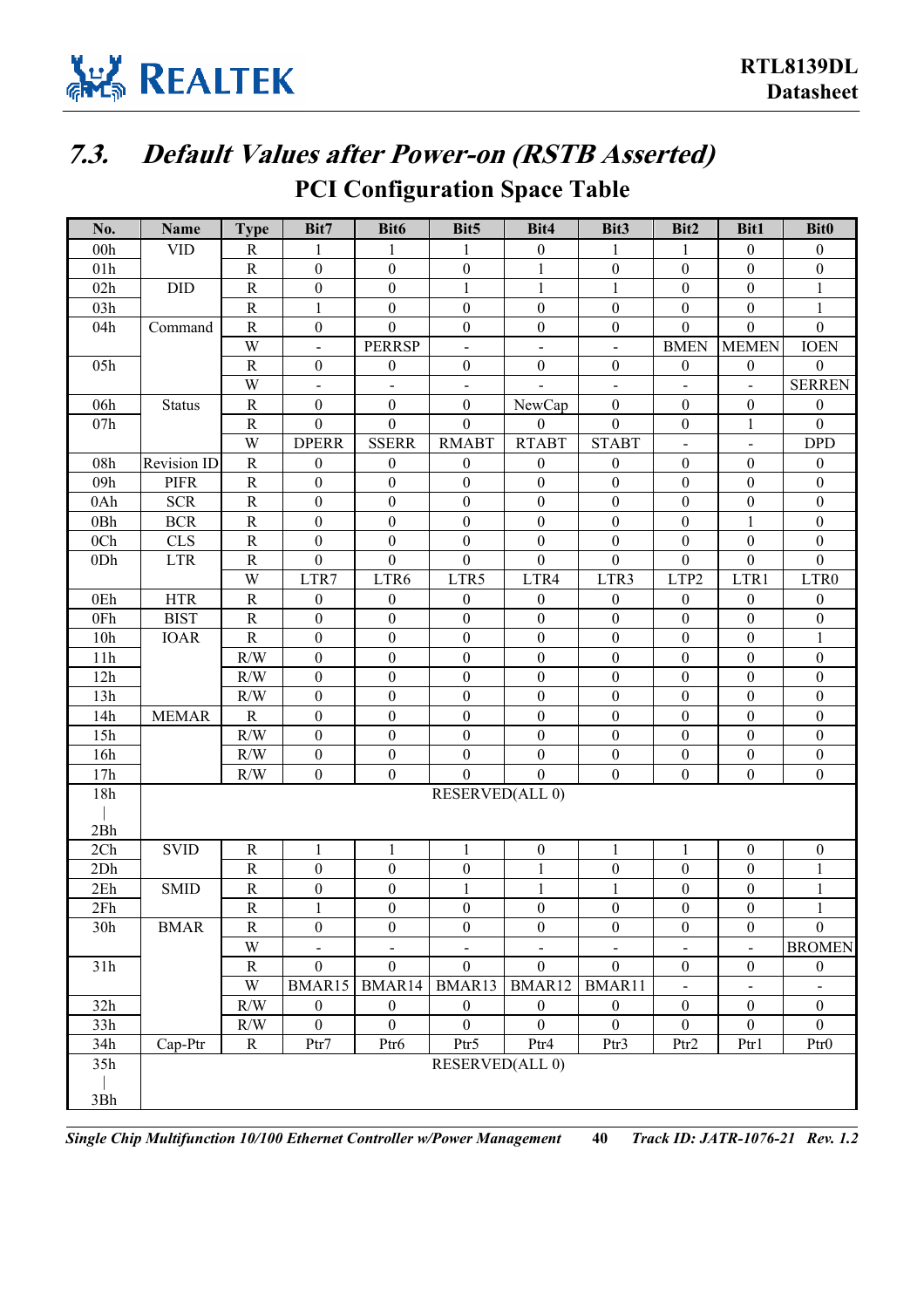## 7.3. Default Values after Power-on (RSTB Asserted)

### PCI Configuration Space Table

| No. | Name | Type | Bit7 | Bit6 | Bit5 | Bit4 | Bit3 | Bit2 | Bit1 | Bit0 |
|---|---|---|---|---|---|---|---|---|---|---|
| 00h | VID | R | 1 | 1 | 1 | 0 | 1 | 1 | 0 | 0 |
| 01h | | R | 0 | 0 | 0 | 1 | 0 | 0 | 0 | 0 |
| 02h | DID | R | 0 | 0 | 1 | 1 | 1 | 0 | 0 | 1 |
| 03h | | R | 1 | 0 | 0 | 0 | 0 | 0 | 0 | 1 |
| 04h | Command | R | 0 | 0 | 0 | 0 | 0 | 0 | 0 | 0 |
| | | W | - | PERRSP | - | - | - | BMEN | MEMEN | IOEN |
| 05h | | R | 0 | 0 | 0 | 0 | 0 | 0 | 0 | 0 |
| | | W | - | - | - | - | - | - | - | SERREN |
| 06h | Status | R | 0 | 0 | 0 | NewCap | 0 | 0 | 0 | 0 |
| 07h | | R | 0 | 0 | 0 | 0 | 0 | 0 | 1 | 0 |
| | | W | DPERR | SSERR | RMABT | RTABT | STABT | - | - | DPD |
| 08h | Revision ID | R | 0 | 0 | 0 | 0 | 0 | 0 | 0 | 0 |
| 09h | PIFR | R | 0 | 0 | 0 | 0 | 0 | 0 | 0 | 0 |
| 0Ah | SCR | R | 0 | 0 | 0 | 0 | 0 | 0 | 0 | 0 |
| 0Bh | BCR | R | 0 | 0 | 0 | 0 | 0 | 0 | 1 | 0 |
| 0Ch | CLS | R | 0 | 0 | 0 | 0 | 0 | 0 | 0 | 0 |
| 0Dh | LTR | R | 0 | 0 | 0 | 0 | 0 | 0 | 0 | 0 |
| | | W | LTR7 | LTR6 | LTR5 | LTR4 | LTR3 | LTP2 | LTR1 | LTR0 |
| 0Eh | HTR | R | 0 | 0 | 0 | 0 | 0 | 0 | 0 | 0 |
| 0Fh | BIST | R | 0 | 0 | 0 | 0 | 0 | 0 | 0 | 0 |
| 10h | IOAR | R | 0 | 0 | 0 | 0 | 0 | 0 | 0 | 1 |
| 11h | | R/W | 0 | 0 | 0 | 0 | 0 | 0 | 0 | 0 |
| 12h | | R/W | 0 | 0 | 0 | 0 | 0 | 0 | 0 | 0 |
| 13h | | R/W | 0 | 0 | 0 | 0 | 0 | 0 | 0 | 0 |
| 14h | MEMAR | R | 0 | 0 | 0 | 0 | 0 | 0 | 0 | 0 |
| 15h | | R/W | 0 | 0 | 0 | 0 | 0 | 0 | 0 | 0 |
| 16h | | R/W | 0 | 0 | 0 | 0 | 0 | 0 | 0 | 0 |
| 17h | | R/W | 0 | 0 | 0 | 0 | 0 | 0 | 0 | 0 |
| 18h \| 2Bh | RESERVED(ALL 0) | | | | | | | | | |
| 2Ch | SVID | R | 1 | 1 | 1 | 0 | 1 | 1 | 0 | 0 |
| 2Dh | | R | 0 | 0 | 0 | 1 | 0 | 0 | 0 | 1 |
| 2Eh | SMID | R | 0 | 0 | 1 | 1 | 1 | 0 | 0 | 1 |
| 2Fh | | R | 1 | 0 | 0 | 0 | 0 | 0 | 0 | 1 |
| 30h | BMAR | R | 0 | 0 | 0 | 0 | 0 | 0 | 0 | 0 |
| | | W | - | - | - | - | - | - | - | BROMEN |
| 31h | | R | 0 | 0 | 0 | 0 | 0 | 0 | 0 | 0 |
| | | W | BMAR15 | BMAR14 | BMAR13 | BMAR12 | BMAR11 | - | - | - |
| 32h | | R/W | 0 | 0 | 0 | 0 | 0 | 0 | 0 | 0 |
| 33h | | R/W | 0 | 0 | 0 | 0 | 0 | 0 | 0 | 0 |
| 34h | Cap-Ptr | R | Ptr7 | Ptr6 | Ptr5 | Ptr4 | Ptr3 | Ptr2 | Ptr1 | Ptr0 |
| 35h \| 3Bh | RESERVED(ALL 0) | | | | | | | | | |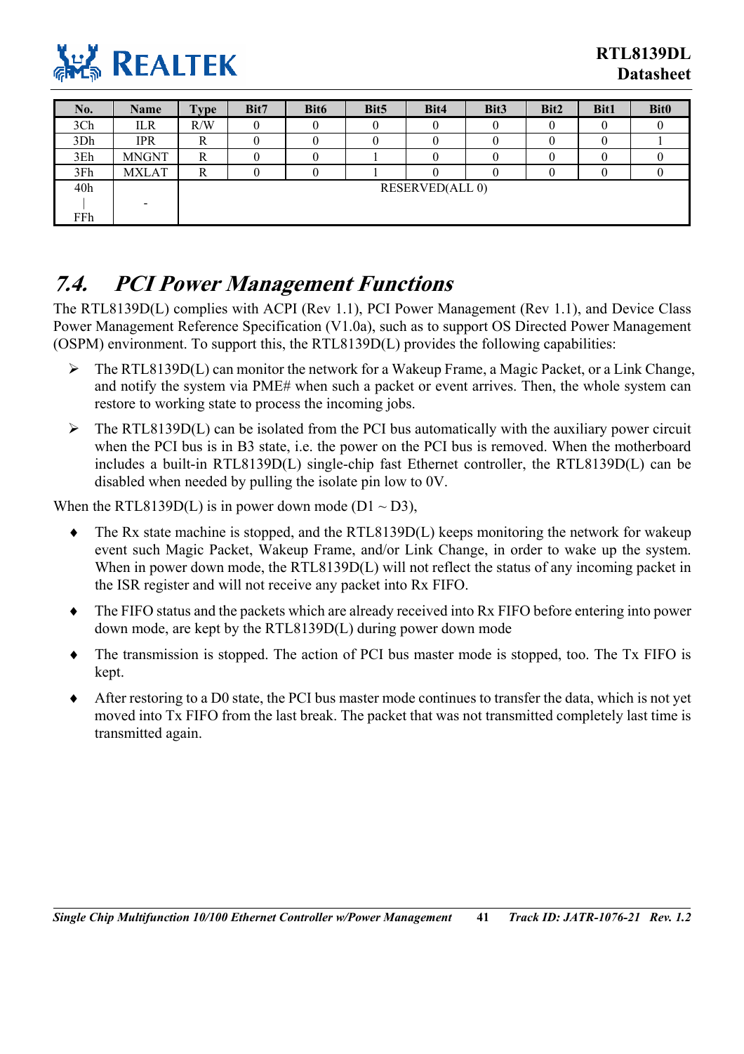| No. | Name | Type | Bit7 | Bit6 | Bit5 | Bit4 | Bit3 | Bit2 | Bit1 | Bit0 |
|---|---|---|---|---|---|---|---|---|---|---|
| 3Ch | ILR | R/W | 0 | 0 | 0 | 0 | 0 | 0 | 0 | 0 |
| 3Dh | IPR | R | 0 | 0 | 0 | 0 | 0 | 0 | 0 | 1 |
| 3Eh | MNGNT | R | 0 | 0 | 1 | 0 | 0 | 0 | 0 | 0 |
| 3Fh | MXLAT | R | 0 | 0 | 1 | 0 | 0 | 0 | 0 | 0 |
| 40h \| FFh | - | RESERVED(ALL 0) | | | | | | | | |

## 7.4. PCI Power Management Functions

The RTL8139D(L) complies with ACPI (Rev 1.1), PCI Power Management (Rev 1.1), and Device Class Power Management Reference Specification (V1.0a), such as to support OS Directed Power Management (OSPM) environment. To support this, the RTL8139D(L) provides the following capabilities:

- The RTL8139D(L) can monitor the network for a Wakeup Frame, a Magic Packet, or a Link Change, and notify the system via PME# when such a packet or event arrives. Then, the whole system can restore to working state to process the incoming jobs.
- The RTL8139D(L) can be isolated from the PCI bus automatically with the auxiliary power circuit when the PCI bus is in B3 state, i.e. the power on the PCI bus is removed. When the motherboard includes a built-in RTL8139D(L) single-chip fast Ethernet controller, the RTL8139D(L) can be disabled when needed by pulling the isolate pin low to 0V.

When the RTL8139D(L) is in power down mode (D1 ~ D3),

- The Rx state machine is stopped, and the RTL8139D(L) keeps monitoring the network for wakeup event such Magic Packet, Wakeup Frame, and/or Link Change, in order to wake up the system. When in power down mode, the RTL8139D(L) will not reflect the status of any incoming packet in the ISR register and will not receive any packet into Rx FIFO.
- The FIFO status and the packets which are already received into Rx FIFO before entering into power down mode, are kept by the RTL8139D(L) during power down mode
- The transmission is stopped. The action of PCI bus master mode is stopped, too. The Tx FIFO is kept.
- After restoring to a D0 state, the PCI bus master mode continues to transfer the data, which is not yet moved into Tx FIFO from the last break. The packet that was not transmitted completely last time is transmitted again.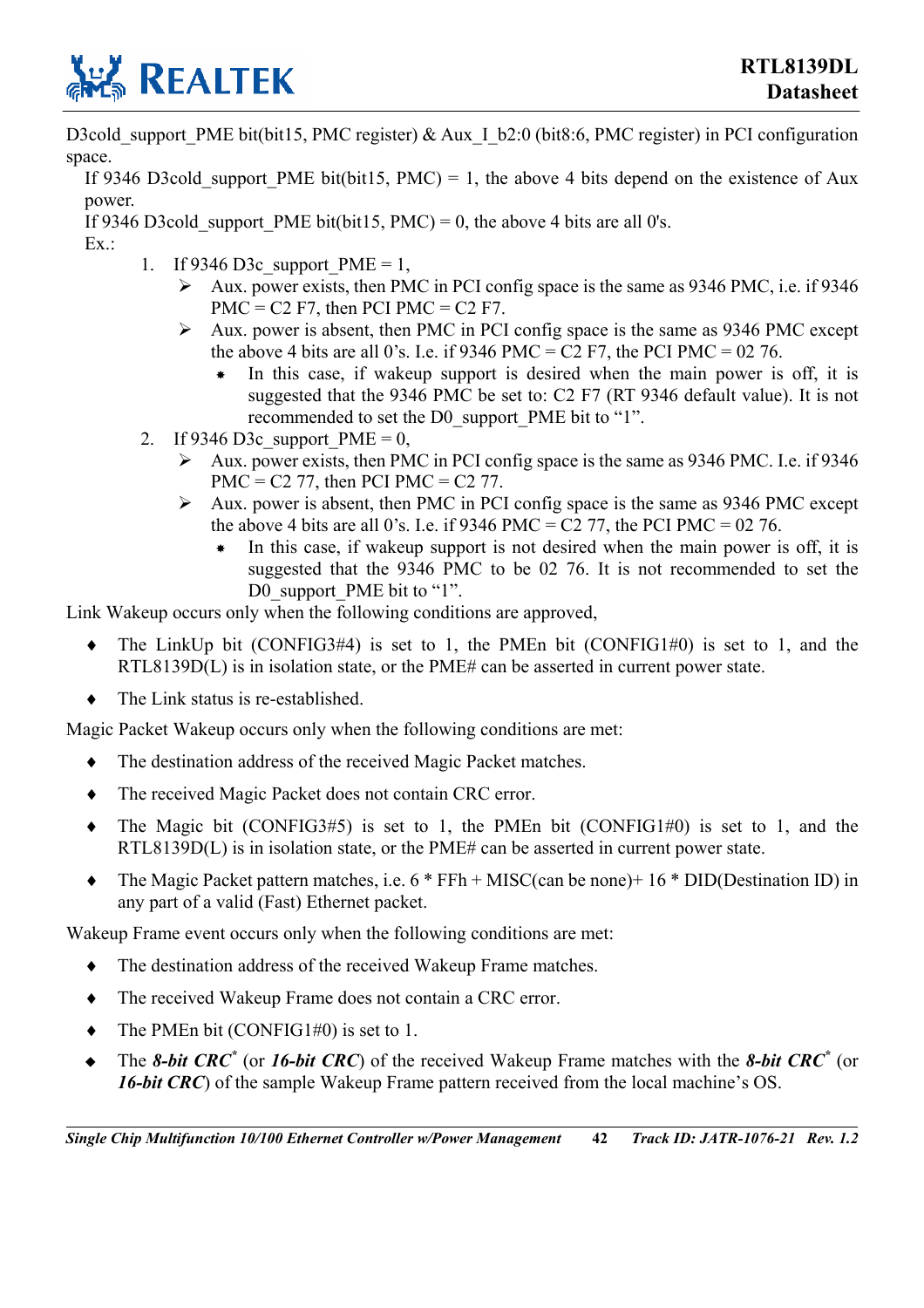D3cold_support_PME bit(bit15, PMC register) & Aux_I_b2:0 (bit8:6, PMC register) in PCI configuration space.

If 9346 D3cold_support_PME bit(bit15, PMC) = 1, the above 4 bits depend on the existence of Aux power.

If 9346 D3cold_support_PME bit(bit15, PMC) = 0, the above 4 bits are all 0's.

Ex.:

1. If 9346 D3c_support_PME = 1,
   - Aux. power exists, then PMC in PCI config space is the same as 9346 PMC, i.e. if 9346 PMC = C2 F7, then PCI PMC = C2 F7.
   - Aux. power is absent, then PMC in PCI config space is the same as 9346 PMC except the above 4 bits are all 0's. I.e. if 9346 PMC = C2 F7, the PCI PMC = 02 76.
     - In this case, if wakeup support is desired when the main power is off, it is suggested that the 9346 PMC be set to: C2 F7 (RT 9346 default value). It is not recommended to set the D0_support_PME bit to "1".
2. If 9346 D3c_support_PME = 0,
   - Aux. power exists, then PMC in PCI config space is the same as 9346 PMC. I.e. if 9346 PMC = C2 77, then PCI PMC = C2 77.
   - Aux. power is absent, then PMC in PCI config space is the same as 9346 PMC except the above 4 bits are all 0's. I.e. if 9346 PMC = C2 77, the PCI PMC = 02 76.
     - In this case, if wakeup support is not desired when the main power is off, it is suggested that the 9346 PMC to be 02 76. It is not recommended to set the D0_support_PME bit to "1".

Link Wakeup occurs only when the following conditions are approved,

- The LinkUp bit (CONFIG3#4) is set to 1, the PMEn bit (CONFIG1#0) is set to 1, and the RTL8139D(L) is in isolation state, or the PME# can be asserted in current power state.
- The Link status is re-established.

Magic Packet Wakeup occurs only when the following conditions are met:

- The destination address of the received Magic Packet matches.
- The received Magic Packet does not contain CRC error.
- The Magic bit (CONFIG3#5) is set to 1, the PMEn bit (CONFIG1#0) is set to 1, and the RTL8139D(L) is in isolation state, or the PME# can be asserted in current power state.
- The Magic Packet pattern matches, i.e. 6 * FFh + MISC(can be none)+ 16 * DID(Destination ID) in any part of a valid (Fast) Ethernet packet.

Wakeup Frame event occurs only when the following conditions are met:

- The destination address of the received Wakeup Frame matches.
- The received Wakeup Frame does not contain a CRC error.
- The PMEn bit (CONFIG1#0) is set to 1.
- The ***8-bit CRC**** (or ***16-bit CRC***) of the received Wakeup Frame matches with the ***8-bit CRC**** (or ***16-bit CRC***) of the sample Wakeup Frame pattern received from the local machine's OS.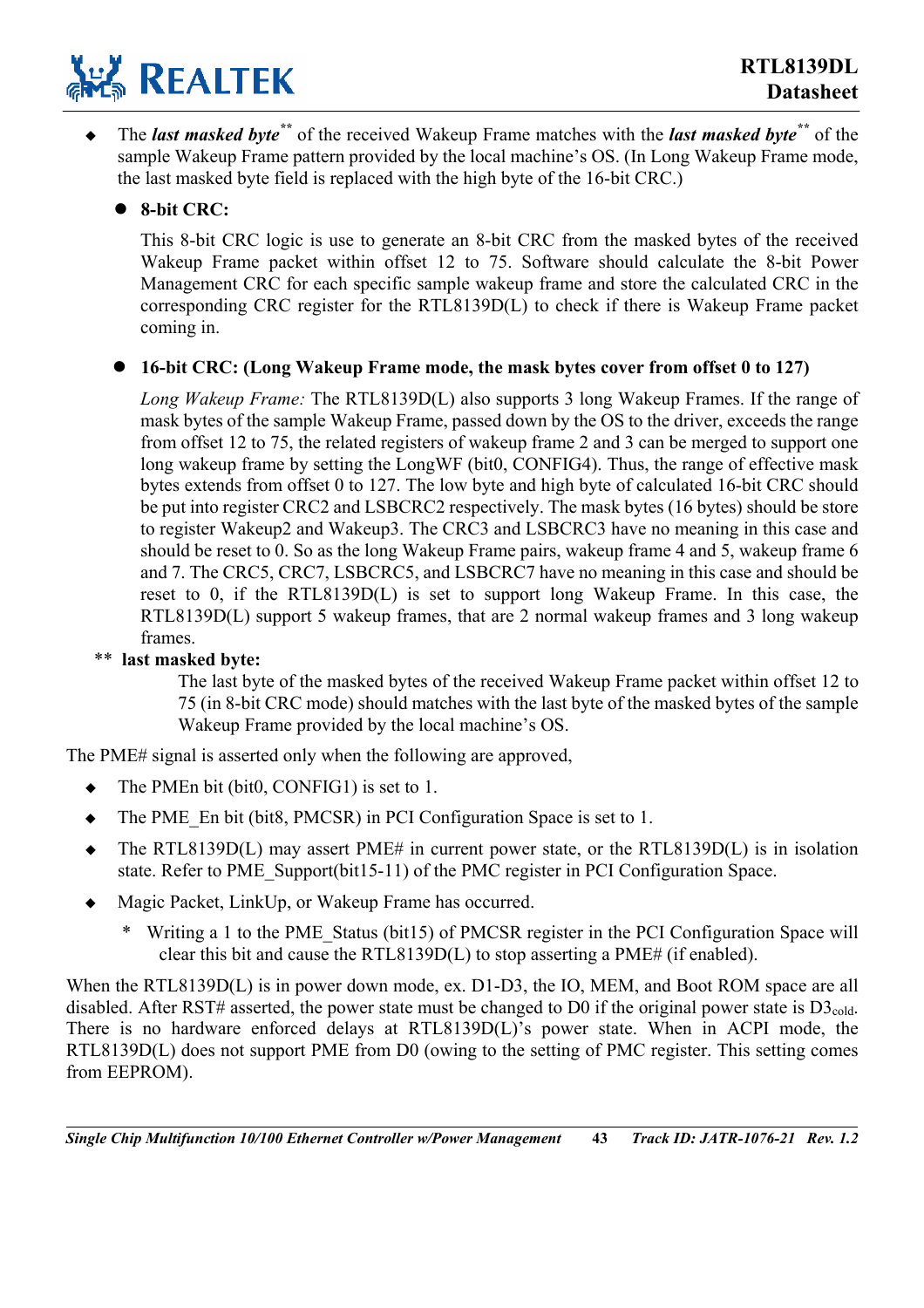- The ***last masked byte***[**] of the received Wakeup Frame matches with the ***last masked byte***[**] of the sample Wakeup Frame pattern provided by the local machine's OS. (In Long Wakeup Frame mode, the last masked byte field is replaced with the high byte of the 16-bit CRC.)

  - **8-bit CRC:**

    This 8-bit CRC logic is use to generate an 8-bit CRC from the masked bytes of the received Wakeup Frame packet within offset 12 to 75. Software should calculate the 8-bit Power Management CRC for each specific sample wakeup frame and store the calculated CRC in the corresponding CRC register for the RTL8139D(L) to check if there is Wakeup Frame packet coming in.

  - **16-bit CRC: (Long Wakeup Frame mode, the mask bytes cover from offset 0 to 127)**

    *Long Wakeup Frame:* The RTL8139D(L) also supports 3 long Wakeup Frames. If the range of mask bytes of the sample Wakeup Frame, passed down by the OS to the driver, exceeds the range from offset 12 to 75, the related registers of wakeup frame 2 and 3 can be merged to support one long wakeup frame by setting the LongWF (bit0, CONFIG4). Thus, the range of effective mask bytes extends from offset 0 to 127. The low byte and high byte of calculated 16-bit CRC should be put into register CRC2 and LSBCRC2 respectively. The mask bytes (16 bytes) should be store to register Wakeup2 and Wakeup3. The CRC3 and LSBCRC3 have no meaning in this case and should be reset to 0. So as the long Wakeup Frame pairs, wakeup frame 4 and 5, wakeup frame 6 and 7. The CRC5, CRC7, LSBCRC5, and LSBCRC7 have no meaning in this case and should be reset to 0, if the RTL8139D(L) is set to support long Wakeup Frame. In this case, the RTL8139D(L) support 5 wakeup frames, that are 2 normal wakeup frames and 3 long wakeup frames.

** **last masked byte:**

The last byte of the masked bytes of the received Wakeup Frame packet within offset 12 to 75 (in 8-bit CRC mode) should matches with the last byte of the masked bytes of the sample Wakeup Frame provided by the local machine's OS.

The PME# signal is asserted only when the following are approved,

- The PMEn bit (bit0, CONFIG1) is set to 1.
- The PME_En bit (bit8, PMCSR) in PCI Configuration Space is set to 1.
- The RTL8139D(L) may assert PME# in current power state, or the RTL8139D(L) is in isolation state. Refer to PME_Support(bit15-11) of the PMC register in PCI Configuration Space.
- Magic Packet, LinkUp, or Wakeup Frame has occurred.

  \* Writing a 1 to the PME_Status (bit15) of PMCSR register in the PCI Configuration Space will clear this bit and cause the RTL8139D(L) to stop asserting a PME# (if enabled).

When the RTL8139D(L) is in power down mode, ex. D1-D3, the IO, MEM, and Boot ROM space are all disabled. After RST# asserted, the power state must be changed to D0 if the original power state is $D3_{cold}$. There is no hardware enforced delays at RTL8139D(L)'s power state. When in ACPI mode, the RTL8139D(L) does not support PME from D0 (owing to the setting of PMC register. This setting comes from EEPROM).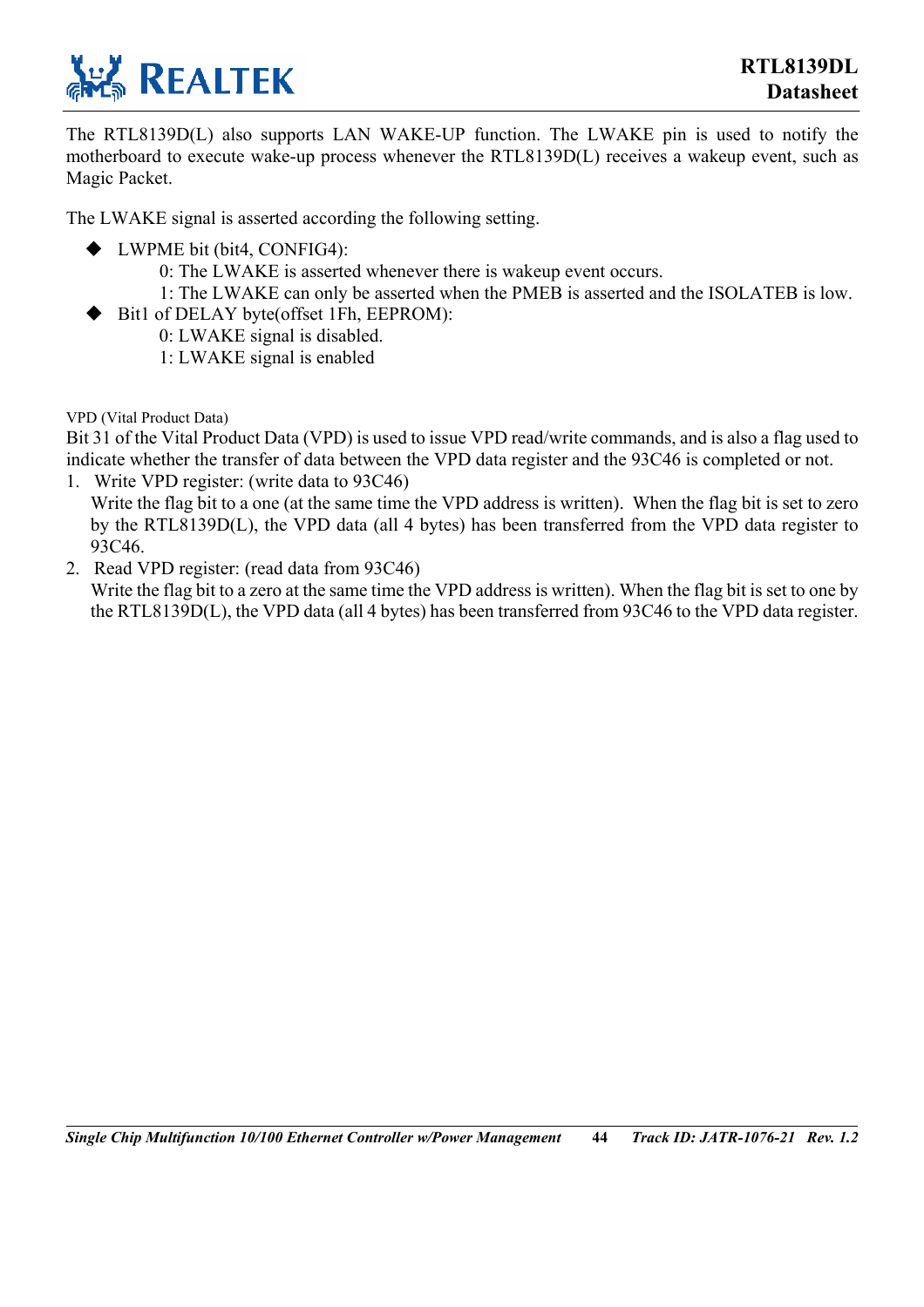The RTL8139D(L) also supports LAN WAKE-UP function. The LWAKE pin is used to notify the motherboard to execute wake-up process whenever the RTL8139D(L) receives a wakeup event, such as Magic Packet.

The LWAKE signal is asserted according the following setting.

- LWPME bit (bit4, CONFIG4):
  - 0: The LWAKE is asserted whenever there is wakeup event occurs.
  - 1: The LWAKE can only be asserted when the PMEB is asserted and the ISOLATEB is low.
- Bit1 of DELAY byte(offset 1Fh, EEPROM):
  - 0: LWAKE signal is disabled.
  - 1: LWAKE signal is enabled

VPD (Vital Product Data)

Bit 31 of the Vital Product Data (VPD) is used to issue VPD read/write commands, and is also a flag used to indicate whether the transfer of data between the VPD data register and the 93C46 is completed or not.

1. Write VPD register: (write data to 93C46)
   Write the flag bit to a one (at the same time the VPD address is written). When the flag bit is set to zero by the RTL8139D(L), the VPD data (all 4 bytes) has been transferred from the VPD data register to 93C46.
2. Read VPD register: (read data from 93C46)
   Write the flag bit to a zero at the same time the VPD address is written). When the flag bit is set to one by the RTL8139D(L), the VPD data (all 4 bytes) has been transferred from 93C46 to the VPD data register.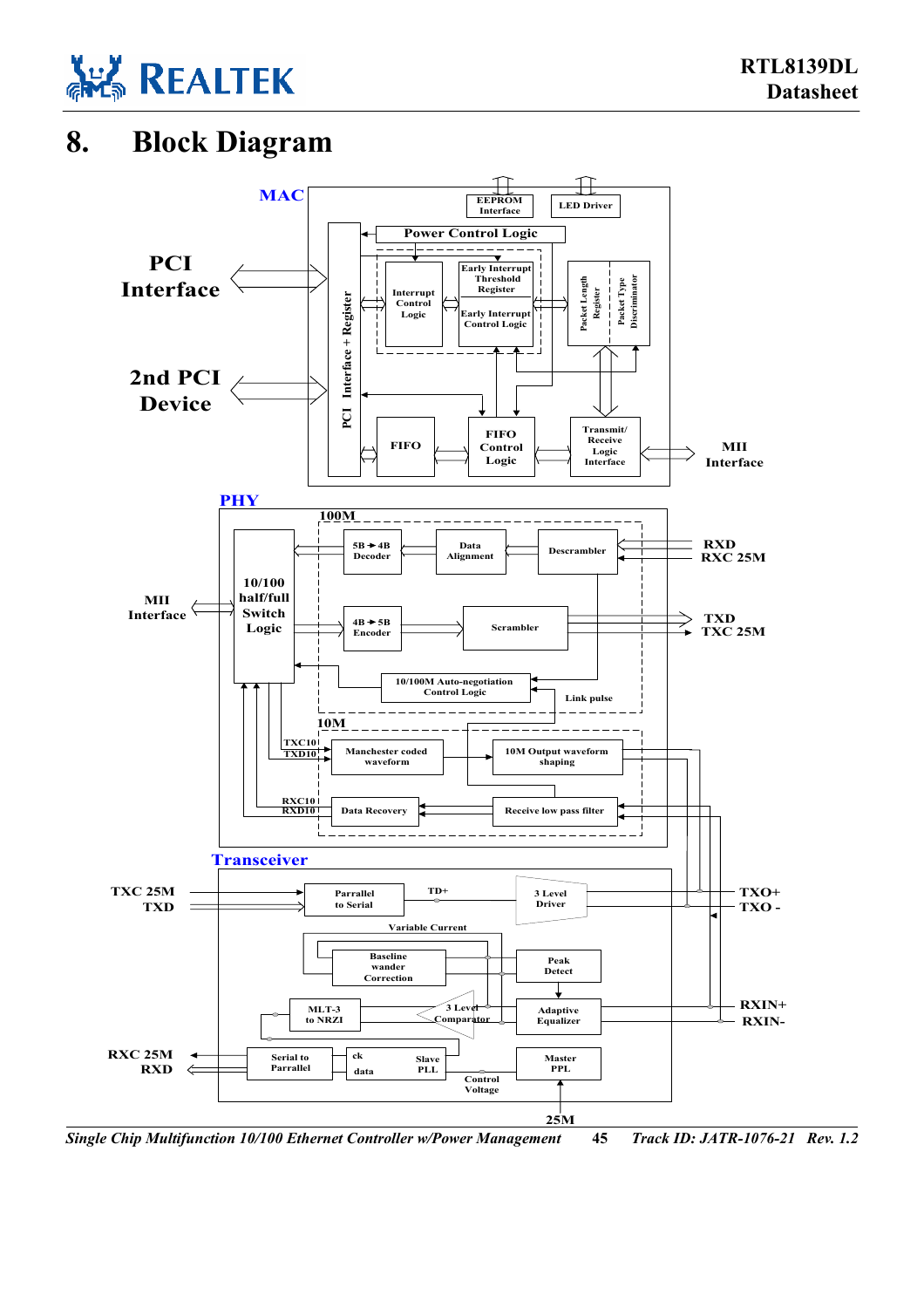# 8. Block Diagram

MAC

PCI Interface

2nd PCI Device

PCI Interface + Register

EEPROM Interface

LED Driver

Power Control Logic

Interrupt Control Logic

Early Interrupt Threshold Register

Early Interrupt Control Logic

Packet Length Register

Packet Type Discriminator

FIFO

FIFO Control Logic

Transmit/ Receive Logic Interface

MII Interface

PHY

100M

MII Interface

10/100 half/full Switch Logic

5B → 4B Decoder

Data Alignment

Descrambler

RXD
RXC 25M

4B → 5B Encoder

Scrambler

TXD
TXC 25M

10/100M Auto-negotiation Control Logic

Link pulse

10M

TXC10
TXD10

Manchester coded waveform

10M Output waveform shaping

RXC10
RXD10

Data Recovery

Receive low pass filter

Transceiver

TXC 25M
TXD

Parrallel to Serial

TD+

3 Level Driver

TXO+
TXO -

Variable Current

Baseline wander Correction

Peak Detect

MLT-3 to NRZI

3 Level Comparator

Adaptive Equalizer

RXIN+
RXIN-

RXC 25M
RXD

Serial to Parrallel

ck data

Slave PLL

Control Voltage

Master PPL

25M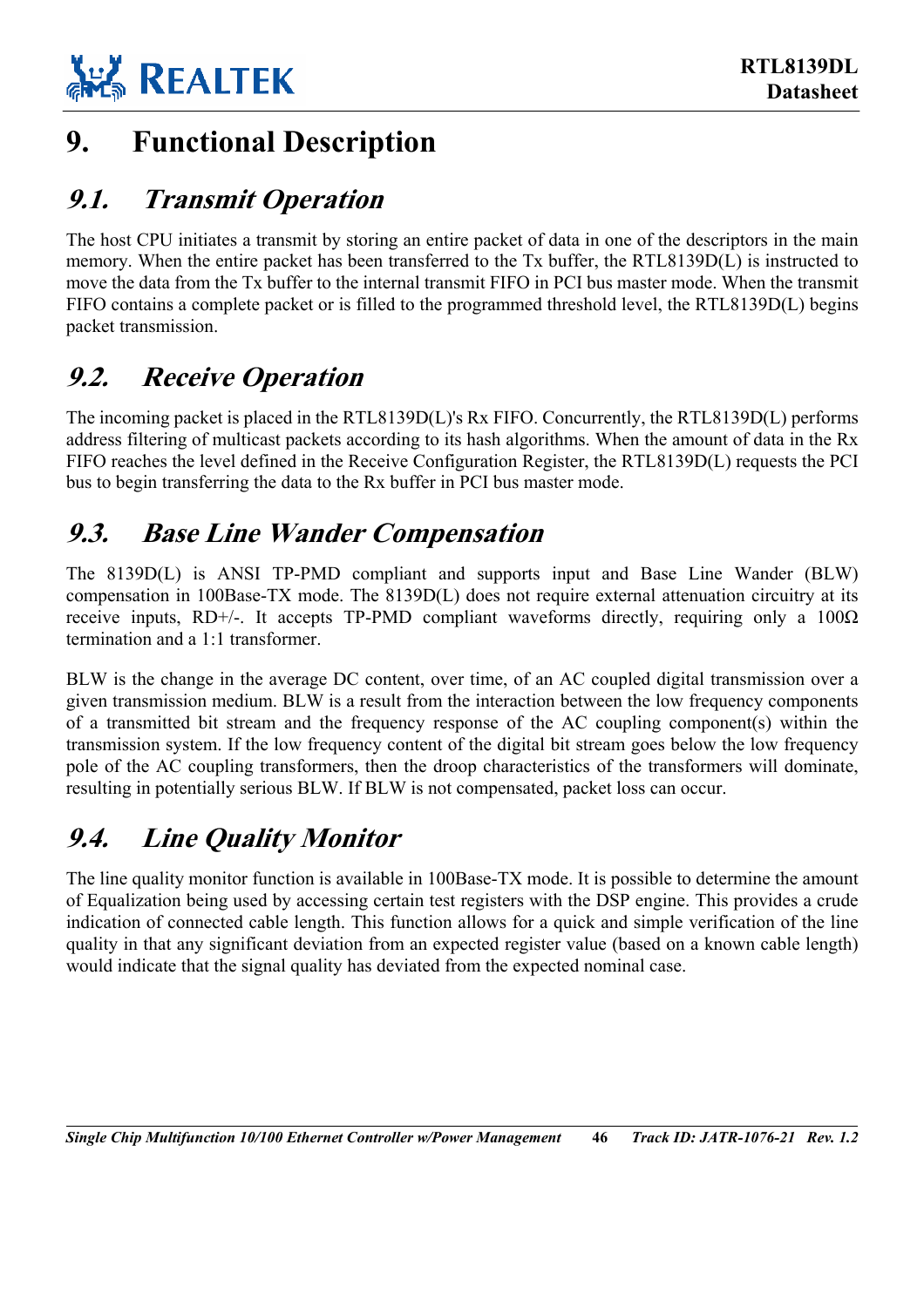# 9. Functional Description

## 9.1. *Transmit Operation*

The host CPU initiates a transmit by storing an entire packet of data in one of the descriptors in the main memory. When the entire packet has been transferred to the Tx buffer, the RTL8139D(L) is instructed to move the data from the Tx buffer to the internal transmit FIFO in PCI bus master mode. When the transmit FIFO contains a complete packet or is filled to the programmed threshold level, the RTL8139D(L) begins packet transmission.

## 9.2. *Receive Operation*

The incoming packet is placed in the RTL8139D(L)'s Rx FIFO. Concurrently, the RTL8139D(L) performs address filtering of multicast packets according to its hash algorithms. When the amount of data in the Rx FIFO reaches the level defined in the Receive Configuration Register, the RTL8139D(L) requests the PCI bus to begin transferring the data to the Rx buffer in PCI bus master mode.

## 9.3. *Base Line Wander Compensation*

The 8139D(L) is ANSI TP-PMD compliant and supports input and Base Line Wander (BLW) compensation in 100Base-TX mode. The 8139D(L) does not require external attenuation circuitry at its receive inputs, RD+/-. It accepts TP-PMD compliant waveforms directly, requiring only a 100Ω termination and a 1:1 transformer.

BLW is the change in the average DC content, over time, of an AC coupled digital transmission over a given transmission medium. BLW is a result from the interaction between the low frequency components of a transmitted bit stream and the frequency response of the AC coupling component(s) within the transmission system. If the low frequency content of the digital bit stream goes below the low frequency pole of the AC coupling transformers, then the droop characteristics of the transformers will dominate, resulting in potentially serious BLW. If BLW is not compensated, packet loss can occur.

## 9.4. *Line Quality Monitor*

The line quality monitor function is available in 100Base-TX mode. It is possible to determine the amount of Equalization being used by accessing certain test registers with the DSP engine. This provides a crude indication of connected cable length. This function allows for a quick and simple verification of the line quality in that any significant deviation from an expected register value (based on a known cable length) would indicate that the signal quality has deviated from the expected nominal case.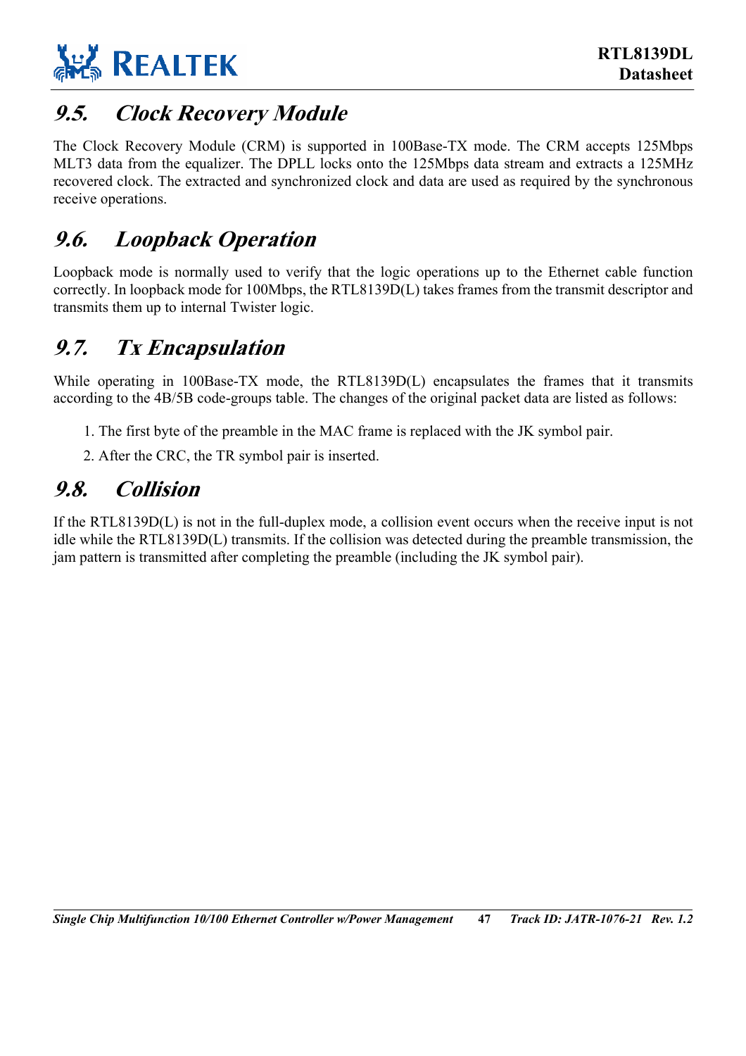## 9.5. Clock Recovery Module

The Clock Recovery Module (CRM) is supported in 100Base-TX mode. The CRM accepts 125Mbps MLT3 data from the equalizer. The DPLL locks onto the 125Mbps data stream and extracts a 125MHz recovered clock. The extracted and synchronized clock and data are used as required by the synchronous receive operations.

## 9.6. Loopback Operation

Loopback mode is normally used to verify that the logic operations up to the Ethernet cable function correctly. In loopback mode for 100Mbps, the RTL8139D(L) takes frames from the transmit descriptor and transmits them up to internal Twister logic.

## 9.7. Tx Encapsulation

While operating in 100Base-TX mode, the RTL8139D(L) encapsulates the frames that it transmits according to the 4B/5B code-groups table. The changes of the original packet data are listed as follows:

1. The first byte of the preamble in the MAC frame is replaced with the JK symbol pair.
2. After the CRC, the TR symbol pair is inserted.

## 9.8. Collision

If the RTL8139D(L) is not in the full-duplex mode, a collision event occurs when the receive input is not idle while the RTL8139D(L) transmits. If the collision was detected during the preamble transmission, the jam pattern is transmitted after completing the preamble (including the JK symbol pair).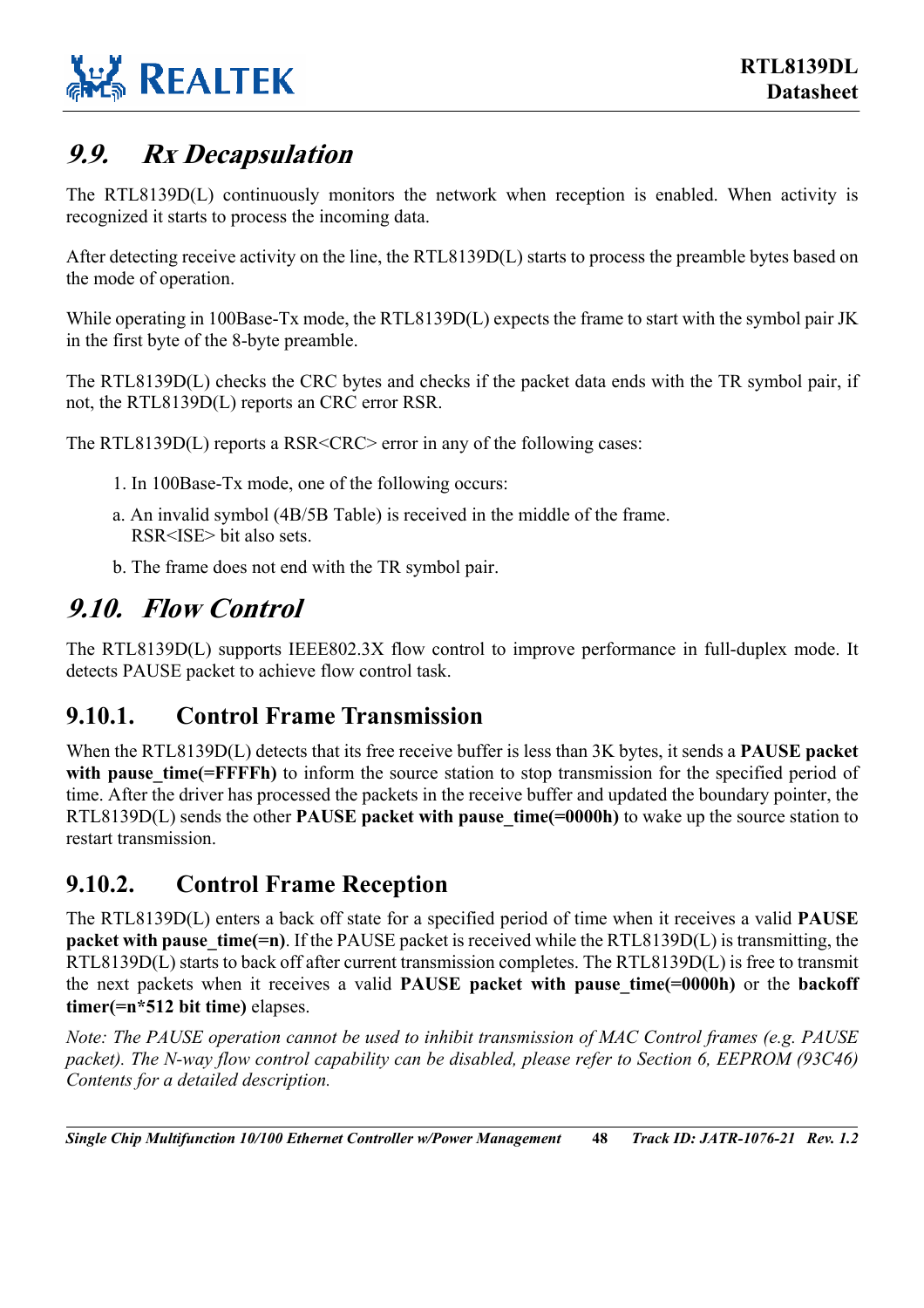## *9.9. Rx Decapsulation*

The RTL8139D(L) continuously monitors the network when reception is enabled. When activity is recognized it starts to process the incoming data.

After detecting receive activity on the line, the RTL8139D(L) starts to process the preamble bytes based on the mode of operation.

While operating in 100Base-Tx mode, the RTL8139D(L) expects the frame to start with the symbol pair JK in the first byte of the 8-byte preamble.

The RTL8139D(L) checks the CRC bytes and checks if the packet data ends with the TR symbol pair, if not, the RTL8139D(L) reports an CRC error RSR.

The RTL8139D(L) reports a RSR<CRC> error in any of the following cases:

1. In 100Base-Tx mode, one of the following occurs:

   a. An invalid symbol (4B/5B Table) is received in the middle of the frame. RSR<ISE> bit also sets.

   b. The frame does not end with the TR symbol pair.

## *9.10. Flow Control*

The RTL8139D(L) supports IEEE802.3X flow control to improve performance in full-duplex mode. It detects PAUSE packet to achieve flow control task.

### 9.10.1. Control Frame Transmission

When the RTL8139D(L) detects that its free receive buffer is less than 3K bytes, it sends a **PAUSE packet with pause_time(=FFFFh)** to inform the source station to stop transmission for the specified period of time. After the driver has processed the packets in the receive buffer and updated the boundary pointer, the RTL8139D(L) sends the other **PAUSE packet with pause_time(=0000h)** to wake up the source station to restart transmission.

### 9.10.2. Control Frame Reception

The RTL8139D(L) enters a back off state for a specified period of time when it receives a valid **PAUSE packet with pause_time(=n)**. If the PAUSE packet is received while the RTL8139D(L) is transmitting, the RTL8139D(L) starts to back off after current transmission completes. The RTL8139D(L) is free to transmit the next packets when it receives a valid **PAUSE packet with pause_time(=0000h)** or the **backoff timer(=n*512 bit time)** elapses.

*Note: The PAUSE operation cannot be used to inhibit transmission of MAC Control frames (e.g. PAUSE packet). The N-way flow control capability can be disabled, please refer to Section 6, EEPROM (93C46) Contents for a detailed description.*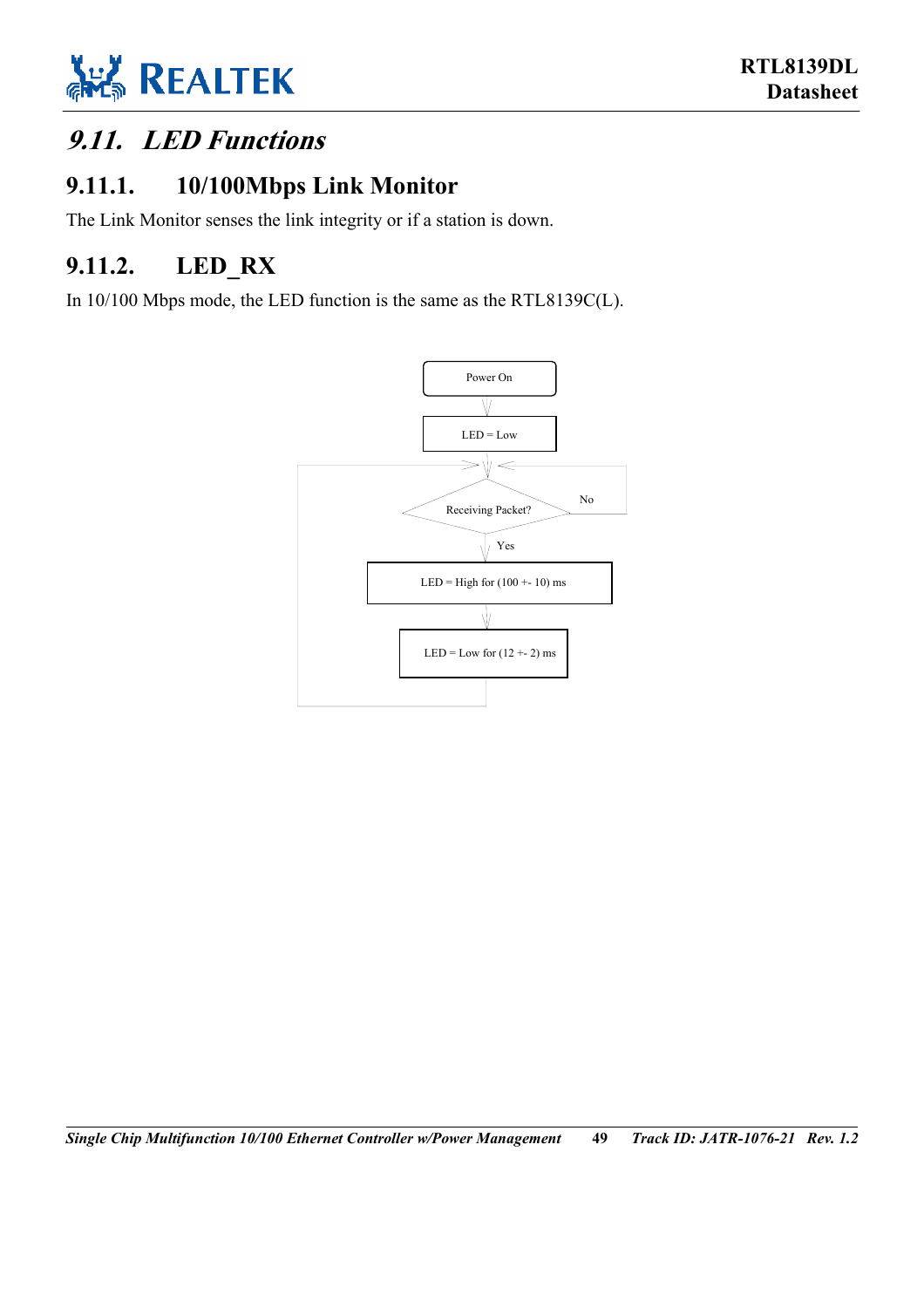## 9.11. LED Functions

### 9.11.1. 10/100Mbps Link Monitor

The Link Monitor senses the link integrity or if a station is down.

### 9.11.2. LED_RX

In 10/100 Mbps mode, the LED function is the same as the RTL8139C(L).

Power On

LED = Low

Receiving Packet?

No

Yes

LED = High for (100 +- 10) ms

LED = Low for (12 +- 2) ms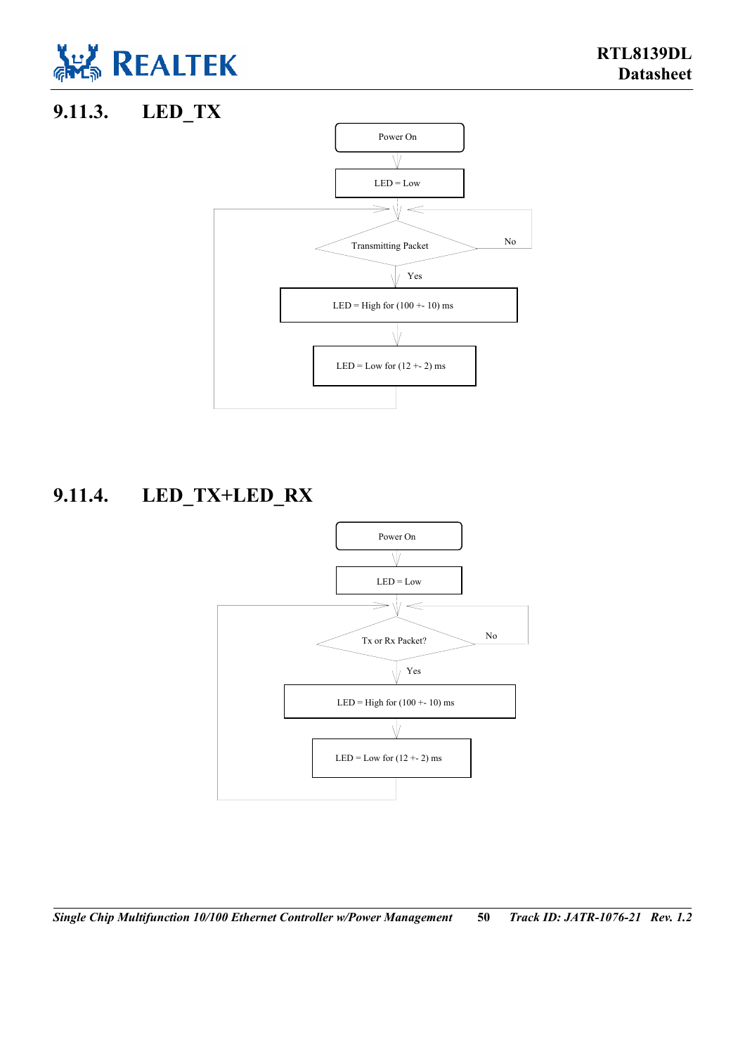### 9.11.3. LED_TX

Power On

LED = Low

Transmitting Packet

No

Yes

LED = High for (100 +- 10) ms

LED = Low for (12 +- 2) ms

### 9.11.4. LED_TX+LED_RX

Power On

LED = Low

Tx or Rx Packet?

No

Yes

LED = High for (100 +- 10) ms

LED = Low for (12 +- 2) ms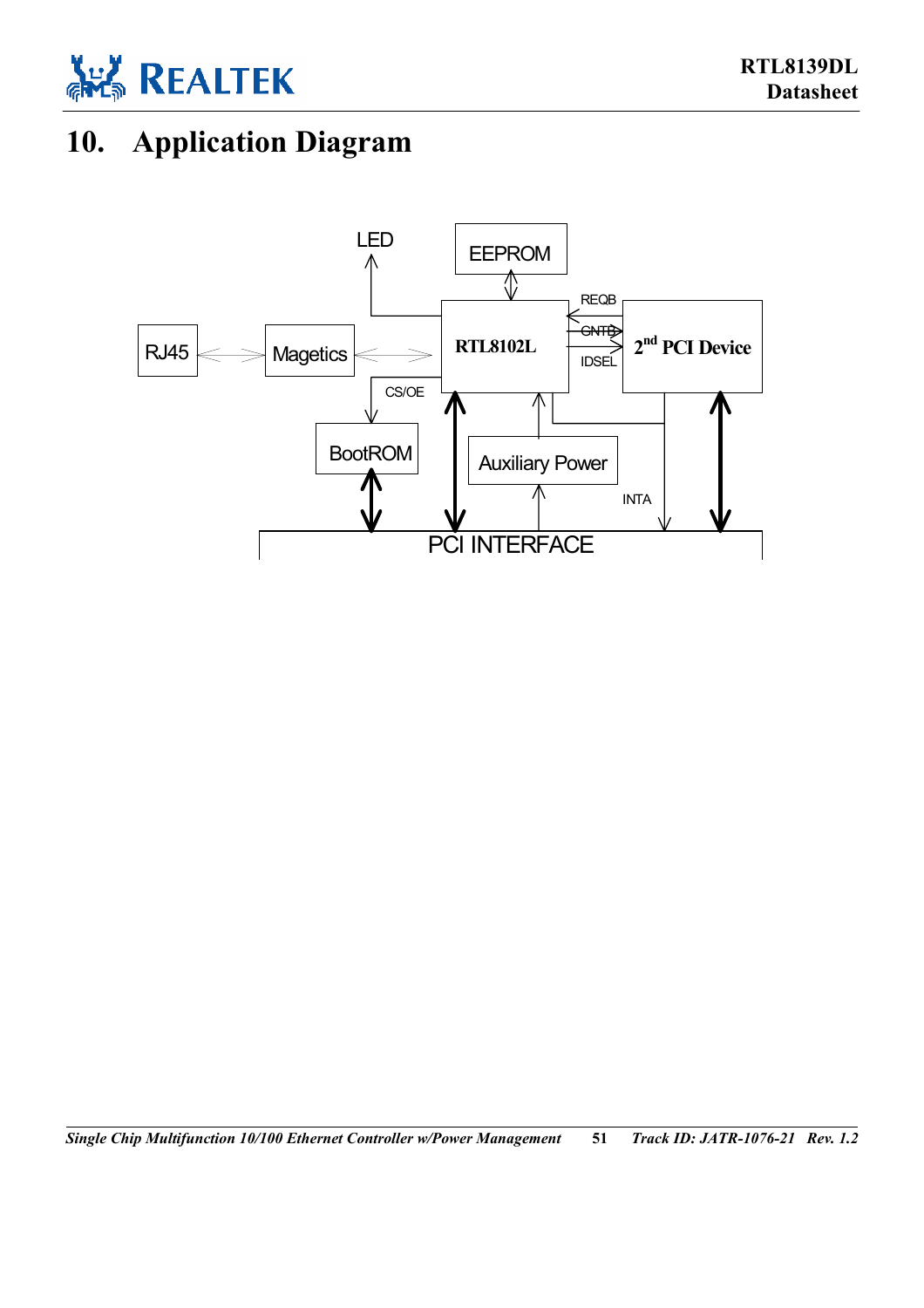# 10. Application Diagram

LED

EEPROM

REQB

GNTB

IDSEL

RJ45

Magetics

RTL8102L

2nd PCI Device

CS/OE

BootROM

Auxiliary Power

INTA

PCI INTERFACE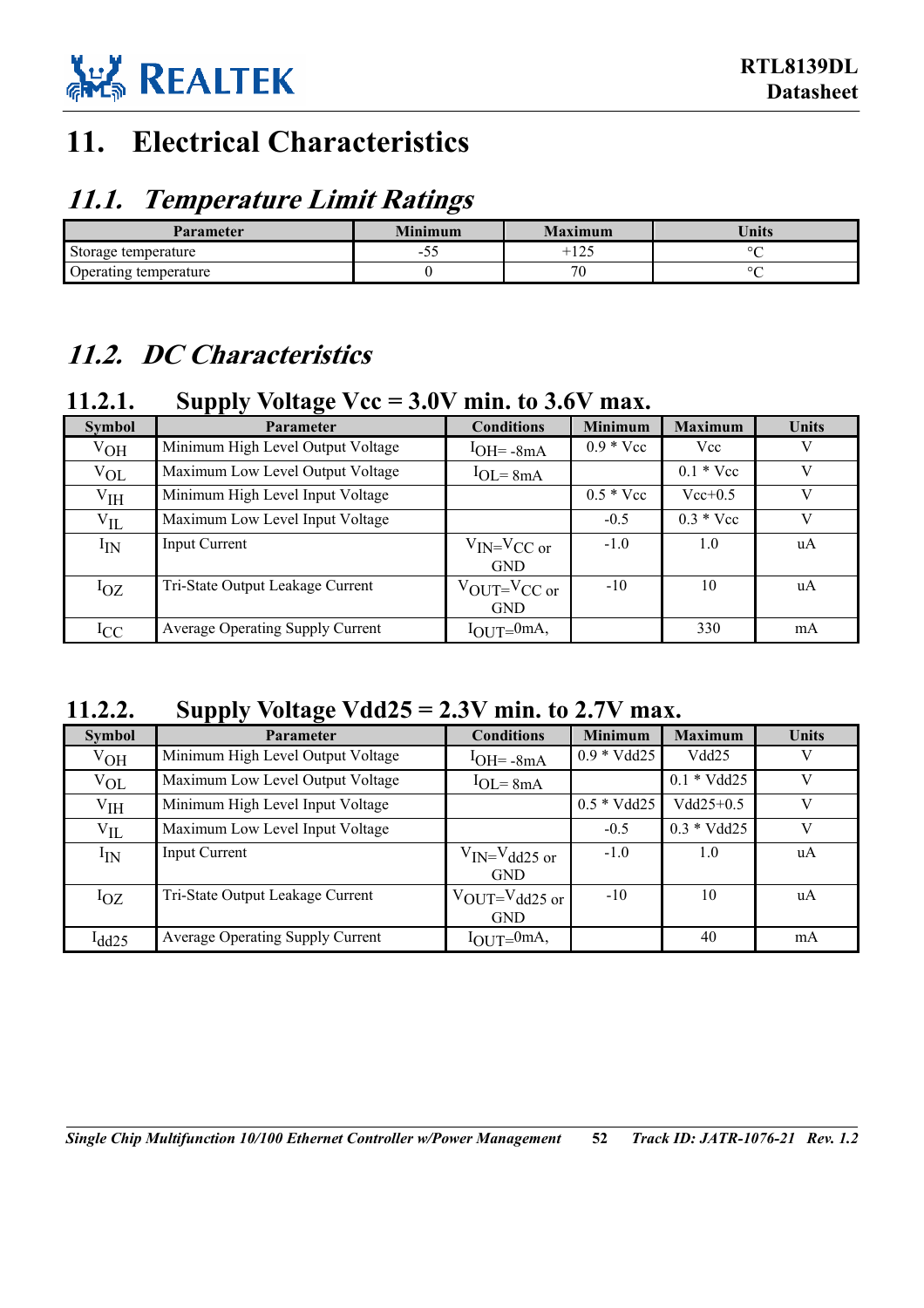# 11. Electrical Characteristics

## *11.1. Temperature Limit Ratings*

| Parameter | Minimum | Maximum | Units |
|---|---|---|---|
| Storage temperature | -55 | +125 | °C |
| Operating temperature | 0 | 70 | °C |

## *11.2. DC Characteristics*

### 11.2.1. Supply Voltage Vcc = 3.0V min. to 3.6V max.

| Symbol | Parameter | Conditions | Minimum | Maximum | Units |
|---|---|---|---|---|---|
| $V_{OH}$ | Minimum High Level Output Voltage | $I_{OH}$= -8mA | 0.9 * Vcc | Vcc | V |
| $V_{OL}$ | Maximum Low Level Output Voltage | $I_{OL}$= 8mA | | 0.1 * Vcc | V |
| $V_{IH}$ | Minimum High Level Input Voltage | | 0.5 * Vcc | Vcc+0.5 | V |
| $V_{IL}$ | Maximum Low Level Input Voltage | | -0.5 | 0.3 * Vcc | V |
| $I_{IN}$ | Input Current | $V_{IN}$=$V_{CC}$ or GND | -1.0 | 1.0 | uA |
| $I_{OZ}$ | Tri-State Output Leakage Current | $V_{OUT}$=$V_{CC}$ or GND | -10 | 10 | uA |
| $I_{CC}$ | Average Operating Supply Current | $I_{OUT}$=0mA, | | 330 | mA |

### 11.2.2. Supply Voltage Vdd25 = 2.3V min. to 2.7V max.

| Symbol | Parameter | Conditions | Minimum | Maximum | Units |
|---|---|---|---|---|---|
| $V_{OH}$ | Minimum High Level Output Voltage | $I_{OH}$= -8mA | 0.9 * Vdd25 | Vdd25 | V |
| $V_{OL}$ | Maximum Low Level Output Voltage | $I_{OL}$= 8mA | | 0.1 * Vdd25 | V |
| $V_{IH}$ | Minimum High Level Input Voltage | | 0.5 * Vdd25 | Vdd25+0.5 | V |
| $V_{IL}$ | Maximum Low Level Input Voltage | | -0.5 | 0.3 * Vdd25 | V |
| $I_{IN}$ | Input Current | $V_{IN}$=$V_{dd25}$ or GND | -1.0 | 1.0 | uA |
| $I_{OZ}$ | Tri-State Output Leakage Current | $V_{OUT}$=$V_{dd25}$ or GND | -10 | 10 | uA |
| $I_{dd25}$ | Average Operating Supply Current | $I_{OUT}$=0mA, | | 40 | mA |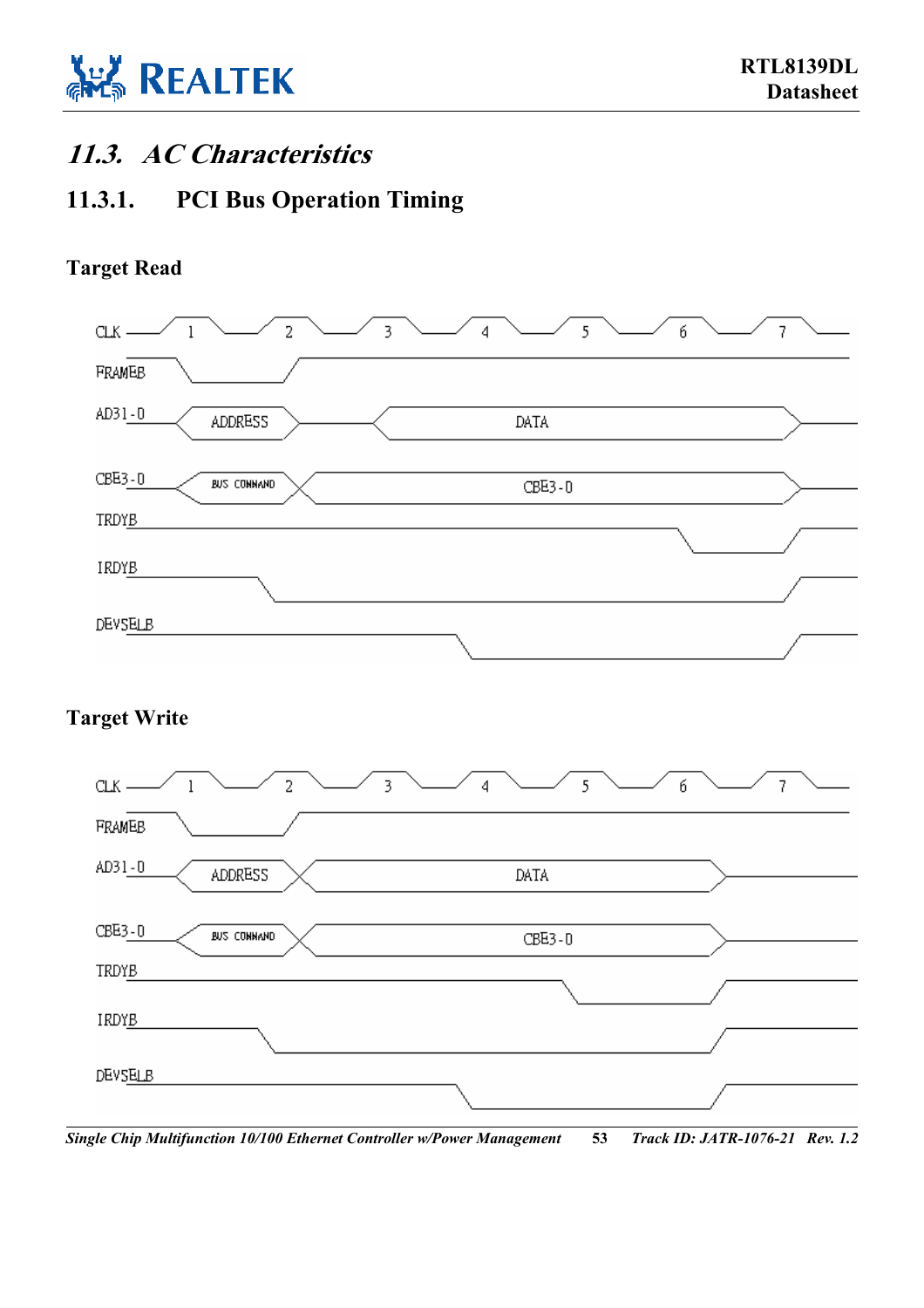## 11.3. AC Characteristics

### 11.3.1. PCI Bus Operation Timing

**Target Read**

**Target Write**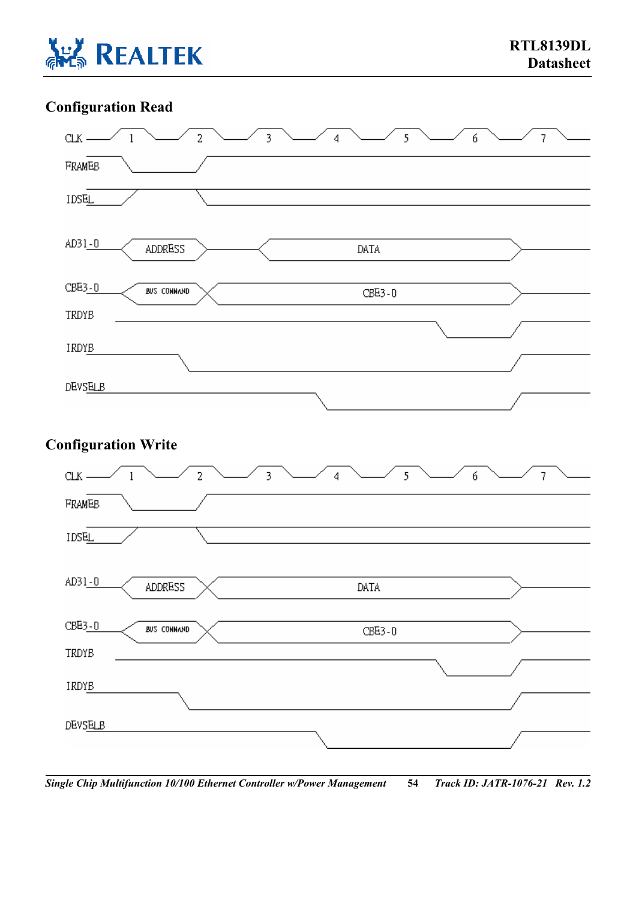### Configuration Read

CLK 1 2 3 4 5 6 7

FRAMEB

IDSEL

AD31-0 ADDRESS DATA

CBE3-0 BUS COMMAND CBE3-0

TRDYB

IRDYB

DEVSELB

### Configuration Write

CLK 1 2 3 4 5 6 7

FRAMEB

IDSEL

AD31-0 ADDRESS DATA

CBE3-0 BUS COMMAND CBE3-0

TRDYB

IRDYB

DEVSELB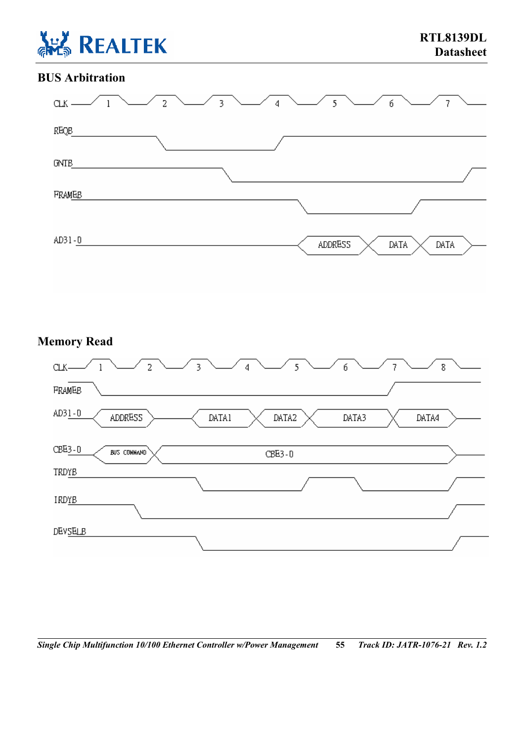## BUS Arbitration

CLK 1 2 3 4 5 6 7

REQB

GNTB

FRAMEB

AD31-0 ADDRESS DATA DATA

## Memory Read

CLK 1 2 3 4 5 6 7 8

FRAMEB

AD31-0 ADDRESS DATA1 DATA2 DATA3 DATA4

CBE3-0 BUS COMMAND CBE3-0

TRDYB

IRDYB

DEVSELB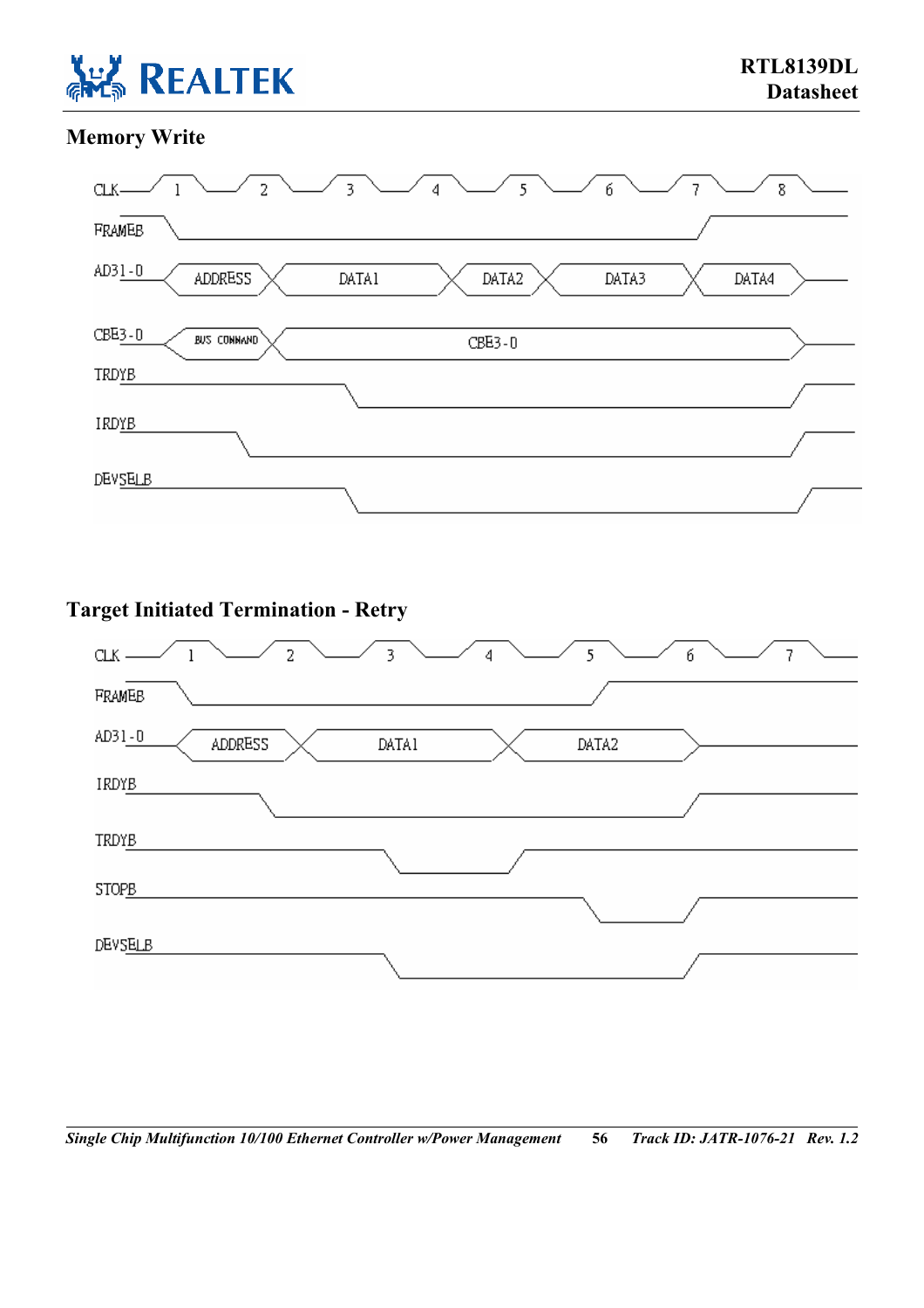## Memory Write

CLK 1 2 3 4 5 6 7 8

FRAMEB

AD31-0 ADDRESS DATA1 DATA2 DATA3 DATA4

CBE3-0 BUS COMMAND CBE3-0

TRDYB

IRDYB

DEVSELB

## Target Initiated Termination - Retry

CLK 1 2 3 4 5 6 7

FRAMEB

AD31-0 ADDRESS DATA1 DATA2

IRDYB

TRDYB

STOPB

DEVSELB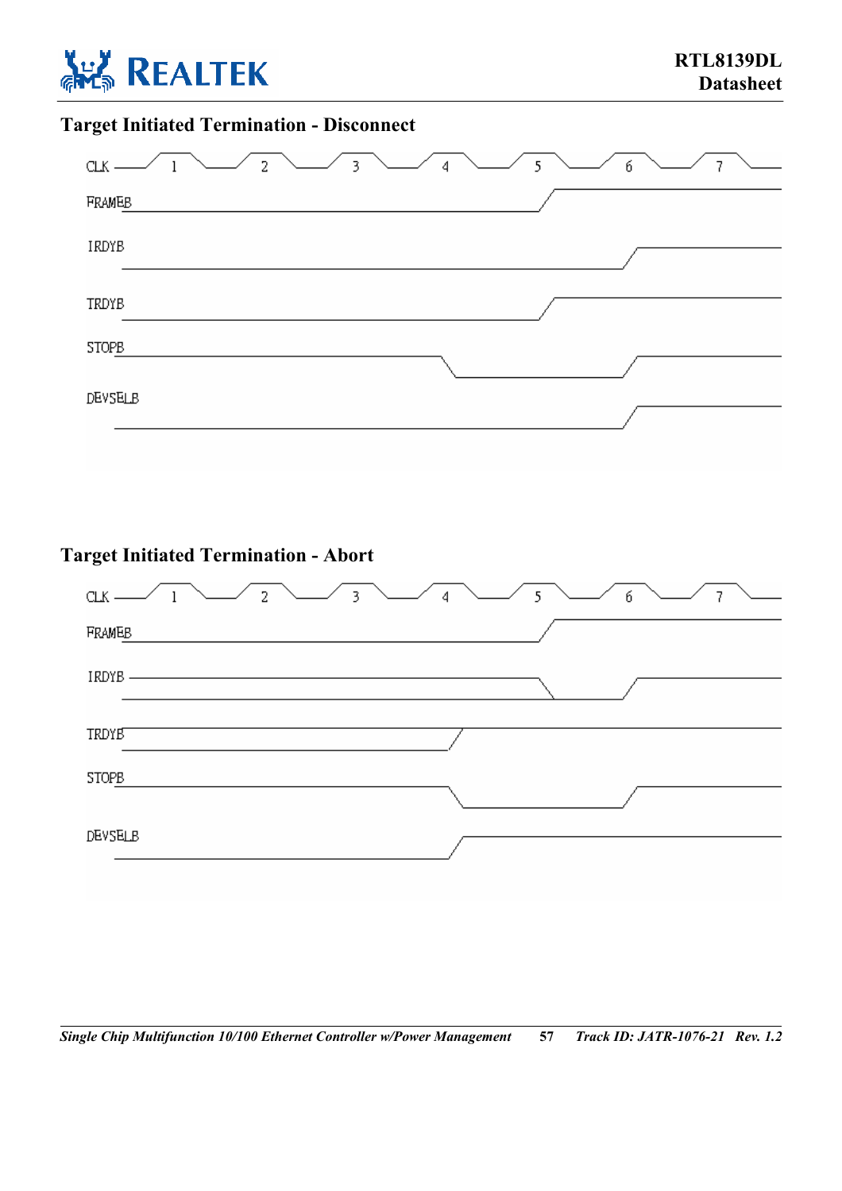## Target Initiated Termination - Disconnect

CLK 1 2 3 4 5 6 7

FRAMEB

IRDYB

TRDYB

STOPB

DEVSELB

## Target Initiated Termination - Abort

CLK 1 2 3 4 5 6 7

FRAMEB

IRDYB

TRDYB

STOPB

DEVSELB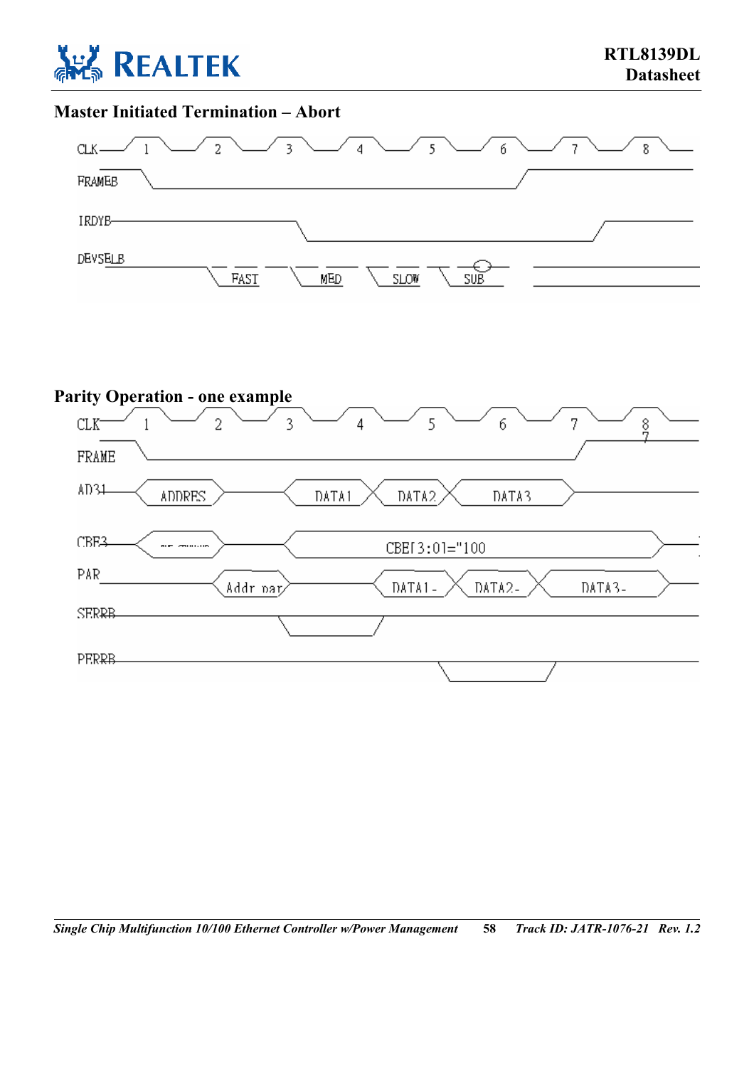## Master Initiated Termination – Abort

CLK 1 2 3 4 5 6 7 8

FRAMEB

IRDYB

DEVSELB FAST MED SLOW SUB

## Parity Operation - one example

CLK 1 2 3 4 5 6 7 8

FRAME

AD31 ADDRES DATA1 DATA2 DATA3

CBE3 CBE[3:0]="100

PAR Addr par DATA1- DATA2- DATA3-

SERRB

PERRB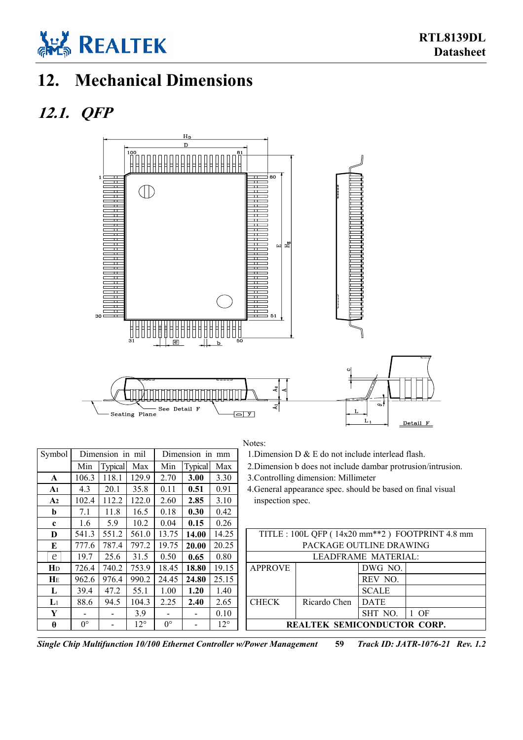# 12. Mechanical Dimensions

## 12.1. QFP

| Symbol | Dimension in mil | | | Dimension in mm | | |
|---|---|---|---|---|---|---|
| | Min | Typical | Max | Min | Typical | Max |
| **A** | 106.3 | 118.1 | 129.9 | 2.70 | **3.00** | 3.30 |
| **$A_1$** | 4.3 | 20.1 | 35.8 | 0.11 | **0.51** | 0.91 |
| **$A_2$** | 102.4 | 112.2 | 122.0 | 2.60 | **2.85** | 3.10 |
| **b** | 7.1 | 11.8 | 16.5 | 0.18 | **0.30** | 0.42 |
| **c** | 1.6 | 5.9 | 10.2 | 0.04 | **0.15** | 0.26 |
| **D** | 541.3 | 551.2 | 561.0 | 13.75 | **14.00** | 14.25 |
| **E** | 777.6 | 787.4 | 797.2 | 19.75 | **20.00** | 20.25 |
| e | 19.7 | 25.6 | 31.5 | 0.50 | **0.65** | 0.80 |
| **$H_D$** | 726.4 | 740.2 | 753.9 | 18.45 | **18.80** | 19.15 |
| **$H_E$** | 962.6 | 976.4 | 990.2 | 24.45 | **24.80** | 25.15 |
| **L** | 39.4 | 47.2 | 55.1 | 1.00 | **1.20** | 1.40 |
| **$L_1$** | 88.6 | 94.5 | 104.3 | 2.25 | **2.40** | 2.65 |
| **Y** | - | - | 3.9 | - | - | 0.10 |
| **θ** | 0° | - | 12° | 0° | - | 12° |

Notes:

1. Dimension D & E do not include interlead flash.
2. Dimension b does not include dambar protrusion/intrusion.
3. Controlling dimension: Millimeter
4. General appearance spec. should be based on final visual inspection spec.

| TITLE : 100L QFP ( 14x20 mm**2 ) FOOTPRINT 4.8 mm | | | |
|---|---|---|---|
| PACKAGE OUTLINE DRAWING | | | |
| LEADFRAME MATERIAL: | | | |
| APPROVE | | DWG NO. | |
| | | REV NO. | |
| | | SCALE | |
| CHECK | Ricardo Chen | DATE | |
| | | SHT NO. | 1 OF |
| **REALTEK SEMICONDUCTOR CORP.** | | | |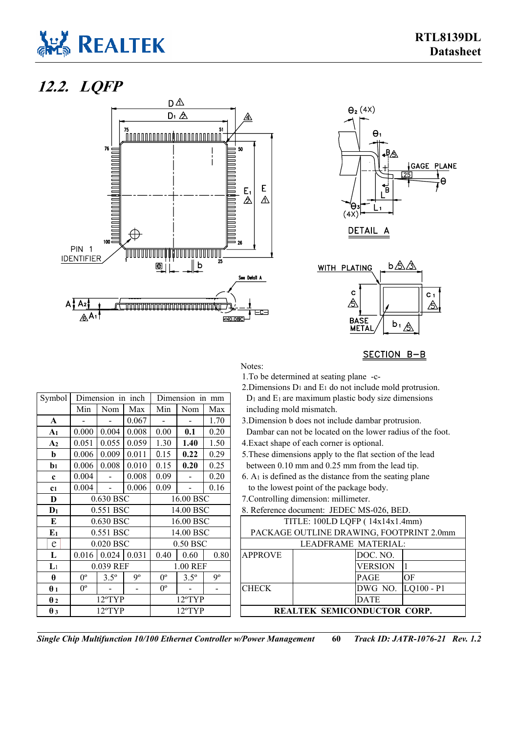## 12.2. LQFP

| Symbol | Dimension in inch | | | Dimension in mm | | |
|---|---|---|---|---|---|---|
| | Min | Nom | Max | Min | Nom | Max |
| **A** | - | - | 0.067 | - | - | 1.70 |
| **$A_1$** | 0.000 | 0.004 | 0.008 | 0.00 | **0.1** | 0.20 |
| **$A_2$** | 0.051 | 0.055 | 0.059 | 1.30 | **1.40** | 1.50 |
| **b** | 0.006 | 0.009 | 0.011 | 0.15 | **0.22** | 0.29 |
| **$b_1$** | 0.006 | 0.008 | 0.010 | 0.15 | **0.20** | 0.25 |
| **c** | 0.004 | - | 0.008 | 0.09 | - | 0.20 |
| **$c_1$** | 0.004 | - | 0.006 | 0.09 | - | 0.16 |
| **D** | 0.630 BSC | | | 16.00 BSC | | |
| **$D_1$** | 0.551 BSC | | | 14.00 BSC | | |
| **E** | 0.630 BSC | | | 16.00 BSC | | |
| **$E_1$** | 0.551 BSC | | | 14.00 BSC | | |
| e | 0.020 BSC | | | 0.50 BSC | | |
| **L** | 0.016 | 0.024 | 0.031 | 0.40 | 0.60 | 0.80 |
| **$L_1$** | 0.039 REF | | | 1.00 REF | | |
| **θ** | 0º | 3.5º | 9º | 0º | 3.5º | 9º |
| **$θ_1$** | 0º | - | - | 0º | - | - |
| **$θ_2$** | 12ºTYP | | | 12ºTYP | | |
| **$θ_3$** | 12ºTYP | | | 12ºTYP | | |

Notes:

1. To be determined at seating plane -c-
2. Dimensions $D_1$ and $E_1$ do not include mold protrusion. $D_1$ and $E_1$ are maximum plastic body size dimensions including mold mismatch.
3. Dimension b does not include dambar protrusion. Dambar can not be located on the lower radius of the foot.
4. Exact shape of each corner is optional.
5. These dimensions apply to the flat section of the lead between 0.10 mm and 0.25 mm from the lead tip.
6. $A_1$ is defined as the distance from the seating plane to the lowest point of the package body.
7. Controlling dimension: millimeter.
8. Reference document: JEDEC MS-026, BED.

| TITLE: 100LD LQFP ( 14x14x1.4mm) | | | |
|---|---|---|---|
| PACKAGE OUTLINE DRAWING, FOOTPRINT 2.0mm | | | |
| LEADFRAME MATERIAL: | | | |
| APPROVE | | DOC. NO. | |
| | | VERSION | 1 |
| | | PAGE | OF |
| CHECK | | DWG NO. | LQ100 - P1 |
| | | DATE | |
| **REALTEK SEMICONDUCTOR CORP.** | | | |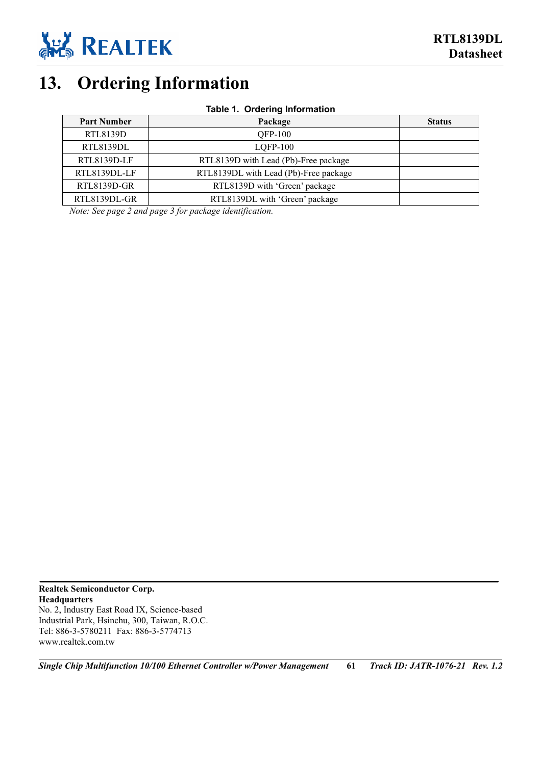# 13. Ordering Information

**Table 1. Ordering Information**

| Part Number | Package | Status |
|---|---|---|
| RTL8139D | QFP-100 | |
| RTL8139DL | LQFP-100 | |
| RTL8139D-LF | RTL8139D with Lead (Pb)-Free package | |
| RTL8139DL-LF | RTL8139DL with Lead (Pb)-Free package | |
| RTL8139D-GR | RTL8139D with 'Green' package | |
| RTL8139DL-GR | RTL8139DL with 'Green' package | |

*Note: See page 2 and page 3 for package identification.*

**Realtek Semiconductor Corp.**
**Headquarters**
No. 2, Industry East Road IX, Science-based
Industrial Park, Hsinchu, 300, Taiwan, R.O.C.
Tel: 886-3-5780211 Fax: 886-3-5774713
www.realtek.com.tw